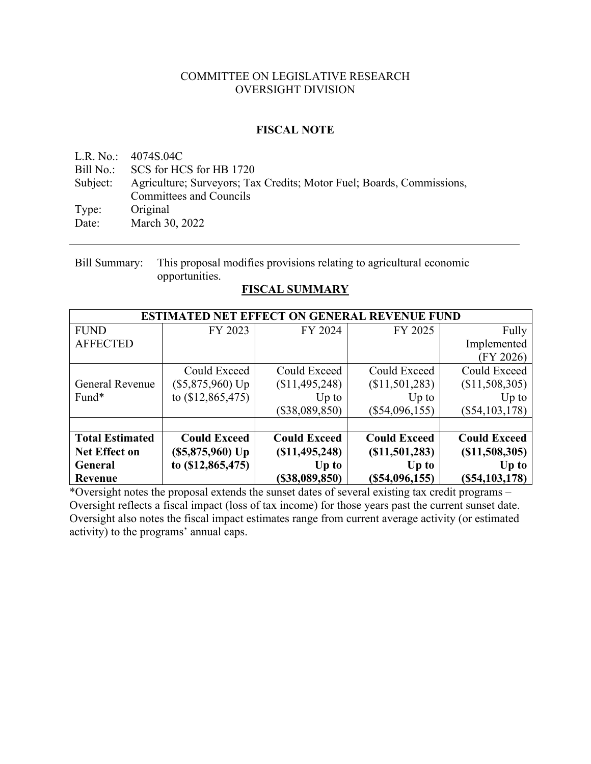COMMITTEE ON LEGISLATIVE RESEARCH
OVERSIGHT DIVISION

## FISCAL NOTE

L.R. No.: 4074S.04C
Bill No.: SCS for HCS for HB 1720
Subject: Agriculture; Surveyors; Tax Credits; Motor Fuel; Boards, Commissions, Committees and Councils
Type: Original
Date: March 30, 2022

---

Bill Summary: This proposal modifies provisions relating to agricultural economic opportunities.

## FISCAL SUMMARY

| ESTIMATED NET EFFECT ON GENERAL REVENUE FUND | | | | |
|---|---|---|---|---|
| FUND AFFECTED | FY 2023 | FY 2024 | FY 2025 | Fully Implemented (FY 2026) |
| General Revenue Fund* | Could Exceed ($5,875,960) Up to ($12,865,475) | Could Exceed ($11,495,248) Up to ($38,089,850) | Could Exceed ($11,501,283) Up to ($54,096,155) | Could Exceed ($11,508,305) Up to ($54,103,178) |
| | | | | |
| **Total Estimated Net Effect on General Revenue** | **Could Exceed ($5,875,960) Up to ($12,865,475)** | **Could Exceed ($11,495,248) Up to ($38,089,850)** | **Could Exceed ($11,501,283) Up to ($54,096,155)** | **Could Exceed ($11,508,305) Up to ($54,103,178)** |

*Oversight notes the proposal extends the sunset dates of several existing tax credit programs – Oversight reflects a fiscal impact (loss of tax income) for those years past the current sunset date. Oversight also notes the fiscal impact estimates range from current average activity (or estimated activity) to the programs' annual caps.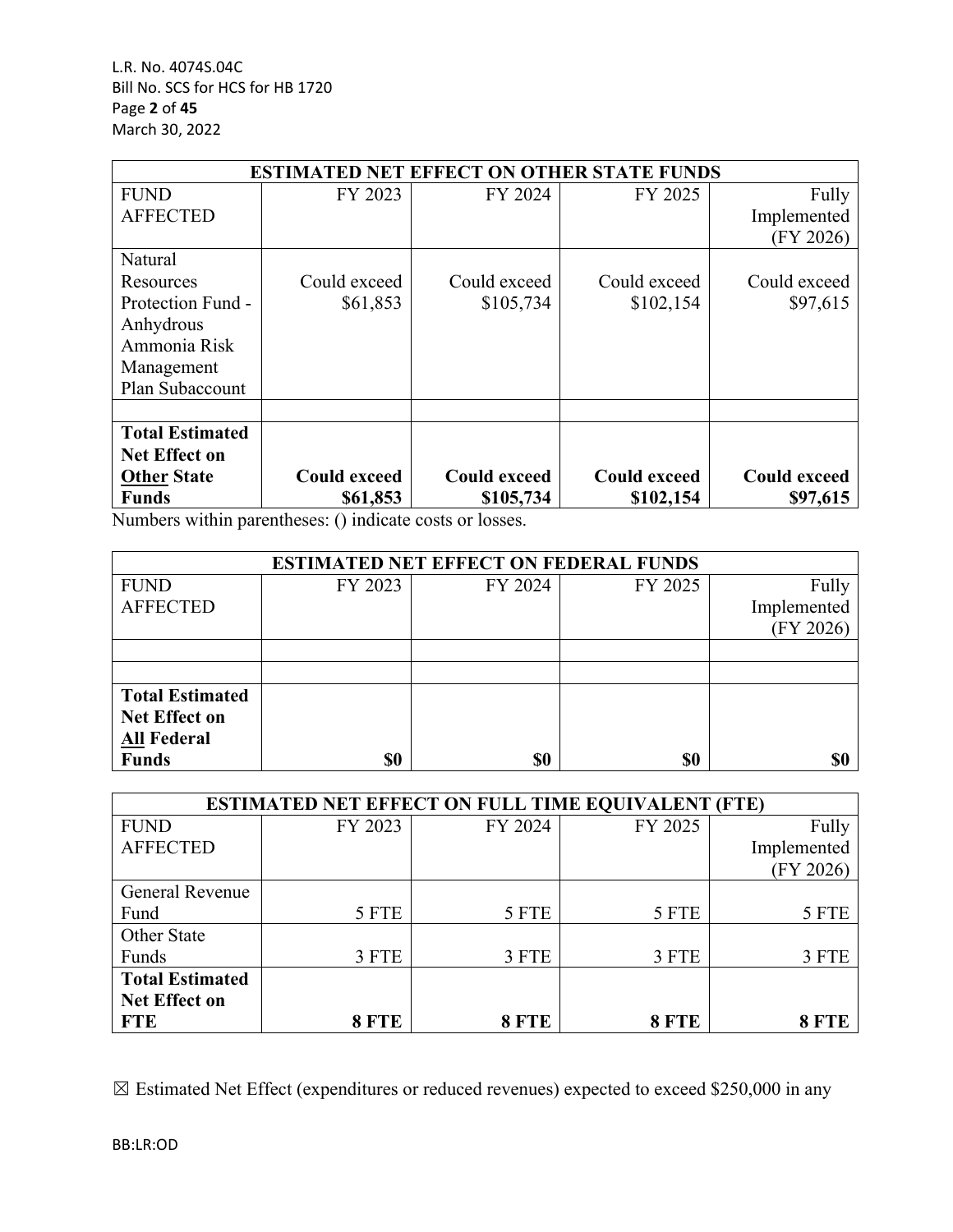| ESTIMATED NET EFFECT ON OTHER STATE FUNDS | | | | |
|---|---|---|---|---|
| FUND AFFECTED | FY 2023 | FY 2024 | FY 2025 | Fully Implemented (FY 2026) |
| Natural Resources Protection Fund - Anhydrous Ammonia Risk Management Plan Subaccount | Could exceed $61,853 | Could exceed $105,734 | Could exceed $102,154 | Could exceed $97,615 |
| | | | | |
| **Total Estimated Net Effect on <u>Other</u> State Funds** | **Could exceed $61,853** | **Could exceed $105,734** | **Could exceed $102,154** | **Could exceed $97,615** |

Numbers within parentheses: () indicate costs or losses.

| ESTIMATED NET EFFECT ON FEDERAL FUNDS | | | | |
|---|---|---|---|---|
| FUND AFFECTED | FY 2023 | FY 2024 | FY 2025 | Fully Implemented (FY 2026) |
| | | | | |
| | | | | |
| **Total Estimated Net Effect on <u>All</u> Federal Funds** | **$0** | **$0** | **$0** | **$0** |

| ESTIMATED NET EFFECT ON FULL TIME EQUIVALENT (FTE) | | | | |
|---|---|---|---|---|
| FUND AFFECTED | FY 2023 | FY 2024 | FY 2025 | Fully Implemented (FY 2026) |
| General Revenue Fund | 5 FTE | 5 FTE | 5 FTE | 5 FTE |
| Other State Funds | 3 FTE | 3 FTE | 3 FTE | 3 FTE |
| **Total Estimated Net Effect on FTE** | **8 FTE** | **8 FTE** | **8 FTE** | **8 FTE** |

☒ Estimated Net Effect (expenditures or reduced revenues) expected to exceed $250,000 in any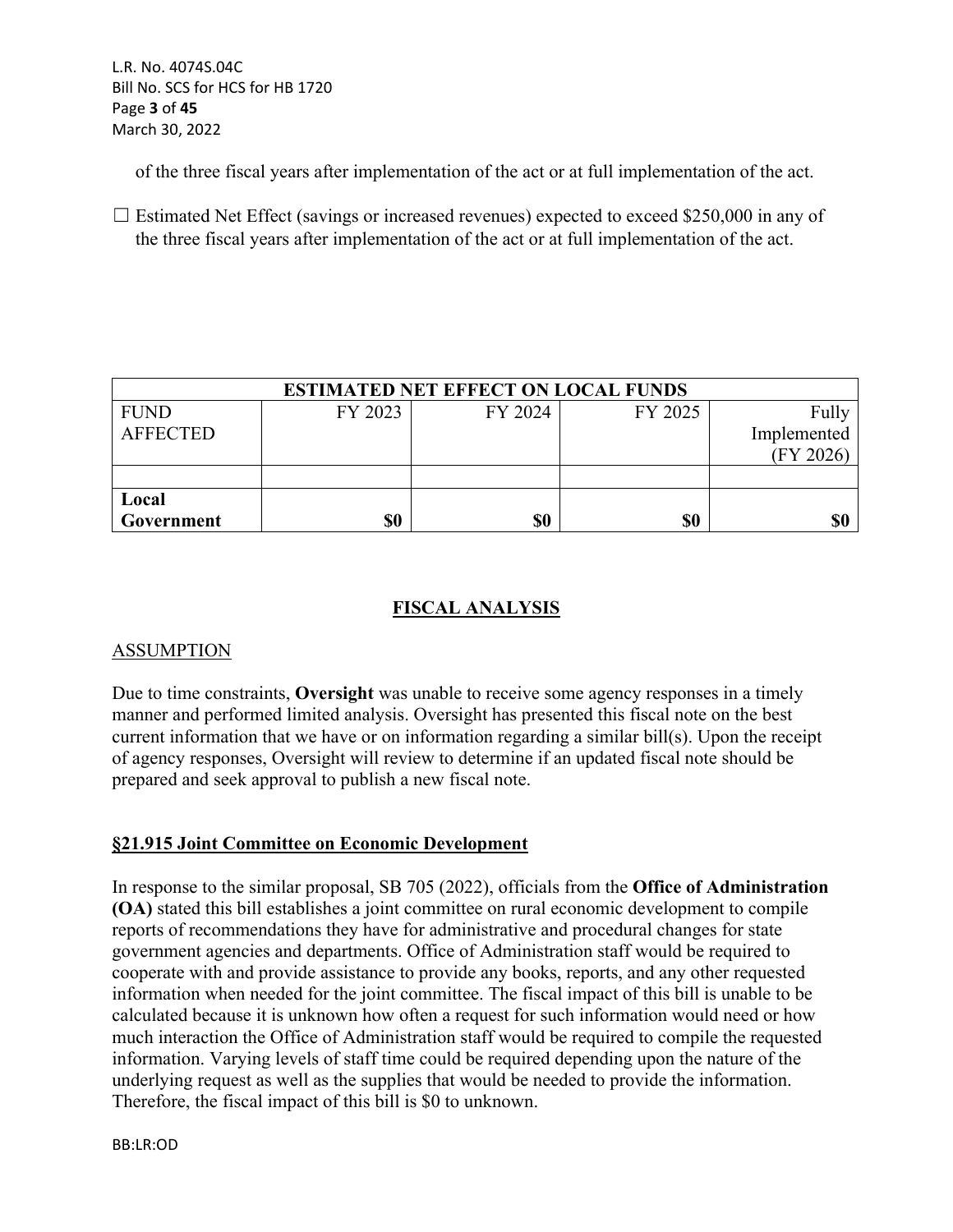of the three fiscal years after implementation of the act or at full implementation of the act.

☐ Estimated Net Effect (savings or increased revenues) expected to exceed $250,000 in any of the three fiscal years after implementation of the act or at full implementation of the act.

| ESTIMATED NET EFFECT ON LOCAL FUNDS | | | | |
|---|---|---|---|---|
| FUND AFFECTED | FY 2023 | FY 2024 | FY 2025 | Fully Implemented (FY 2026) |
| | | | | |
| **Local Government** | **$0** | **$0** | **$0** | **$0** |

## FISCAL ANALYSIS

ASSUMPTION

Due to time constraints, **Oversight** was unable to receive some agency responses in a timely manner and performed limited analysis. Oversight has presented this fiscal note on the best current information that we have or on information regarding a similar bill(s). Upon the receipt of agency responses, Oversight will review to determine if an updated fiscal note should be prepared and seek approval to publish a new fiscal note.

**§21.915 Joint Committee on Economic Development**

In response to the similar proposal, SB 705 (2022), officials from the **Office of Administration (OA)** stated this bill establishes a joint committee on rural economic development to compile reports of recommendations they have for administrative and procedural changes for state government agencies and departments. Office of Administration staff would be required to cooperate with and provide assistance to provide any books, reports, and any other requested information when needed for the joint committee. The fiscal impact of this bill is unable to be calculated because it is unknown how often a request for such information would need or how much interaction the Office of Administration staff would be required to compile the requested information. Varying levels of staff time could be required depending upon the nature of the underlying request as well as the supplies that would be needed to provide the information. Therefore, the fiscal impact of this bill is $0 to unknown.

BB:LR:OD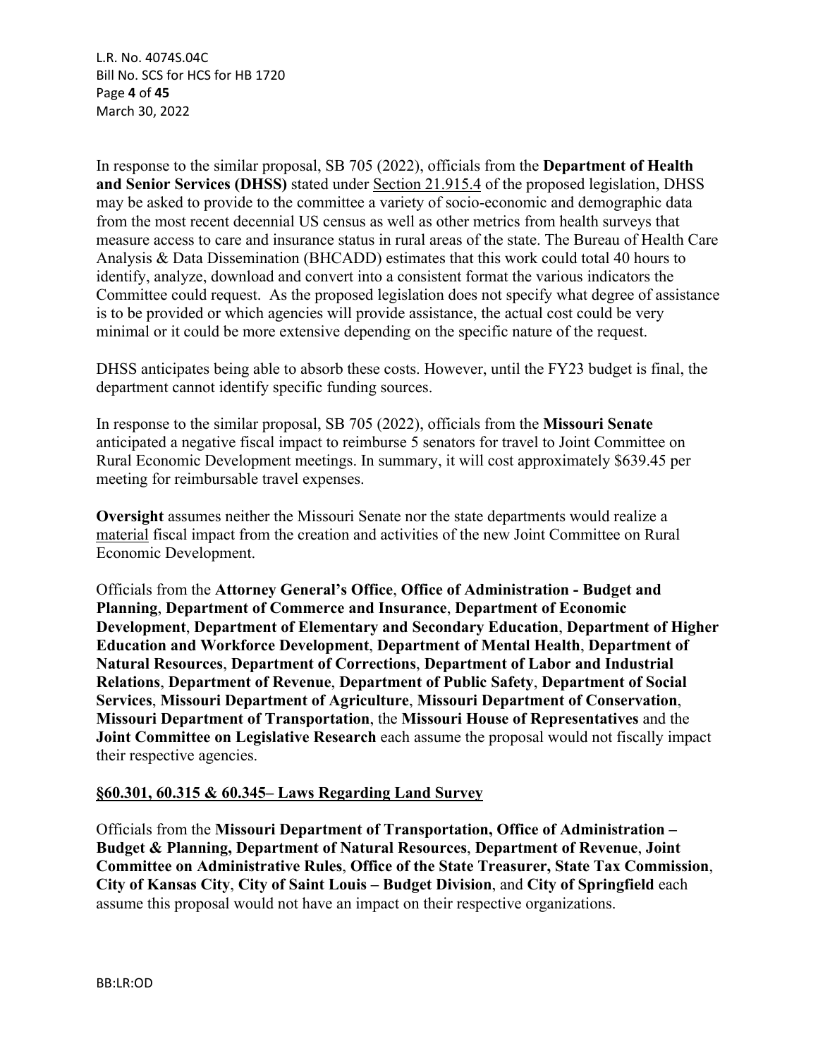In response to the similar proposal, SB 705 (2022), officials from the **Department of Health and Senior Services (DHSS)** stated under Section 21.915.4 of the proposed legislation, DHSS may be asked to provide to the committee a variety of socio-economic and demographic data from the most recent decennial US census as well as other metrics from health surveys that measure access to care and insurance status in rural areas of the state. The Bureau of Health Care Analysis & Data Dissemination (BHCADD) estimates that this work could total 40 hours to identify, analyze, download and convert into a consistent format the various indicators the Committee could request. As the proposed legislation does not specify what degree of assistance is to be provided or which agencies will provide assistance, the actual cost could be very minimal or it could be more extensive depending on the specific nature of the request.

DHSS anticipates being able to absorb these costs. However, until the FY23 budget is final, the department cannot identify specific funding sources.

In response to the similar proposal, SB 705 (2022), officials from the **Missouri Senate** anticipated a negative fiscal impact to reimburse 5 senators for travel to Joint Committee on Rural Economic Development meetings. In summary, it will cost approximately $639.45 per meeting for reimbursable travel expenses.

**Oversight** assumes neither the Missouri Senate nor the state departments would realize a material fiscal impact from the creation and activities of the new Joint Committee on Rural Economic Development.

Officials from the **Attorney General's Office**, **Office of Administration - Budget and Planning**, **Department of Commerce and Insurance**, **Department of Economic Development**, **Department of Elementary and Secondary Education**, **Department of Higher Education and Workforce Development**, **Department of Mental Health**, **Department of Natural Resources**, **Department of Corrections**, **Department of Labor and Industrial Relations**, **Department of Revenue**, **Department of Public Safety**, **Department of Social Services**, **Missouri Department of Agriculture**, **Missouri Department of Conservation**, **Missouri Department of Transportation**, the **Missouri House of Representatives** and the **Joint Committee on Legislative Research** each assume the proposal would not fiscally impact their respective agencies.

## §60.301, 60.315 & 60.345– Laws Regarding Land Survey

Officials from the **Missouri Department of Transportation, Office of Administration – Budget & Planning, Department of Natural Resources**, **Department of Revenue**, **Joint Committee on Administrative Rules**, **Office of the State Treasurer, State Tax Commission**, **City of Kansas City**, **City of Saint Louis – Budget Division**, and **City of Springfield** each assume this proposal would not have an impact on their respective organizations.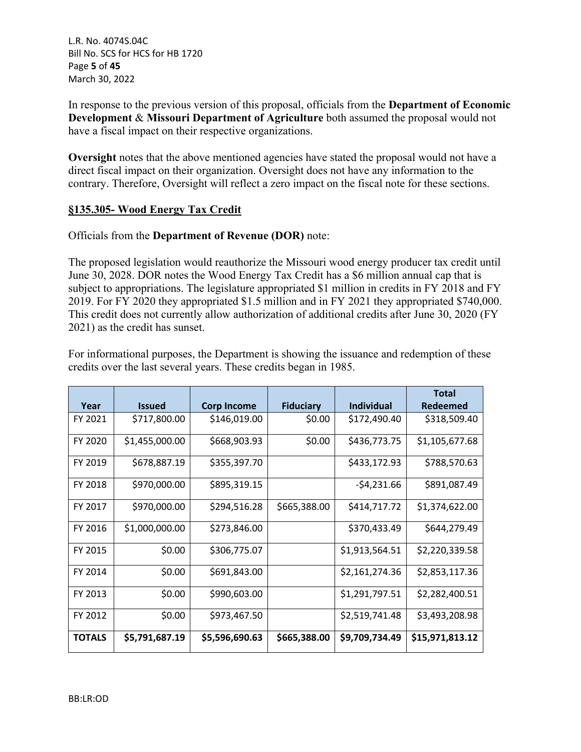In response to the previous version of this proposal, officials from the **Department of Economic Development** & **Missouri Department of Agriculture** both assumed the proposal would not have a fiscal impact on their respective organizations.

**Oversight** notes that the above mentioned agencies have stated the proposal would not have a direct fiscal impact on their organization. Oversight does not have any information to the contrary. Therefore, Oversight will reflect a zero impact on the fiscal note for these sections.

**§135.305- Wood Energy Tax Credit**

Officials from the **Department of Revenue (DOR)** note:

The proposed legislation would reauthorize the Missouri wood energy producer tax credit until June 30, 2028. DOR notes the Wood Energy Tax Credit has a $6 million annual cap that is subject to appropriations. The legislature appropriated $1 million in credits in FY 2018 and FY 2019. For FY 2020 they appropriated $1.5 million and in FY 2021 they appropriated $740,000. This credit does not currently allow authorization of additional credits after June 30, 2020 (FY 2021) as the credit has sunset.

For informational purposes, the Department is showing the issuance and redemption of these credits over the last several years. These credits began in 1985.

| Year | Issued | Corp Income | Fiduciary | Individual | Total Redeemed |
|---|---|---|---|---|---|
| FY 2021 | $717,800.00 | $146,019.00 | $0.00 | $172,490.40 | $318,509.40 |
| FY 2020 | $1,455,000.00 | $668,903.93 | $0.00 | $436,773.75 | $1,105,677.68 |
| FY 2019 | $678,887.19 | $355,397.70 | | $433,172.93 | $788,570.63 |
| FY 2018 | $970,000.00 | $895,319.15 | | -$4,231.66 | $891,087.49 |
| FY 2017 | $970,000.00 | $294,516.28 | $665,388.00 | $414,717.72 | $1,374,622.00 |
| FY 2016 | $1,000,000.00 | $273,846.00 | | $370,433.49 | $644,279.49 |
| FY 2015 | $0.00 | $306,775.07 | | $1,913,564.51 | $2,220,339.58 |
| FY 2014 | $0.00 | $691,843.00 | | $2,161,274.36 | $2,853,117.36 |
| FY 2013 | $0.00 | $990,603.00 | | $1,291,797.51 | $2,282,400.51 |
| FY 2012 | $0.00 | $973,467.50 | | $2,519,741.48 | $3,493,208.98 |
| **TOTALS** | **$5,791,687.19** | **$5,596,690.63** | **$665,388.00** | **$9,709,734.49** | **$15,971,813.12** |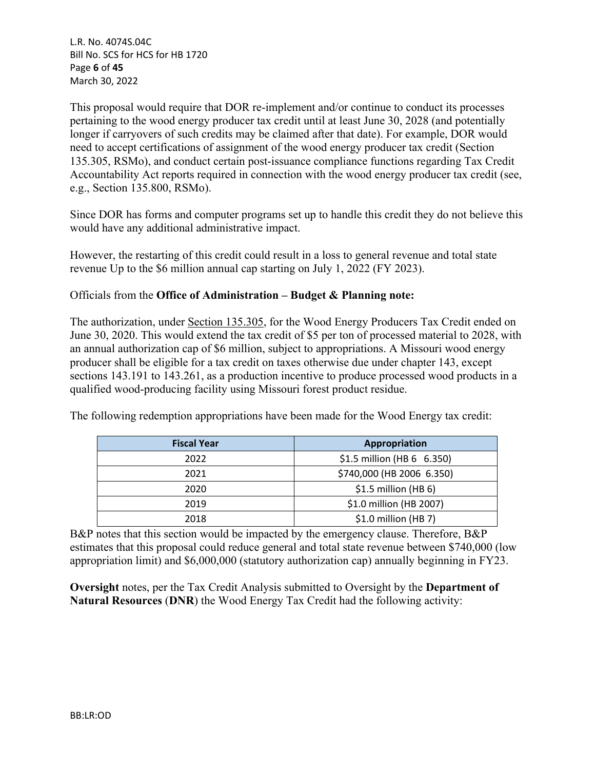This proposal would require that DOR re-implement and/or continue to conduct its processes pertaining to the wood energy producer tax credit until at least June 30, 2028 (and potentially longer if carryovers of such credits may be claimed after that date). For example, DOR would need to accept certifications of assignment of the wood energy producer tax credit (Section 135.305, RSMo), and conduct certain post-issuance compliance functions regarding Tax Credit Accountability Act reports required in connection with the wood energy producer tax credit (see, e.g., Section 135.800, RSMo).

Since DOR has forms and computer programs set up to handle this credit they do not believe this would have any additional administrative impact.

However, the restarting of this credit could result in a loss to general revenue and total state revenue Up to the $6 million annual cap starting on July 1, 2022 (FY 2023).

Officials from the **Office of Administration – Budget & Planning note:**

The authorization, under Section 135.305, for the Wood Energy Producers Tax Credit ended on June 30, 2020. This would extend the tax credit of $5 per ton of processed material to 2028, with an annual authorization cap of $6 million, subject to appropriations. A Missouri wood energy producer shall be eligible for a tax credit on taxes otherwise due under chapter 143, except sections 143.191 to 143.261, as a production incentive to produce processed wood products in a qualified wood-producing facility using Missouri forest product residue.

The following redemption appropriations have been made for the Wood Energy tax credit:

| Fiscal Year | Appropriation |
|---|---|
| 2022 | $1.5 million (HB 6 6.350) |
| 2021 | $740,000 (HB 2006 6.350) |
| 2020 | $1.5 million (HB 6) |
| 2019 | $1.0 million (HB 2007) |
| 2018 | $1.0 million (HB 7) |

B&P notes that this section would be impacted by the emergency clause. Therefore, B&P estimates that this proposal could reduce general and total state revenue between $740,000 (low appropriation limit) and $6,000,000 (statutory authorization cap) annually beginning in FY23.

**Oversight** notes, per the Tax Credit Analysis submitted to Oversight by the **Department of Natural Resources** (**DNR**) the Wood Energy Tax Credit had the following activity: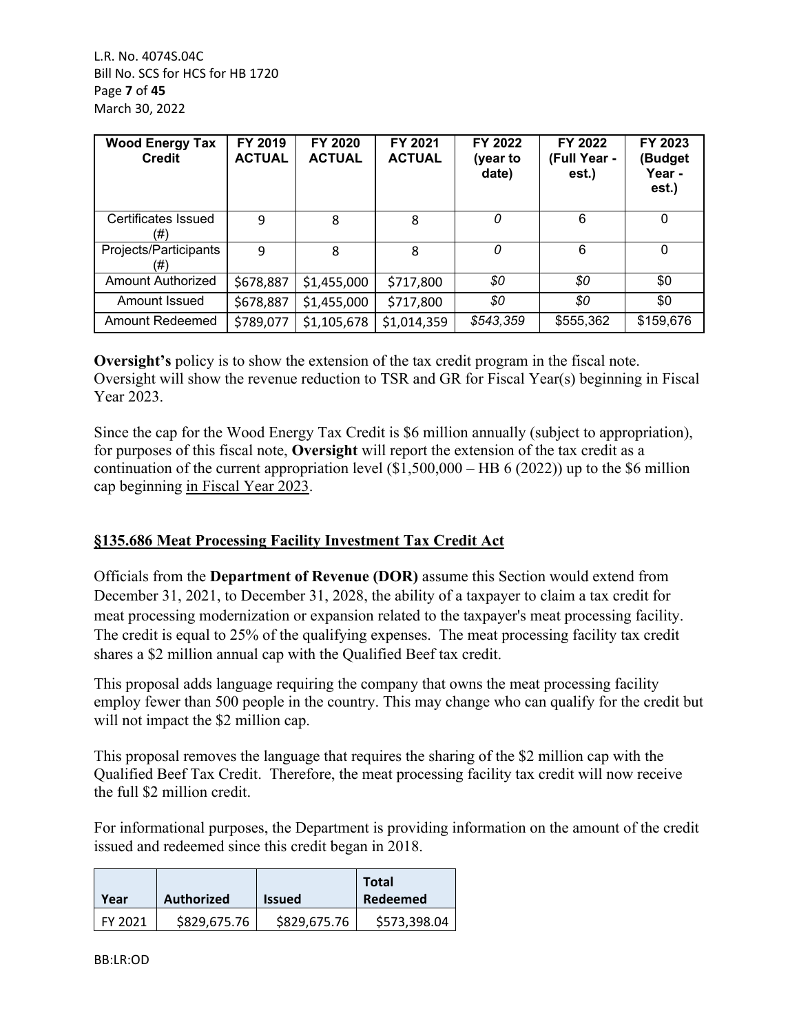| Wood Energy Tax Credit | FY 2019 ACTUAL | FY 2020 ACTUAL | FY 2021 ACTUAL | FY 2022 (year to date) | FY 2022 (Full Year - est.) | FY 2023 (Budget Year - est.) |
|---|---|---|---|---|---|---|
| Certificates Issued (#) | 9 | 8 | 8 | *0* | 6 | 0 |
| Projects/Participants (#) | 9 | 8 | 8 | *0* | 6 | 0 |
| Amount Authorized | $678,887 | $1,455,000 | $717,800 | *$0* | *$0* | $0 |
| Amount Issued | $678,887 | $1,455,000 | $717,800 | *$0* | *$0* | $0 |
| Amount Redeemed | $789,077 | $1,105,678 | $1,014,359 | *$543,359* | $555,362 | $159,676 |

**Oversight's** policy is to show the extension of the tax credit program in the fiscal note. Oversight will show the revenue reduction to TSR and GR for Fiscal Year(s) beginning in Fiscal Year 2023.

Since the cap for the Wood Energy Tax Credit is $6 million annually (subject to appropriation), for purposes of this fiscal note, **Oversight** will report the extension of the tax credit as a continuation of the current appropriation level ($1,500,000 – HB 6 (2022)) up to the $6 million cap beginning in Fiscal Year 2023.

## §135.686 Meat Processing Facility Investment Tax Credit Act

Officials from the **Department of Revenue (DOR)** assume this Section would extend from December 31, 2021, to December 31, 2028, the ability of a taxpayer to claim a tax credit for meat processing modernization or expansion related to the taxpayer's meat processing facility. The credit is equal to 25% of the qualifying expenses. The meat processing facility tax credit shares a $2 million annual cap with the Qualified Beef tax credit.

This proposal adds language requiring the company that owns the meat processing facility employ fewer than 500 people in the country. This may change who can qualify for the credit but will not impact the $2 million cap.

This proposal removes the language that requires the sharing of the $2 million cap with the Qualified Beef Tax Credit. Therefore, the meat processing facility tax credit will now receive the full $2 million credit.

For informational purposes, the Department is providing information on the amount of the credit issued and redeemed since this credit began in 2018.

| Year | Authorized | Issued | Total Redeemed |
|---|---|---|---|
| FY 2021 | $829,675.76 | $829,675.76 | $573,398.04 |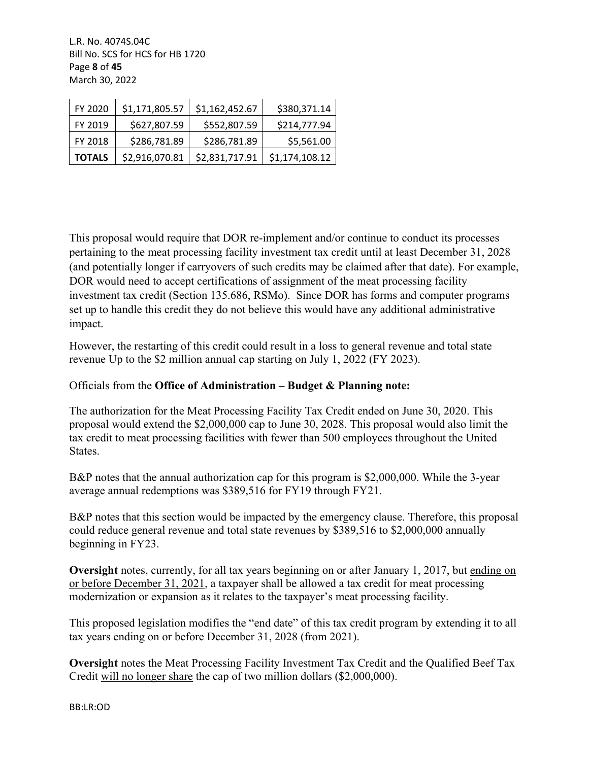| FY 2020 | $1,171,805.57 | $1,162,452.67 | $380,371.14 |
|---|---|---|---|
| FY 2019 | $627,807.59 | $552,807.59 | $214,777.94 |
| FY 2018 | $286,781.89 | $286,781.89 | $5,561.00 |
| **TOTALS** | $2,916,070.81 | $2,831,717.91 | $1,174,108.12 |

This proposal would require that DOR re-implement and/or continue to conduct its processes pertaining to the meat processing facility investment tax credit until at least December 31, 2028 (and potentially longer if carryovers of such credits may be claimed after that date). For example, DOR would need to accept certifications of assignment of the meat processing facility investment tax credit (Section 135.686, RSMo). Since DOR has forms and computer programs set up to handle this credit they do not believe this would have any additional administrative impact.

However, the restarting of this credit could result in a loss to general revenue and total state revenue Up to the $2 million annual cap starting on July 1, 2022 (FY 2023).

Officials from the **Office of Administration – Budget & Planning note:**

The authorization for the Meat Processing Facility Tax Credit ended on June 30, 2020. This proposal would extend the $2,000,000 cap to June 30, 2028. This proposal would also limit the tax credit to meat processing facilities with fewer than 500 employees throughout the United States.

B&P notes that the annual authorization cap for this program is $2,000,000. While the 3-year average annual redemptions was $389,516 for FY19 through FY21.

B&P notes that this section would be impacted by the emergency clause. Therefore, this proposal could reduce general revenue and total state revenues by $389,516 to $2,000,000 annually beginning in FY23.

**Oversight** notes, currently, for all tax years beginning on or after January 1, 2017, but ending on or before December 31, 2021, a taxpayer shall be allowed a tax credit for meat processing modernization or expansion as it relates to the taxpayer's meat processing facility.

This proposed legislation modifies the "end date" of this tax credit program by extending it to all tax years ending on or before December 31, 2028 (from 2021).

**Oversight** notes the Meat Processing Facility Investment Tax Credit and the Qualified Beef Tax Credit will no longer share the cap of two million dollars ($2,000,000).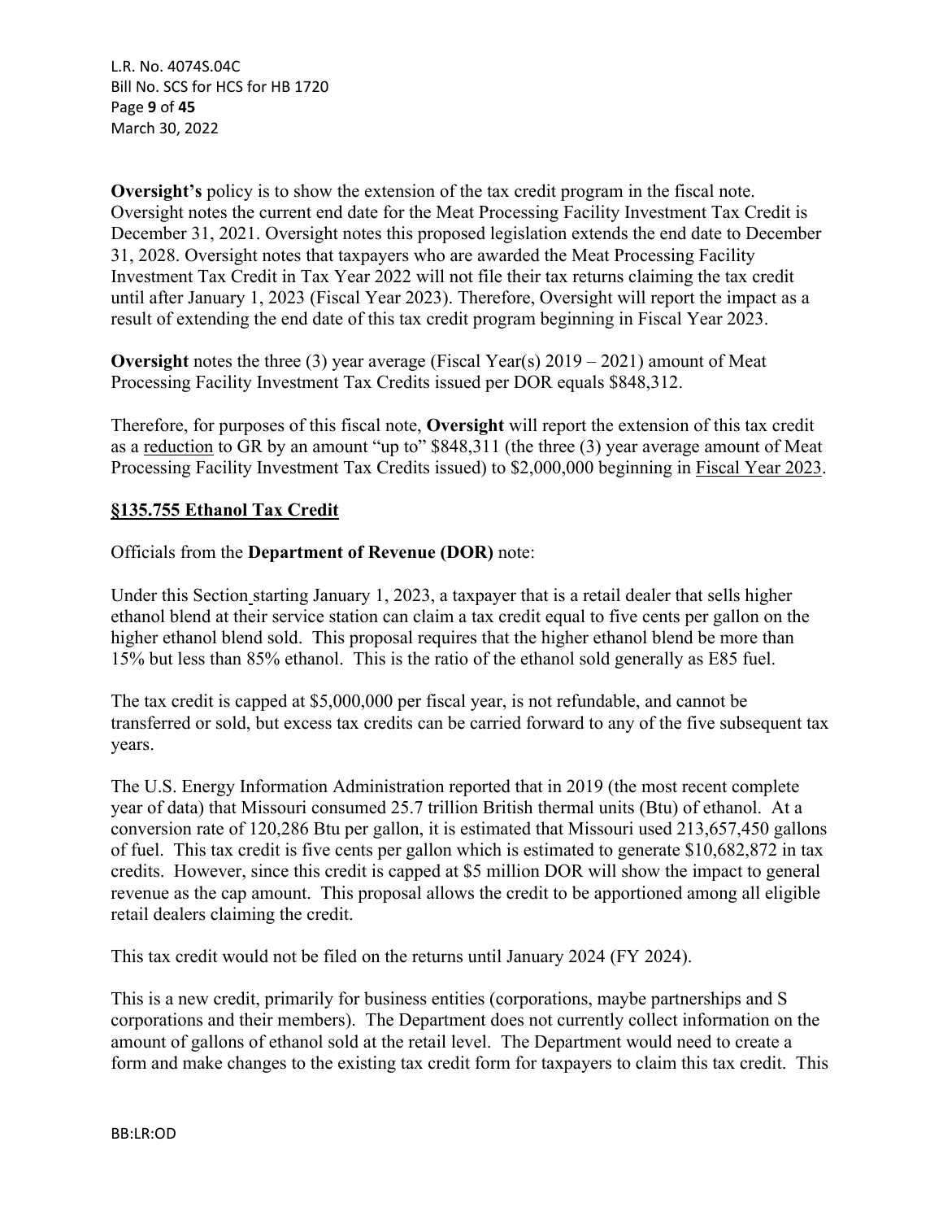**Oversight's** policy is to show the extension of the tax credit program in the fiscal note. Oversight notes the current end date for the Meat Processing Facility Investment Tax Credit is December 31, 2021. Oversight notes this proposed legislation extends the end date to December 31, 2028. Oversight notes that taxpayers who are awarded the Meat Processing Facility Investment Tax Credit in Tax Year 2022 will not file their tax returns claiming the tax credit until after January 1, 2023 (Fiscal Year 2023). Therefore, Oversight will report the impact as a result of extending the end date of this tax credit program beginning in Fiscal Year 2023.

**Oversight** notes the three (3) year average (Fiscal Year(s) 2019 – 2021) amount of Meat Processing Facility Investment Tax Credits issued per DOR equals $848,312.

Therefore, for purposes of this fiscal note, **Oversight** will report the extension of this tax credit as a reduction to GR by an amount "up to" $848,311 (the three (3) year average amount of Meat Processing Facility Investment Tax Credits issued) to $2,000,000 beginning in Fiscal Year 2023.

**§135.755 Ethanol Tax Credit**

Officials from the **Department of Revenue (DOR)** note:

Under this Section starting January 1, 2023, a taxpayer that is a retail dealer that sells higher ethanol blend at their service station can claim a tax credit equal to five cents per gallon on the higher ethanol blend sold. This proposal requires that the higher ethanol blend be more than 15% but less than 85% ethanol. This is the ratio of the ethanol sold generally as E85 fuel.

The tax credit is capped at $5,000,000 per fiscal year, is not refundable, and cannot be transferred or sold, but excess tax credits can be carried forward to any of the five subsequent tax years.

The U.S. Energy Information Administration reported that in 2019 (the most recent complete year of data) that Missouri consumed 25.7 trillion British thermal units (Btu) of ethanol. At a conversion rate of 120,286 Btu per gallon, it is estimated that Missouri used 213,657,450 gallons of fuel. This tax credit is five cents per gallon which is estimated to generate $10,682,872 in tax credits. However, since this credit is capped at $5 million DOR will show the impact to general revenue as the cap amount. This proposal allows the credit to be apportioned among all eligible retail dealers claiming the credit.

This tax credit would not be filed on the returns until January 2024 (FY 2024).

This is a new credit, primarily for business entities (corporations, maybe partnerships and S corporations and their members). The Department does not currently collect information on the amount of gallons of ethanol sold at the retail level. The Department would need to create a form and make changes to the existing tax credit form for taxpayers to claim this tax credit. This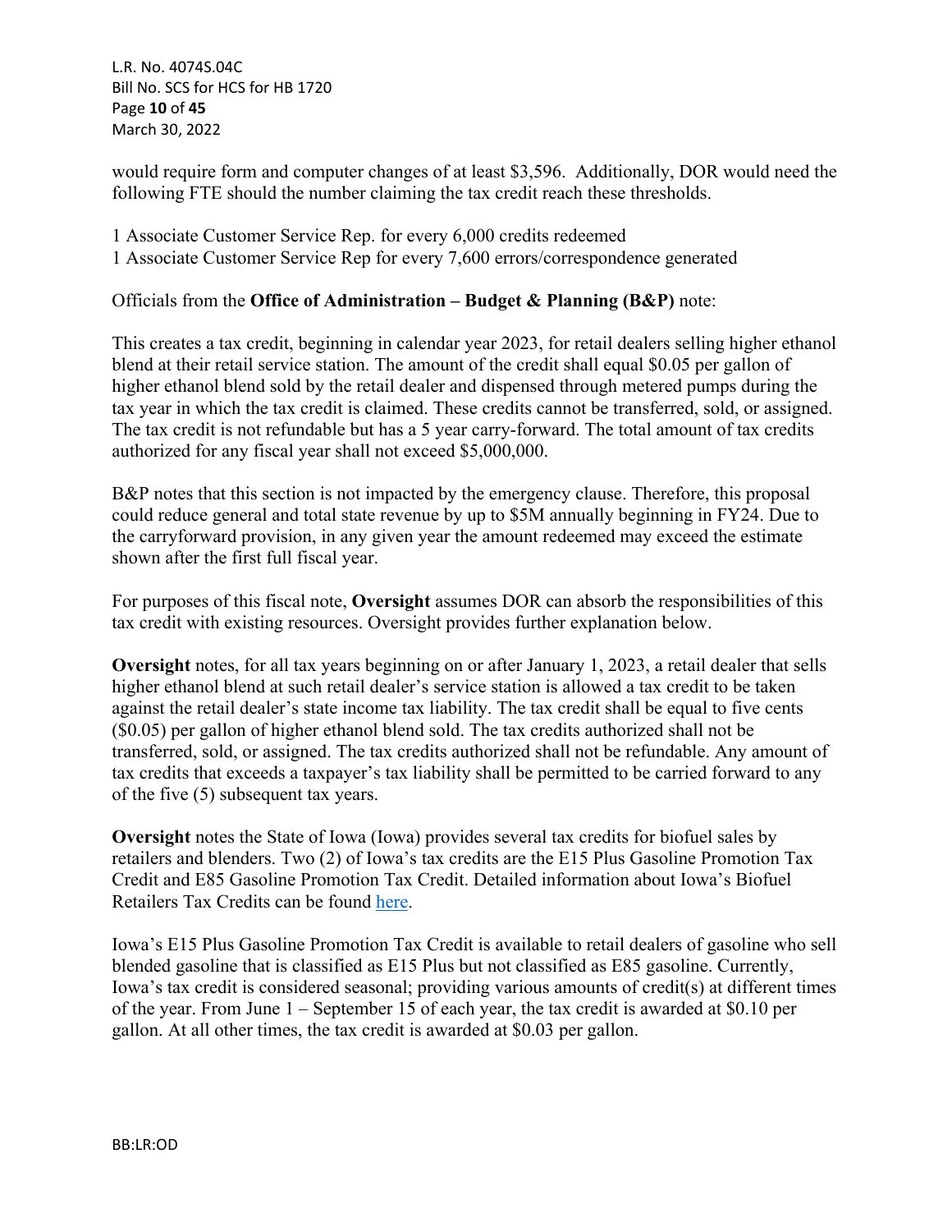would require form and computer changes of at least $3,596. Additionally, DOR would need the following FTE should the number claiming the tax credit reach these thresholds.

1 Associate Customer Service Rep. for every 6,000 credits redeemed
1 Associate Customer Service Rep for every 7,600 errors/correspondence generated

Officials from the **Office of Administration – Budget & Planning (B&P)** note:

This creates a tax credit, beginning in calendar year 2023, for retail dealers selling higher ethanol blend at their retail service station. The amount of the credit shall equal $0.05 per gallon of higher ethanol blend sold by the retail dealer and dispensed through metered pumps during the tax year in which the tax credit is claimed. These credits cannot be transferred, sold, or assigned. The tax credit is not refundable but has a 5 year carry-forward. The total amount of tax credits authorized for any fiscal year shall not exceed $5,000,000.

B&P notes that this section is not impacted by the emergency clause. Therefore, this proposal could reduce general and total state revenue by up to $5M annually beginning in FY24. Due to the carryforward provision, in any given year the amount redeemed may exceed the estimate shown after the first full fiscal year.

For purposes of this fiscal note, **Oversight** assumes DOR can absorb the responsibilities of this tax credit with existing resources. Oversight provides further explanation below.

**Oversight** notes, for all tax years beginning on or after January 1, 2023, a retail dealer that sells higher ethanol blend at such retail dealer's service station is allowed a tax credit to be taken against the retail dealer's state income tax liability. The tax credit shall be equal to five cents ($0.05) per gallon of higher ethanol blend sold. The tax credits authorized shall not be transferred, sold, or assigned. The tax credits authorized shall not be refundable. Any amount of tax credits that exceeds a taxpayer's tax liability shall be permitted to be carried forward to any of the five (5) subsequent tax years.

**Oversight** notes the State of Iowa (Iowa) provides several tax credits for biofuel sales by retailers and blenders. Two (2) of Iowa's tax credits are the E15 Plus Gasoline Promotion Tax Credit and E85 Gasoline Promotion Tax Credit. Detailed information about Iowa's Biofuel Retailers Tax Credits can be found here.

Iowa's E15 Plus Gasoline Promotion Tax Credit is available to retail dealers of gasoline who sell blended gasoline that is classified as E15 Plus but not classified as E85 gasoline. Currently, Iowa's tax credit is considered seasonal; providing various amounts of credit(s) at different times of the year. From June 1 – September 15 of each year, the tax credit is awarded at $0.10 per gallon. At all other times, the tax credit is awarded at $0.03 per gallon.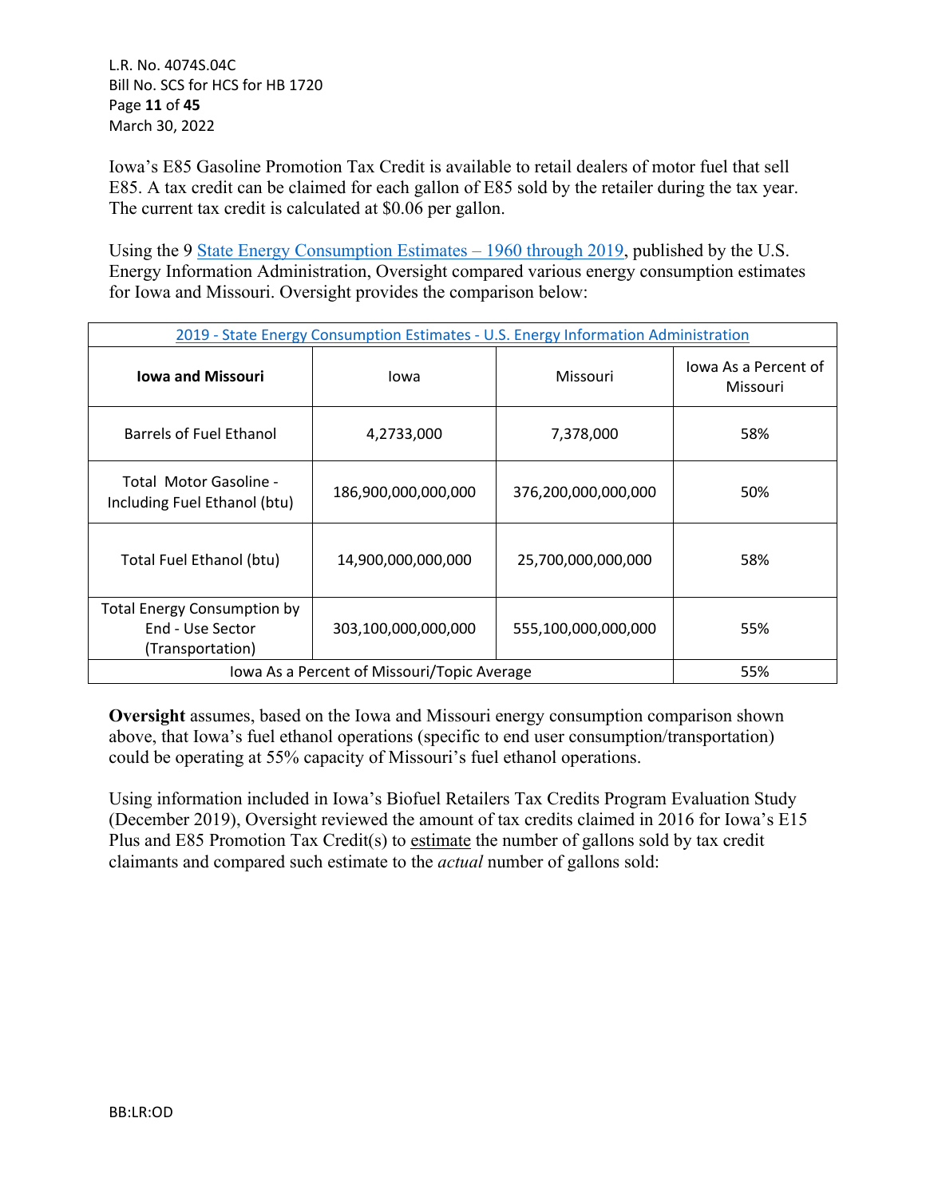Iowa's E85 Gasoline Promotion Tax Credit is available to retail dealers of motor fuel that sell E85. A tax credit can be claimed for each gallon of E85 sold by the retailer during the tax year. The current tax credit is calculated at $0.06 per gallon.

Using the 9 State Energy Consumption Estimates – 1960 through 2019, published by the U.S. Energy Information Administration, Oversight compared various energy consumption estimates for Iowa and Missouri. Oversight provides the comparison below:

| 2019 - State Energy Consumption Estimates - U.S. Energy Information Administration | | | |
|---|---|---|---|
| **Iowa and Missouri** | Iowa | Missouri | Iowa As a Percent of Missouri |
| Barrels of Fuel Ethanol | 4,2733,000 | 7,378,000 | 58% |
| Total Motor Gasoline - Including Fuel Ethanol (btu) | 186,900,000,000,000 | 376,200,000,000,000 | 50% |
| Total Fuel Ethanol (btu) | 14,900,000,000,000 | 25,700,000,000,000 | 58% |
| Total Energy Consumption by End - Use Sector (Transportation) | 303,100,000,000,000 | 555,100,000,000,000 | 55% |
| Iowa As a Percent of Missouri/Topic Average | | | 55% |

**Oversight** assumes, based on the Iowa and Missouri energy consumption comparison shown above, that Iowa's fuel ethanol operations (specific to end user consumption/transportation) could be operating at 55% capacity of Missouri's fuel ethanol operations.

Using information included in Iowa's Biofuel Retailers Tax Credits Program Evaluation Study (December 2019), Oversight reviewed the amount of tax credits claimed in 2016 for Iowa's E15 Plus and E85 Promotion Tax Credit(s) to estimate the number of gallons sold by tax credit claimants and compared such estimate to the *actual* number of gallons sold: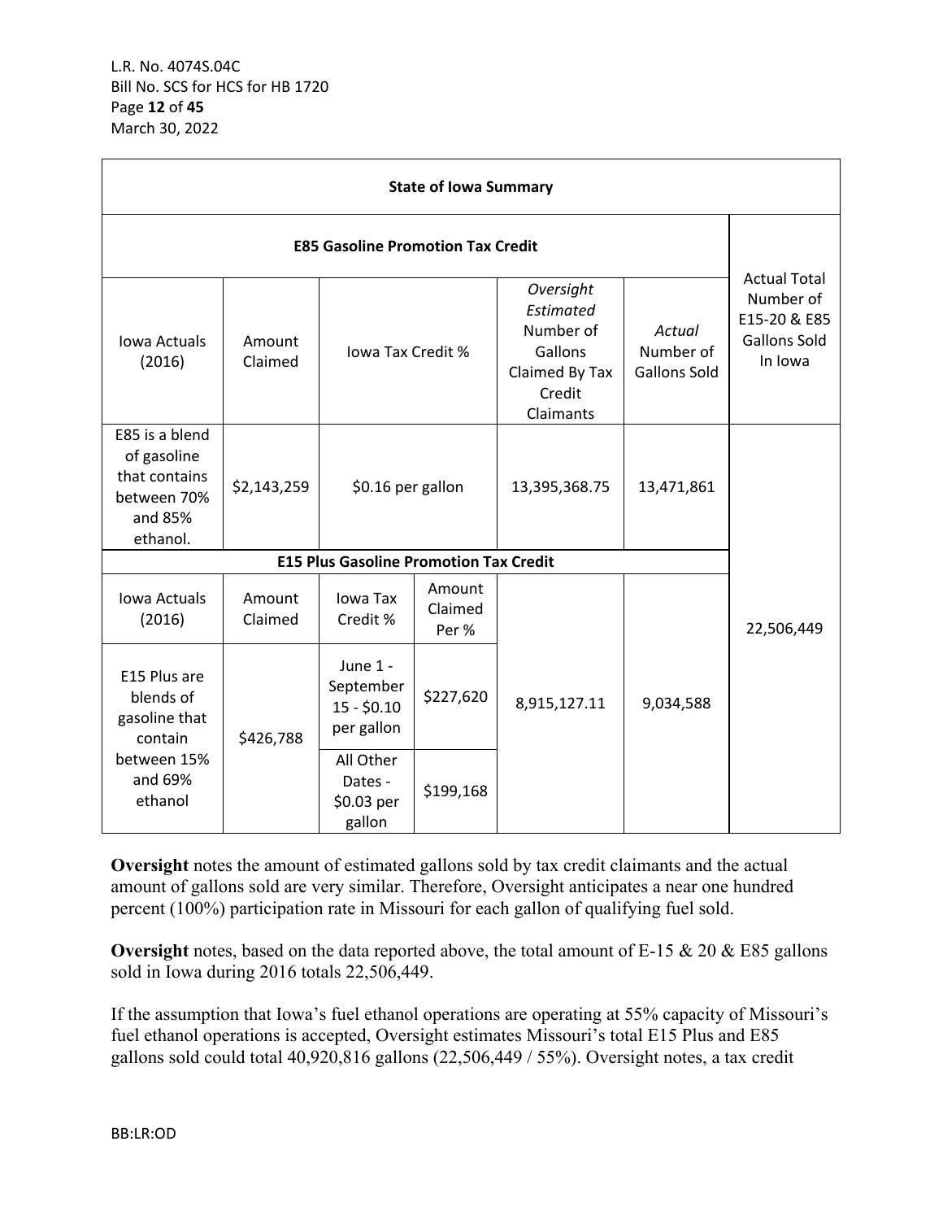| State of Iowa Summary | | | | | | |
|---|---|---|---|---|---|---|
| E85 Gasoline Promotion Tax Credit | | | | | | Actual Total Number of E15-20 & E85 Gallons Sold In Iowa |
| Iowa Actuals (2016) | Amount Claimed | Iowa Tax Credit % | | *Oversight Estimated* Number of Gallons Claimed By Tax Credit Claimants | *Actual* Number of Gallons Sold | |
| E85 is a blend of gasoline that contains between 70% and 85% ethanol. | $2,143,259 | $0.16 per gallon | | 13,395,368.75 | 13,471,861 | 22,506,449 |
| E15 Plus Gasoline Promotion Tax Credit | | | | | | |
| Iowa Actuals (2016) | Amount Claimed | Iowa Tax Credit % | Amount Claimed Per % | | | |
| E15 Plus are blends of gasoline that contain between 15% and 69% ethanol | $426,788 | June 1 - September 15 - $0.10 per gallon | $227,620 | 8,915,127.11 | 9,034,588 | |
| | | All Other Dates - $0.03 per gallon | $199,168 | | | |

**Oversight** notes the amount of estimated gallons sold by tax credit claimants and the actual amount of gallons sold are very similar. Therefore, Oversight anticipates a near one hundred percent (100%) participation rate in Missouri for each gallon of qualifying fuel sold.

**Oversight** notes, based on the data reported above, the total amount of E-15 & 20 & E85 gallons sold in Iowa during 2016 totals 22,506,449.

If the assumption that Iowa's fuel ethanol operations are operating at 55% capacity of Missouri's fuel ethanol operations is accepted, Oversight estimates Missouri's total E15 Plus and E85 gallons sold could total 40,920,816 gallons (22,506,449 / 55%). Oversight notes, a tax credit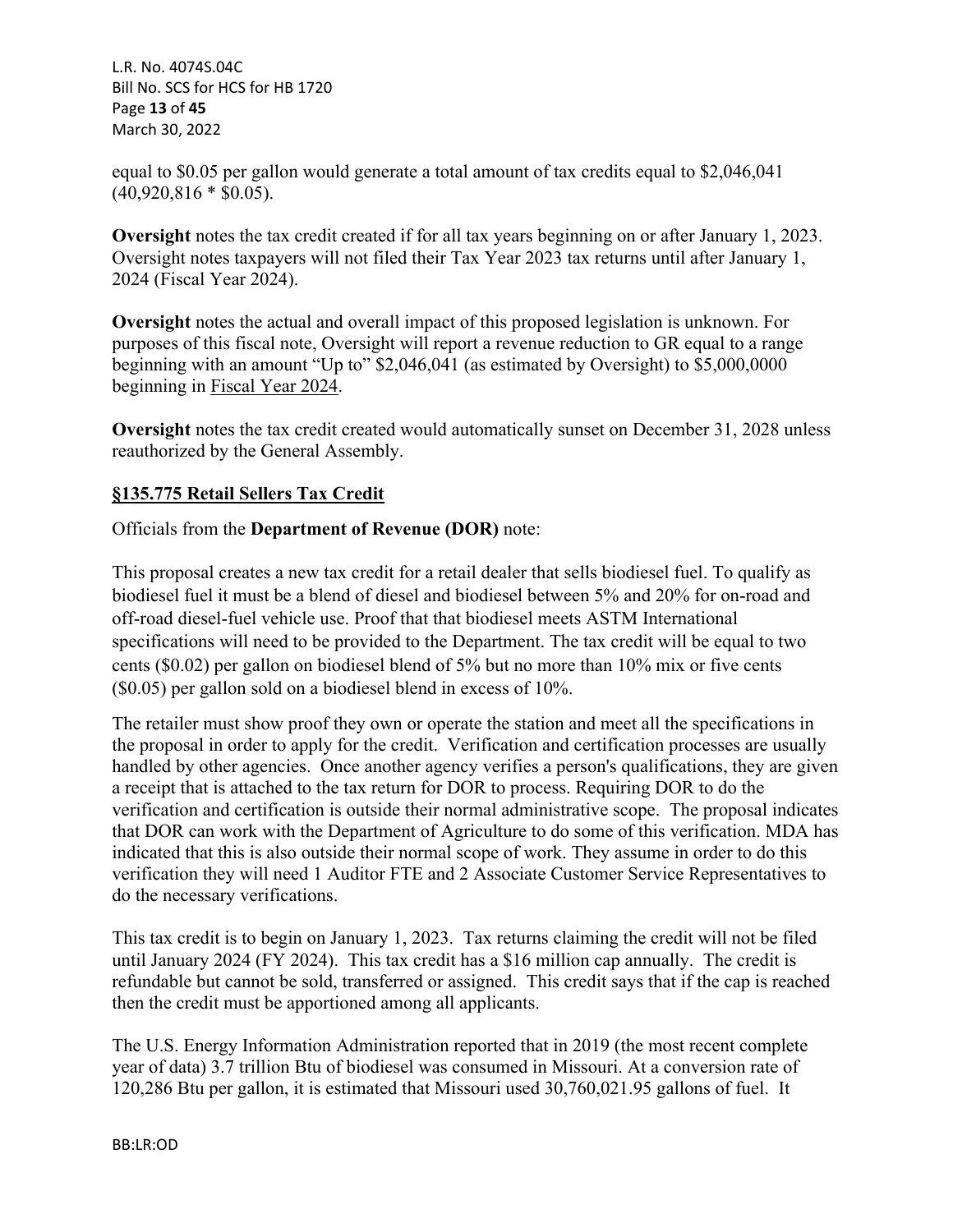equal to $0.05 per gallon would generate a total amount of tax credits equal to $2,046,041 (40,920,816 * $0.05).

**Oversight** notes the tax credit created if for all tax years beginning on or after January 1, 2023. Oversight notes taxpayers will not filed their Tax Year 2023 tax returns until after January 1, 2024 (Fiscal Year 2024).

**Oversight** notes the actual and overall impact of this proposed legislation is unknown. For purposes of this fiscal note, Oversight will report a revenue reduction to GR equal to a range beginning with an amount "Up to" $2,046,041 (as estimated by Oversight) to $5,000,0000 beginning in <u>Fiscal Year 2024</u>.

**Oversight** notes the tax credit created would automatically sunset on December 31, 2028 unless reauthorized by the General Assembly.

**<u>§135.775 Retail Sellers Tax Credit</u>**

Officials from the **Department of Revenue (DOR)** note:

This proposal creates a new tax credit for a retail dealer that sells biodiesel fuel. To qualify as biodiesel fuel it must be a blend of diesel and biodiesel between 5% and 20% for on-road and off-road diesel-fuel vehicle use. Proof that that biodiesel meets ASTM International specifications will need to be provided to the Department. The tax credit will be equal to two cents ($0.02) per gallon on biodiesel blend of 5% but no more than 10% mix or five cents ($0.05) per gallon sold on a biodiesel blend in excess of 10%.

The retailer must show proof they own or operate the station and meet all the specifications in the proposal in order to apply for the credit. Verification and certification processes are usually handled by other agencies. Once another agency verifies a person's qualifications, they are given a receipt that is attached to the tax return for DOR to process. Requiring DOR to do the verification and certification is outside their normal administrative scope. The proposal indicates that DOR can work with the Department of Agriculture to do some of this verification. MDA has indicated that this is also outside their normal scope of work. They assume in order to do this verification they will need 1 Auditor FTE and 2 Associate Customer Service Representatives to do the necessary verifications.

This tax credit is to begin on January 1, 2023. Tax returns claiming the credit will not be filed until January 2024 (FY 2024). This tax credit has a $16 million cap annually. The credit is refundable but cannot be sold, transferred or assigned. This credit says that if the cap is reached then the credit must be apportioned among all applicants.

The U.S. Energy Information Administration reported that in 2019 (the most recent complete year of data) 3.7 trillion Btu of biodiesel was consumed in Missouri. At a conversion rate of 120,286 Btu per gallon, it is estimated that Missouri used 30,760,021.95 gallons of fuel. It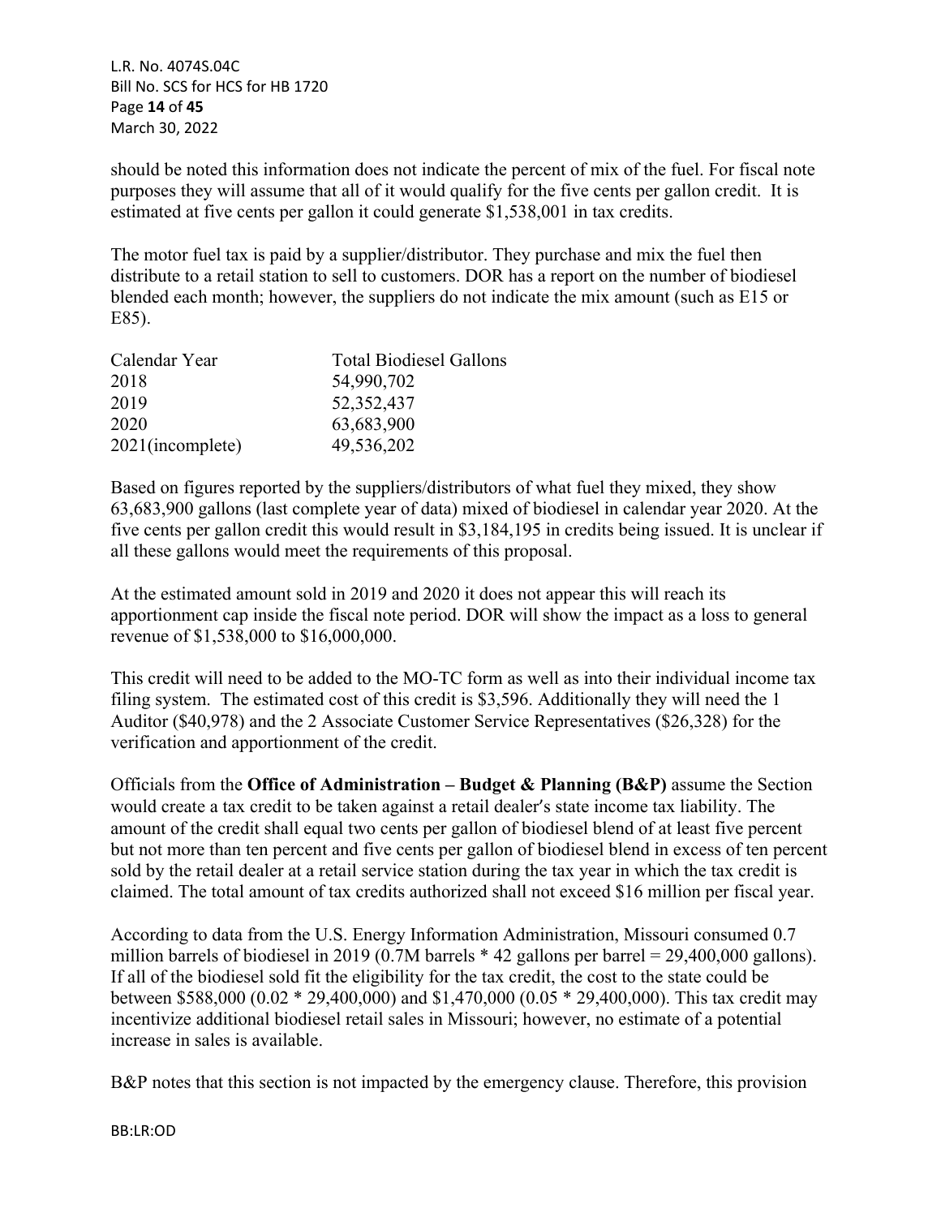should be noted this information does not indicate the percent of mix of the fuel. For fiscal note purposes they will assume that all of it would qualify for the five cents per gallon credit. It is estimated at five cents per gallon it could generate $1,538,001 in tax credits.

The motor fuel tax is paid by a supplier/distributor. They purchase and mix the fuel then distribute to a retail station to sell to customers. DOR has a report on the number of biodiesel blended each month; however, the suppliers do not indicate the mix amount (such as E15 or E85).

| Calendar Year | Total Biodiesel Gallons |
|---|---|
| 2018 | 54,990,702 |
| 2019 | 52,352,437 |
| 2020 | 63,683,900 |
| 2021(incomplete) | 49,536,202 |

Based on figures reported by the suppliers/distributors of what fuel they mixed, they show 63,683,900 gallons (last complete year of data) mixed of biodiesel in calendar year 2020. At the five cents per gallon credit this would result in $3,184,195 in credits being issued. It is unclear if all these gallons would meet the requirements of this proposal.

At the estimated amount sold in 2019 and 2020 it does not appear this will reach its apportionment cap inside the fiscal note period. DOR will show the impact as a loss to general revenue of $1,538,000 to $16,000,000.

This credit will need to be added to the MO-TC form as well as into their individual income tax filing system. The estimated cost of this credit is $3,596. Additionally they will need the 1 Auditor ($40,978) and the 2 Associate Customer Service Representatives ($26,328) for the verification and apportionment of the credit.

Officials from the **Office of Administration – Budget & Planning (B&P)** assume the Section would create a tax credit to be taken against a retail dealer's state income tax liability. The amount of the credit shall equal two cents per gallon of biodiesel blend of at least five percent but not more than ten percent and five cents per gallon of biodiesel blend in excess of ten percent sold by the retail dealer at a retail service station during the tax year in which the tax credit is claimed. The total amount of tax credits authorized shall not exceed $16 million per fiscal year.

According to data from the U.S. Energy Information Administration, Missouri consumed 0.7 million barrels of biodiesel in 2019 (0.7M barrels * 42 gallons per barrel = 29,400,000 gallons). If all of the biodiesel sold fit the eligibility for the tax credit, the cost to the state could be between $588,000 (0.02 * 29,400,000) and $1,470,000 (0.05 * 29,400,000). This tax credit may incentivize additional biodiesel retail sales in Missouri; however, no estimate of a potential increase in sales is available.

B&P notes that this section is not impacted by the emergency clause. Therefore, this provision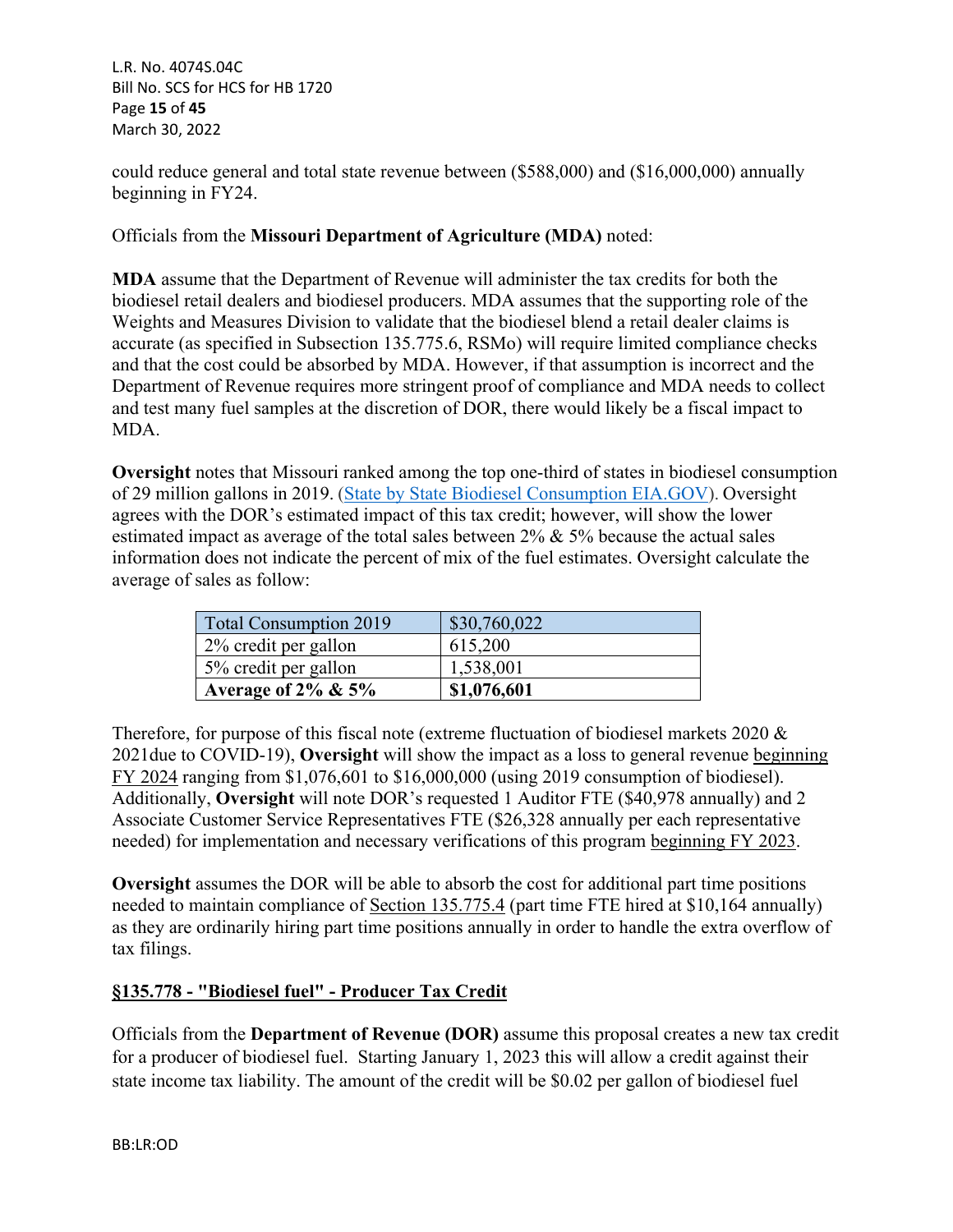could reduce general and total state revenue between ($588,000) and ($16,000,000) annually beginning in FY24.

Officials from the **Missouri Department of Agriculture (MDA)** noted:

**MDA** assume that the Department of Revenue will administer the tax credits for both the biodiesel retail dealers and biodiesel producers. MDA assumes that the supporting role of the Weights and Measures Division to validate that the biodiesel blend a retail dealer claims is accurate (as specified in Subsection 135.775.6, RSMo) will require limited compliance checks and that the cost could be absorbed by MDA. However, if that assumption is incorrect and the Department of Revenue requires more stringent proof of compliance and MDA needs to collect and test many fuel samples at the discretion of DOR, there would likely be a fiscal impact to MDA.

**Oversight** notes that Missouri ranked among the top one-third of states in biodiesel consumption of 29 million gallons in 2019. (State by State Biodiesel Consumption EIA.GOV). Oversight agrees with the DOR's estimated impact of this tax credit; however, will show the lower estimated impact as average of the total sales between 2% & 5% because the actual sales information does not indicate the percent of mix of the fuel estimates. Oversight calculate the average of sales as follow:

| Total Consumption 2019 | $30,760,022 |
|---|---|
| 2% credit per gallon | 615,200 |
| 5% credit per gallon | 1,538,001 |
| **Average of 2% & 5%** | **$1,076,601** |

Therefore, for purpose of this fiscal note (extreme fluctuation of biodiesel markets 2020 & 2021due to COVID-19), **Oversight** will show the impact as a loss to general revenue beginning FY 2024 ranging from $1,076,601 to $16,000,000 (using 2019 consumption of biodiesel). Additionally, **Oversight** will note DOR's requested 1 Auditor FTE ($40,978 annually) and 2 Associate Customer Service Representatives FTE ($26,328 annually per each representative needed) for implementation and necessary verifications of this program beginning FY 2023.

**Oversight** assumes the DOR will be able to absorb the cost for additional part time positions needed to maintain compliance of Section 135.775.4 (part time FTE hired at $10,164 annually) as they are ordinarily hiring part time positions annually in order to handle the extra overflow of tax filings.

**§135.778 - "Biodiesel fuel" - Producer Tax Credit**

Officials from the **Department of Revenue (DOR)** assume this proposal creates a new tax credit for a producer of biodiesel fuel. Starting January 1, 2023 this will allow a credit against their state income tax liability. The amount of the credit will be $0.02 per gallon of biodiesel fuel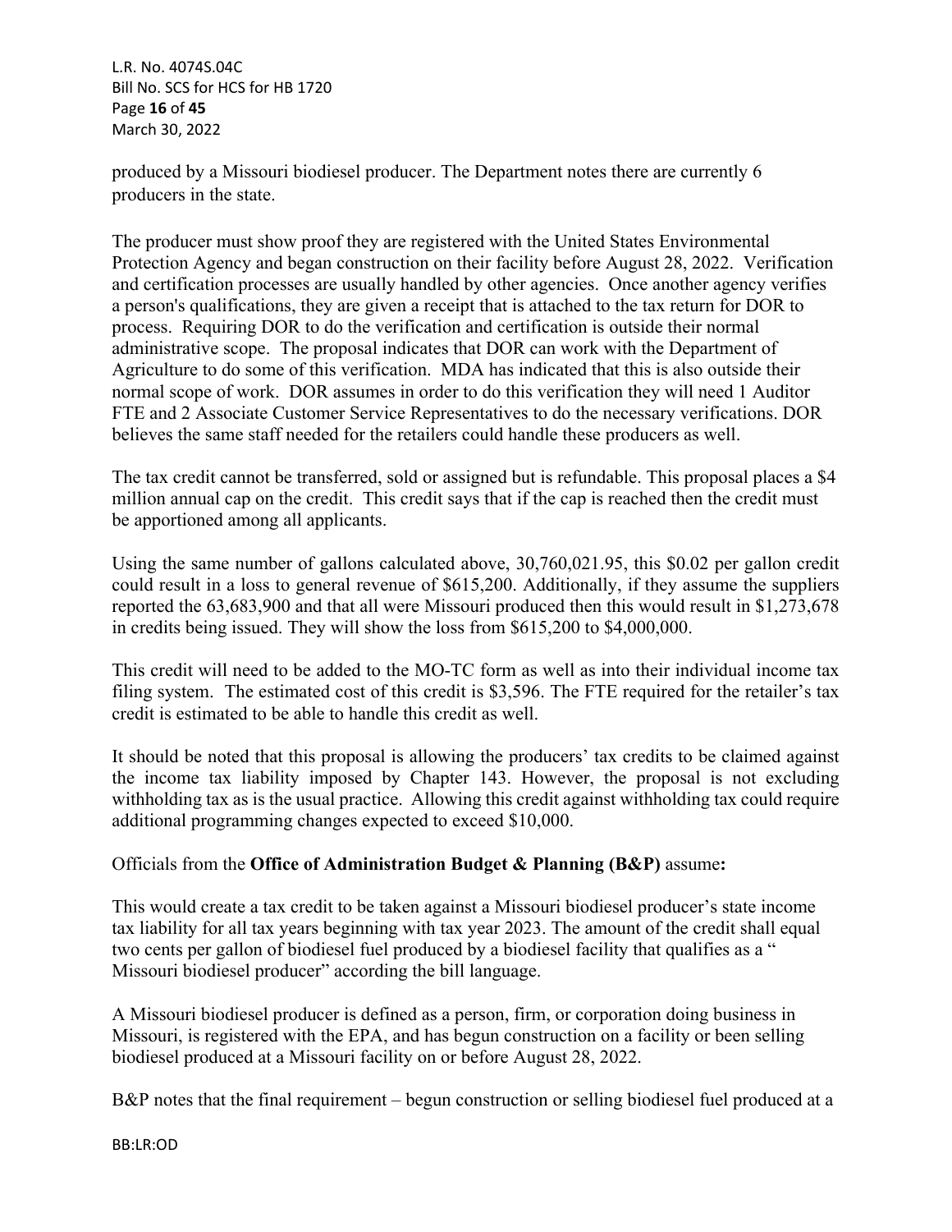produced by a Missouri biodiesel producer. The Department notes there are currently 6 producers in the state.

The producer must show proof they are registered with the United States Environmental Protection Agency and began construction on their facility before August 28, 2022. Verification and certification processes are usually handled by other agencies. Once another agency verifies a person's qualifications, they are given a receipt that is attached to the tax return for DOR to process. Requiring DOR to do the verification and certification is outside their normal administrative scope. The proposal indicates that DOR can work with the Department of Agriculture to do some of this verification. MDA has indicated that this is also outside their normal scope of work. DOR assumes in order to do this verification they will need 1 Auditor FTE and 2 Associate Customer Service Representatives to do the necessary verifications. DOR believes the same staff needed for the retailers could handle these producers as well.

The tax credit cannot be transferred, sold or assigned but is refundable. This proposal places a $4 million annual cap on the credit. This credit says that if the cap is reached then the credit must be apportioned among all applicants.

Using the same number of gallons calculated above, 30,760,021.95, this $0.02 per gallon credit could result in a loss to general revenue of $615,200. Additionally, if they assume the suppliers reported the 63,683,900 and that all were Missouri produced then this would result in $1,273,678 in credits being issued. They will show the loss from $615,200 to $4,000,000.

This credit will need to be added to the MO-TC form as well as into their individual income tax filing system. The estimated cost of this credit is $3,596. The FTE required for the retailer's tax credit is estimated to be able to handle this credit as well.

It should be noted that this proposal is allowing the producers' tax credits to be claimed against the income tax liability imposed by Chapter 143. However, the proposal is not excluding withholding tax as is the usual practice. Allowing this credit against withholding tax could require additional programming changes expected to exceed $10,000.

Officials from the **Office of Administration Budget & Planning (B&P)** assume**:**

This would create a tax credit to be taken against a Missouri biodiesel producer's state income tax liability for all tax years beginning with tax year 2023. The amount of the credit shall equal two cents per gallon of biodiesel fuel produced by a biodiesel facility that qualifies as a " Missouri biodiesel producer" according the bill language.

A Missouri biodiesel producer is defined as a person, firm, or corporation doing business in Missouri, is registered with the EPA, and has begun construction on a facility or been selling biodiesel produced at a Missouri facility on or before August 28, 2022.

B&P notes that the final requirement – begun construction or selling biodiesel fuel produced at a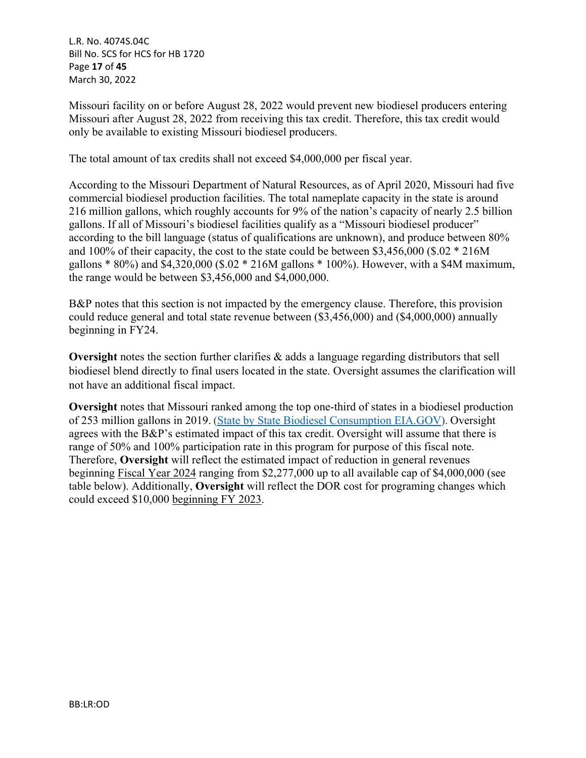Missouri facility on or before August 28, 2022 would prevent new biodiesel producers entering Missouri after August 28, 2022 from receiving this tax credit. Therefore, this tax credit would only be available to existing Missouri biodiesel producers.

The total amount of tax credits shall not exceed $4,000,000 per fiscal year.

According to the Missouri Department of Natural Resources, as of April 2020, Missouri had five commercial biodiesel production facilities. The total nameplate capacity in the state is around 216 million gallons, which roughly accounts for 9% of the nation's capacity of nearly 2.5 billion gallons. If all of Missouri's biodiesel facilities qualify as a "Missouri biodiesel producer" according to the bill language (status of qualifications are unknown), and produce between 80% and 100% of their capacity, the cost to the state could be between $3,456,000 ($.02 * 216M gallons * 80%) and $4,320,000 ($.02 * 216M gallons * 100%). However, with a $4M maximum, the range would be between $3,456,000 and $4,000,000.

B&P notes that this section is not impacted by the emergency clause. Therefore, this provision could reduce general and total state revenue between ($3,456,000) and ($4,000,000) annually beginning in FY24.

**Oversight** notes the section further clarifies & adds a language regarding distributors that sell biodiesel blend directly to final users located in the state. Oversight assumes the clarification will not have an additional fiscal impact.

**Oversight** notes that Missouri ranked among the top one-third of states in a biodiesel production of 253 million gallons in 2019. (State by State Biodiesel Consumption EIA.GOV). Oversight agrees with the B&P's estimated impact of this tax credit. Oversight will assume that there is range of 50% and 100% participation rate in this program for purpose of this fiscal note. Therefore, **Oversight** will reflect the estimated impact of reduction in general revenues beginning Fiscal Year 2024 ranging from $2,277,000 up to all available cap of $4,000,000 (see table below). Additionally, **Oversight** will reflect the DOR cost for programing changes which could exceed $10,000 beginning FY 2023.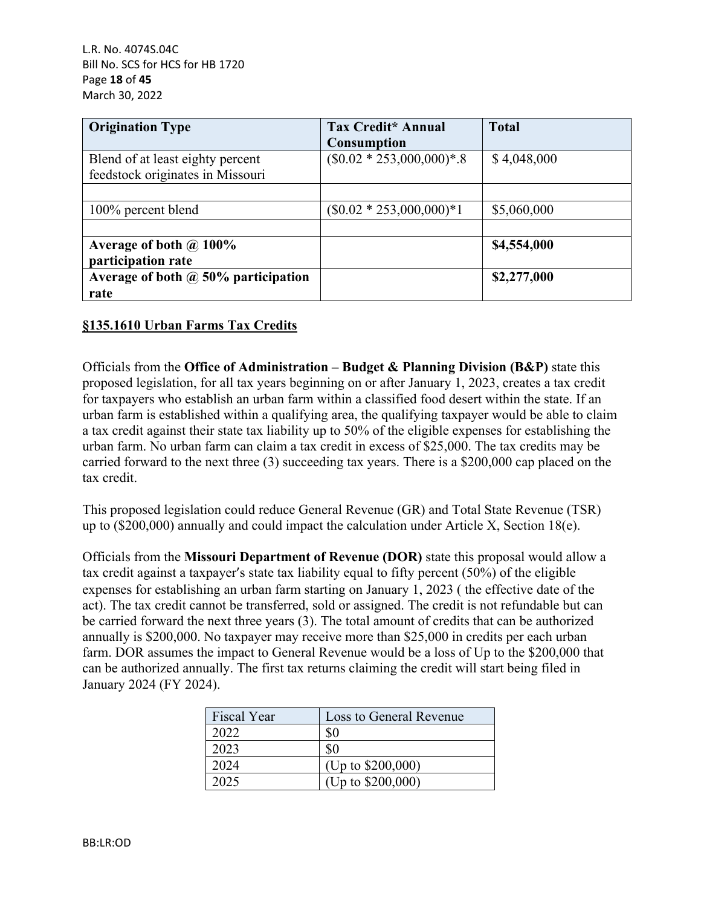| Origination Type | Tax Credit* Annual Consumption | Total |
| --- | --- | --- |
| Blend of at least eighty percent feedstock originates in Missouri | ($0.02 * 253,000,000)*.8 | $ 4,048,000 |
| | | |
| 100% percent blend | ($0.02 * 253,000,000)*1 | $5,060,000 |
| | | |
| **Average of both @ 100% participation rate** | | **$4,554,000** |
| **Average of both @ 50% participation rate** | | **$2,277,000** |

**<u>§135.1610 Urban Farms Tax Credits</u>**

Officials from the **Office of Administration – Budget & Planning Division (B&P)** state this proposed legislation, for all tax years beginning on or after January 1, 2023, creates a tax credit for taxpayers who establish an urban farm within a classified food desert within the state. If an urban farm is established within a qualifying area, the qualifying taxpayer would be able to claim a tax credit against their state tax liability up to 50% of the eligible expenses for establishing the urban farm. No urban farm can claim a tax credit in excess of $25,000. The tax credits may be carried forward to the next three (3) succeeding tax years. There is a $200,000 cap placed on the tax credit.

This proposed legislation could reduce General Revenue (GR) and Total State Revenue (TSR) up to ($200,000) annually and could impact the calculation under Article X, Section 18(e).

Officials from the **Missouri Department of Revenue (DOR)** state this proposal would allow a tax credit against a taxpayer's state tax liability equal to fifty percent (50%) of the eligible expenses for establishing an urban farm starting on January 1, 2023 ( the effective date of the act). The tax credit cannot be transferred, sold or assigned. The credit is not refundable but can be carried forward the next three years (3). The total amount of credits that can be authorized annually is $200,000. No taxpayer may receive more than $25,000 in credits per each urban farm. DOR assumes the impact to General Revenue would be a loss of Up to the $200,000 that can be authorized annually. The first tax returns claiming the credit will start being filed in January 2024 (FY 2024).

| Fiscal Year | Loss to General Revenue |
| --- | --- |
| 2022 | $0 |
| 2023 | $0 |
| 2024 | (Up to $200,000) |
| 2025 | (Up to $200,000) |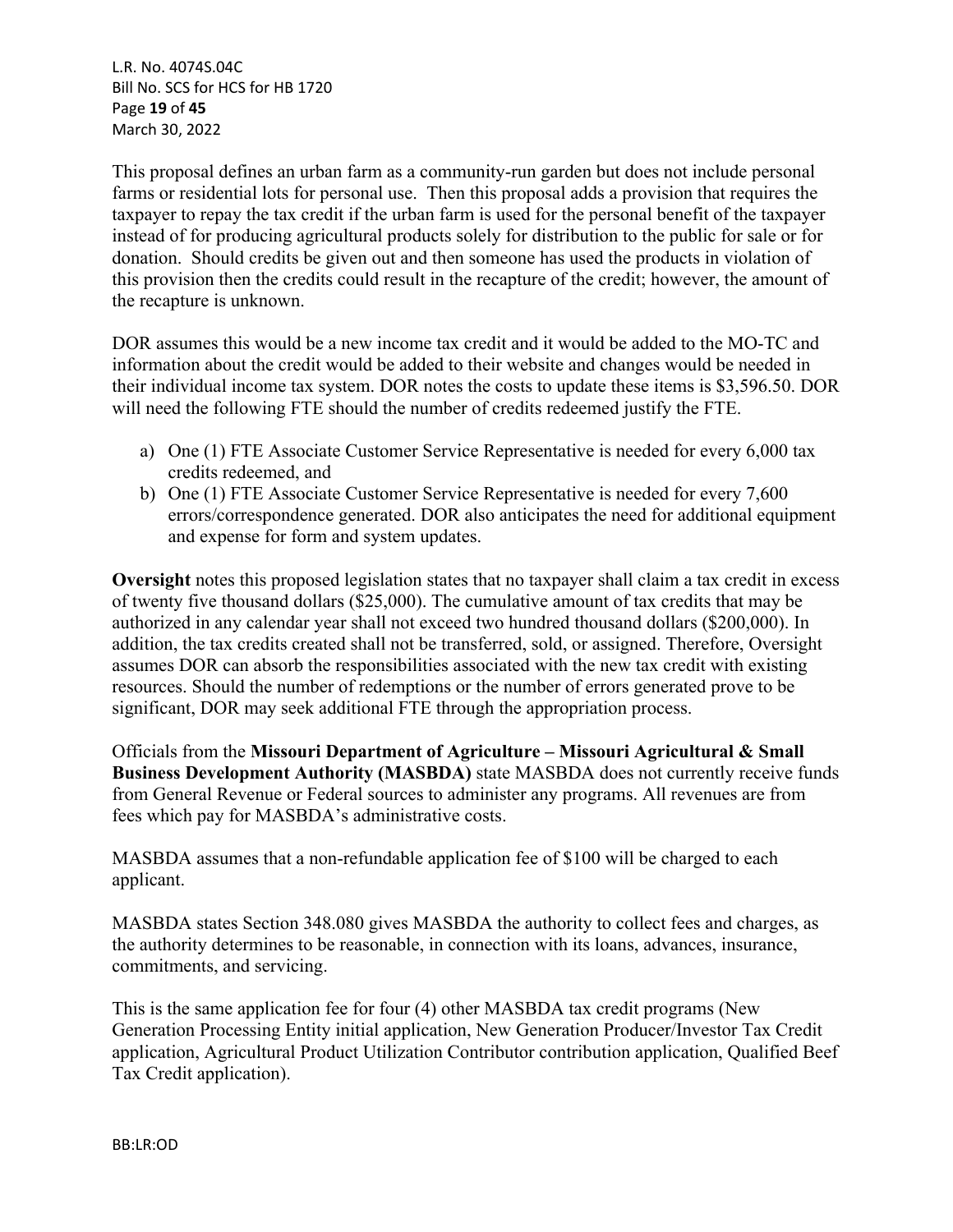This proposal defines an urban farm as a community-run garden but does not include personal farms or residential lots for personal use. Then this proposal adds a provision that requires the taxpayer to repay the tax credit if the urban farm is used for the personal benefit of the taxpayer instead of for producing agricultural products solely for distribution to the public for sale or for donation. Should credits be given out and then someone has used the products in violation of this provision then the credits could result in the recapture of the credit; however, the amount of the recapture is unknown.

DOR assumes this would be a new income tax credit and it would be added to the MO-TC and information about the credit would be added to their website and changes would be needed in their individual income tax system. DOR notes the costs to update these items is $3,596.50. DOR will need the following FTE should the number of credits redeemed justify the FTE.

a) One (1) FTE Associate Customer Service Representative is needed for every 6,000 tax credits redeemed, and
b) One (1) FTE Associate Customer Service Representative is needed for every 7,600 errors/correspondence generated. DOR also anticipates the need for additional equipment and expense for form and system updates.

**Oversight** notes this proposed legislation states that no taxpayer shall claim a tax credit in excess of twenty five thousand dollars ($25,000). The cumulative amount of tax credits that may be authorized in any calendar year shall not exceed two hundred thousand dollars ($200,000). In addition, the tax credits created shall not be transferred, sold, or assigned. Therefore, Oversight assumes DOR can absorb the responsibilities associated with the new tax credit with existing resources. Should the number of redemptions or the number of errors generated prove to be significant, DOR may seek additional FTE through the appropriation process.

Officials from the **Missouri Department of Agriculture – Missouri Agricultural & Small Business Development Authority (MASBDA)** state MASBDA does not currently receive funds from General Revenue or Federal sources to administer any programs. All revenues are from fees which pay for MASBDA's administrative costs.

MASBDA assumes that a non-refundable application fee of $100 will be charged to each applicant.

MASBDA states Section 348.080 gives MASBDA the authority to collect fees and charges, as the authority determines to be reasonable, in connection with its loans, advances, insurance, commitments, and servicing.

This is the same application fee for four (4) other MASBDA tax credit programs (New Generation Processing Entity initial application, New Generation Producer/Investor Tax Credit application, Agricultural Product Utilization Contributor contribution application, Qualified Beef Tax Credit application).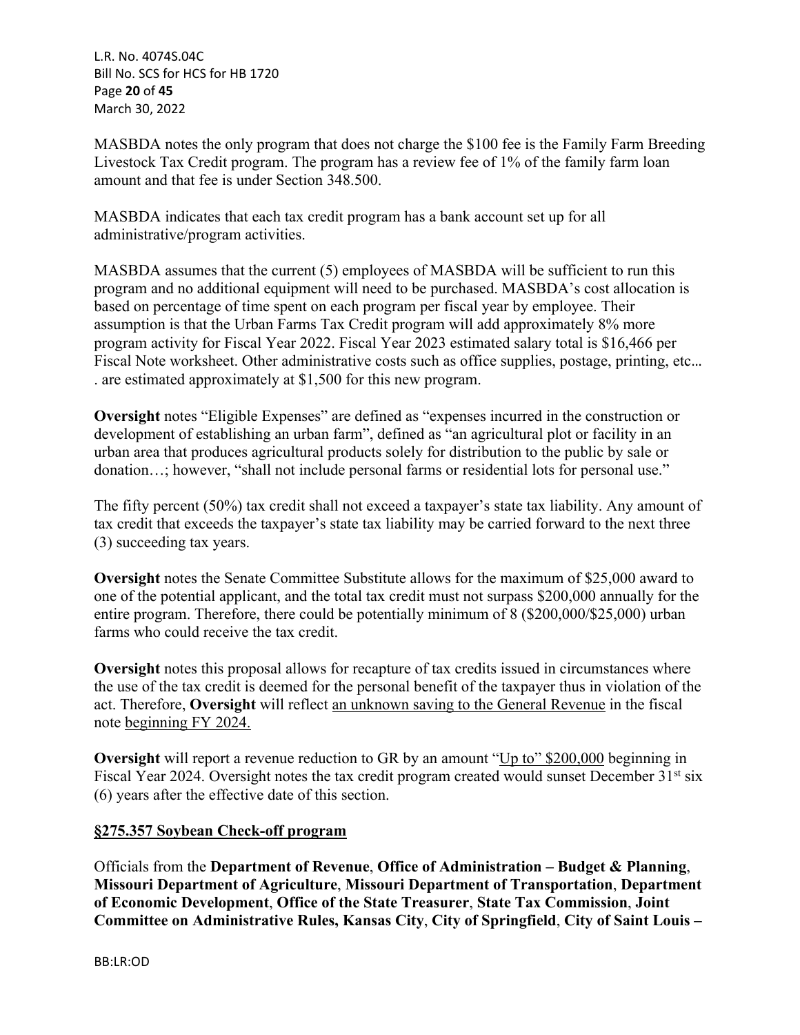MASBDA notes the only program that does not charge the $100 fee is the Family Farm Breeding Livestock Tax Credit program. The program has a review fee of 1% of the family farm loan amount and that fee is under Section 348.500.

MASBDA indicates that each tax credit program has a bank account set up for all administrative/program activities.

MASBDA assumes that the current (5) employees of MASBDA will be sufficient to run this program and no additional equipment will need to be purchased. MASBDA's cost allocation is based on percentage of time spent on each program per fiscal year by employee. Their assumption is that the Urban Farms Tax Credit program will add approximately 8% more program activity for Fiscal Year 2022. Fiscal Year 2023 estimated salary total is $16,466 per Fiscal Note worksheet. Other administrative costs such as office supplies, postage, printing, etc… . are estimated approximately at $1,500 for this new program.

**Oversight** notes "Eligible Expenses" are defined as "expenses incurred in the construction or development of establishing an urban farm", defined as "an agricultural plot or facility in an urban area that produces agricultural products solely for distribution to the public by sale or donation…; however, "shall not include personal farms or residential lots for personal use."

The fifty percent (50%) tax credit shall not exceed a taxpayer's state tax liability. Any amount of tax credit that exceeds the taxpayer's state tax liability may be carried forward to the next three (3) succeeding tax years.

**Oversight** notes the Senate Committee Substitute allows for the maximum of $25,000 award to one of the potential applicant, and the total tax credit must not surpass $200,000 annually for the entire program. Therefore, there could be potentially minimum of 8 ($200,000/$25,000) urban farms who could receive the tax credit.

**Oversight** notes this proposal allows for recapture of tax credits issued in circumstances where the use of the tax credit is deemed for the personal benefit of the taxpayer thus in violation of the act. Therefore, **Oversight** will reflect an unknown saving to the General Revenue in the fiscal note beginning FY 2024.

**Oversight** will report a revenue reduction to GR by an amount "Up to" $200,000 beginning in Fiscal Year 2024. Oversight notes the tax credit program created would sunset December 31st six (6) years after the effective date of this section.

## §275.357 Soybean Check-off program

Officials from the **Department of Revenue**, **Office of Administration – Budget & Planning**, **Missouri Department of Agriculture**, **Missouri Department of Transportation**, **Department of Economic Development**, **Office of the State Treasurer**, **State Tax Commission**, **Joint Committee on Administrative Rules, Kansas City**, **City of Springfield**, **City of Saint Louis –**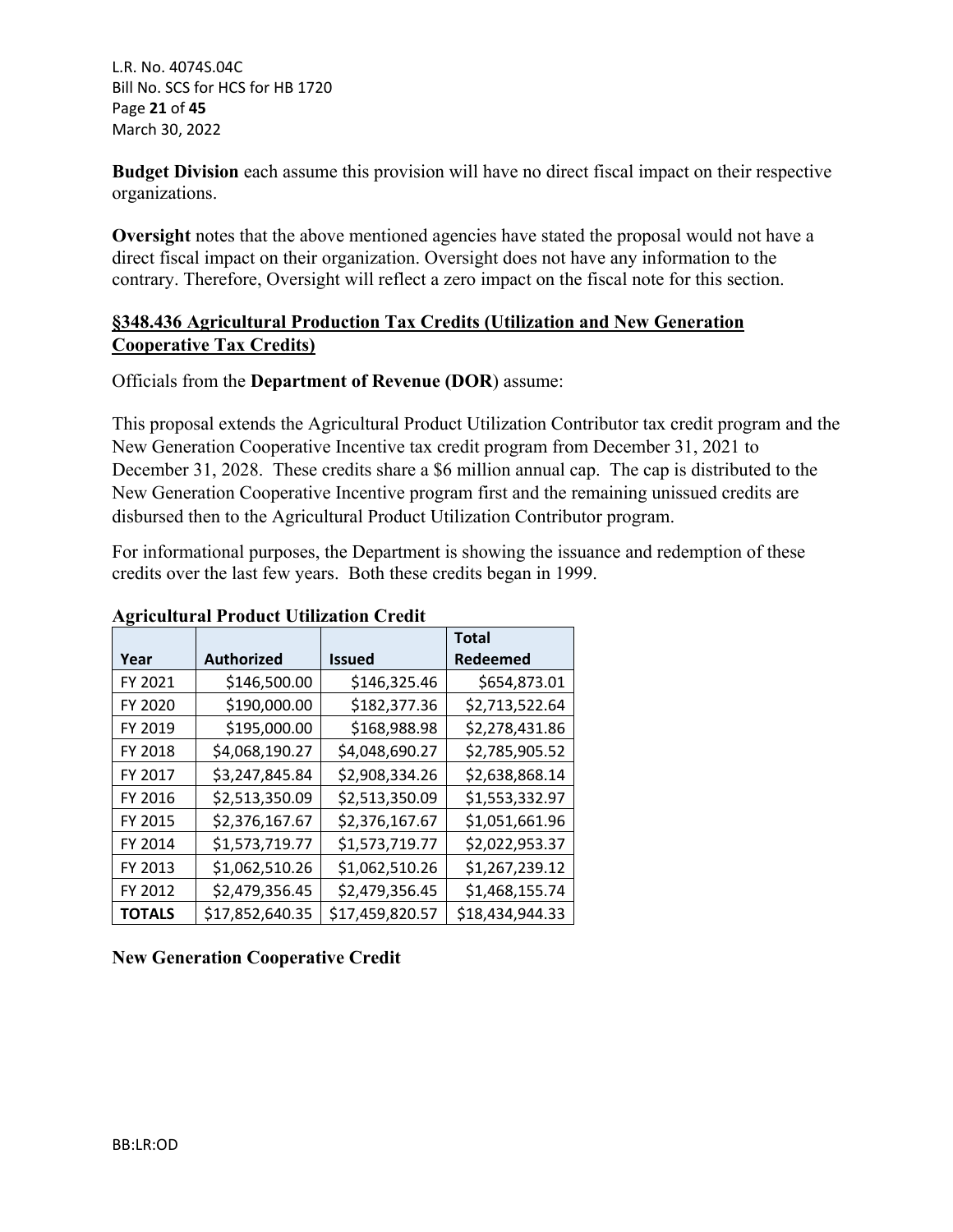**Budget Division** each assume this provision will have no direct fiscal impact on their respective organizations.

**Oversight** notes that the above mentioned agencies have stated the proposal would not have a direct fiscal impact on their organization. Oversight does not have any information to the contrary. Therefore, Oversight will reflect a zero impact on the fiscal note for this section.

**§348.436 Agricultural Production Tax Credits (Utilization and New Generation Cooperative Tax Credits)**

Officials from the **Department of Revenue (DOR**) assume:

This proposal extends the Agricultural Product Utilization Contributor tax credit program and the New Generation Cooperative Incentive tax credit program from December 31, 2021 to December 31, 2028. These credits share a $6 million annual cap. The cap is distributed to the New Generation Cooperative Incentive program first and the remaining unissued credits are disbursed then to the Agricultural Product Utilization Contributor program.

For informational purposes, the Department is showing the issuance and redemption of these credits over the last few years. Both these credits began in 1999.

**Agricultural Product Utilization Credit**

| Year | Authorized | Issued | Total Redeemed |
|---|---|---|---|
| FY 2021 | $146,500.00 | $146,325.46 | $654,873.01 |
| FY 2020 | $190,000.00 | $182,377.36 | $2,713,522.64 |
| FY 2019 | $195,000.00 | $168,988.98 | $2,278,431.86 |
| FY 2018 | $4,068,190.27 | $4,048,690.27 | $2,785,905.52 |
| FY 2017 | $3,247,845.84 | $2,908,334.26 | $2,638,868.14 |
| FY 2016 | $2,513,350.09 | $2,513,350.09 | $1,553,332.97 |
| FY 2015 | $2,376,167.67 | $2,376,167.67 | $1,051,661.96 |
| FY 2014 | $1,573,719.77 | $1,573,719.77 | $2,022,953.37 |
| FY 2013 | $1,062,510.26 | $1,062,510.26 | $1,267,239.12 |
| FY 2012 | $2,479,356.45 | $2,479,356.45 | $1,468,155.74 |
| **TOTALS** | $17,852,640.35 | $17,459,820.57 | $18,434,944.33 |

**New Generation Cooperative Credit**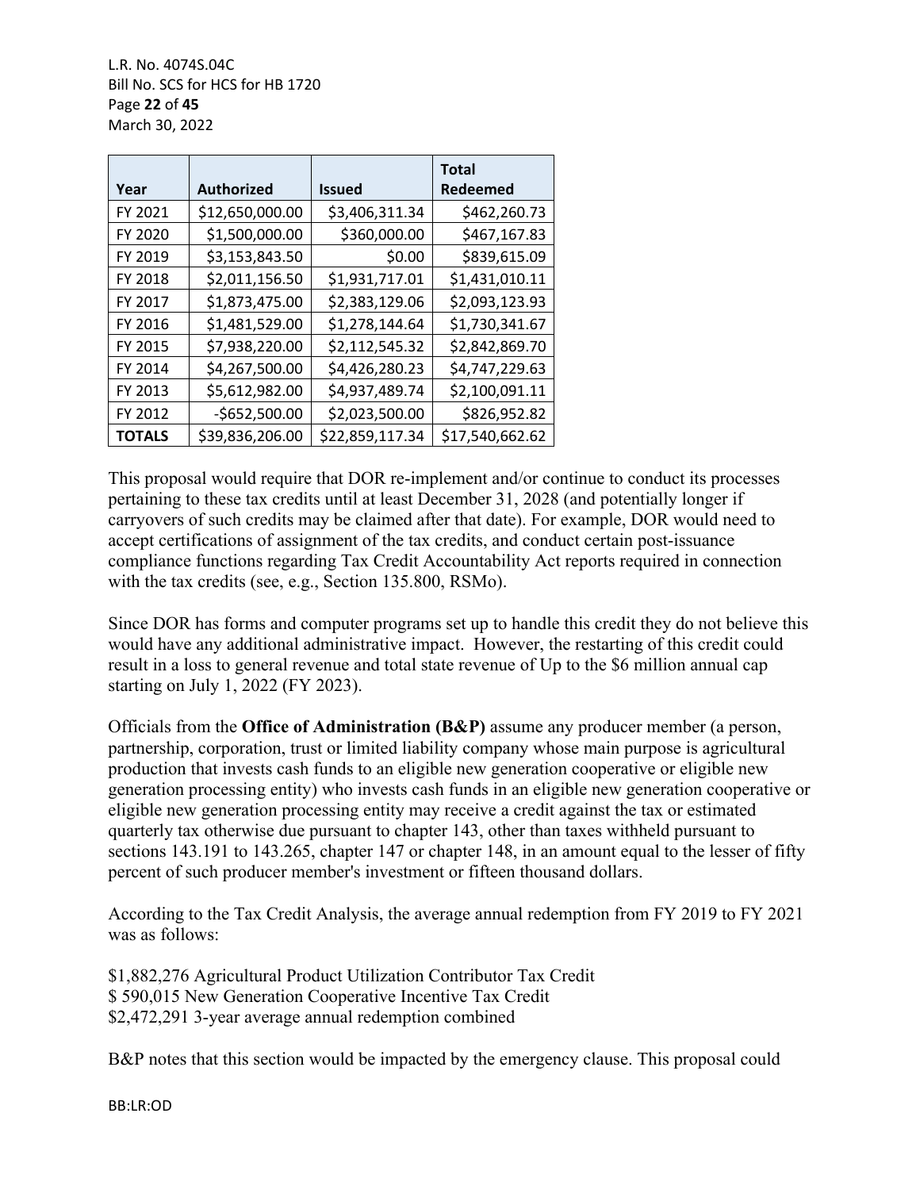| Year | Authorized | Issued | Total Redeemed |
|---|---|---|---|
| FY 2021 | $12,650,000.00 | $3,406,311.34 | $462,260.73 |
| FY 2020 | $1,500,000.00 | $360,000.00 | $467,167.83 |
| FY 2019 | $3,153,843.50 | $0.00 | $839,615.09 |
| FY 2018 | $2,011,156.50 | $1,931,717.01 | $1,431,010.11 |
| FY 2017 | $1,873,475.00 | $2,383,129.06 | $2,093,123.93 |
| FY 2016 | $1,481,529.00 | $1,278,144.64 | $1,730,341.67 |
| FY 2015 | $7,938,220.00 | $2,112,545.32 | $2,842,869.70 |
| FY 2014 | $4,267,500.00 | $4,426,280.23 | $4,747,229.63 |
| FY 2013 | $5,612,982.00 | $4,937,489.74 | $2,100,091.11 |
| FY 2012 | -$652,500.00 | $2,023,500.00 | $826,952.82 |
| **TOTALS** | $39,836,206.00 | $22,859,117.34 | $17,540,662.62 |

This proposal would require that DOR re-implement and/or continue to conduct its processes pertaining to these tax credits until at least December 31, 2028 (and potentially longer if carryovers of such credits may be claimed after that date). For example, DOR would need to accept certifications of assignment of the tax credits, and conduct certain post-issuance compliance functions regarding Tax Credit Accountability Act reports required in connection with the tax credits (see, e.g., Section 135.800, RSMo).

Since DOR has forms and computer programs set up to handle this credit they do not believe this would have any additional administrative impact. However, the restarting of this credit could result in a loss to general revenue and total state revenue of Up to the $6 million annual cap starting on July 1, 2022 (FY 2023).

Officials from the **Office of Administration (B&P)** assume any producer member (a person, partnership, corporation, trust or limited liability company whose main purpose is agricultural production that invests cash funds to an eligible new generation cooperative or eligible new generation processing entity) who invests cash funds in an eligible new generation cooperative or eligible new generation processing entity may receive a credit against the tax or estimated quarterly tax otherwise due pursuant to chapter 143, other than taxes withheld pursuant to sections 143.191 to 143.265, chapter 147 or chapter 148, in an amount equal to the lesser of fifty percent of such producer member's investment or fifteen thousand dollars.

According to the Tax Credit Analysis, the average annual redemption from FY 2019 to FY 2021 was as follows:

$1,882,276 Agricultural Product Utilization Contributor Tax Credit
$ 590,015 New Generation Cooperative Incentive Tax Credit
$2,472,291 3-year average annual redemption combined

B&P notes that this section would be impacted by the emergency clause. This proposal could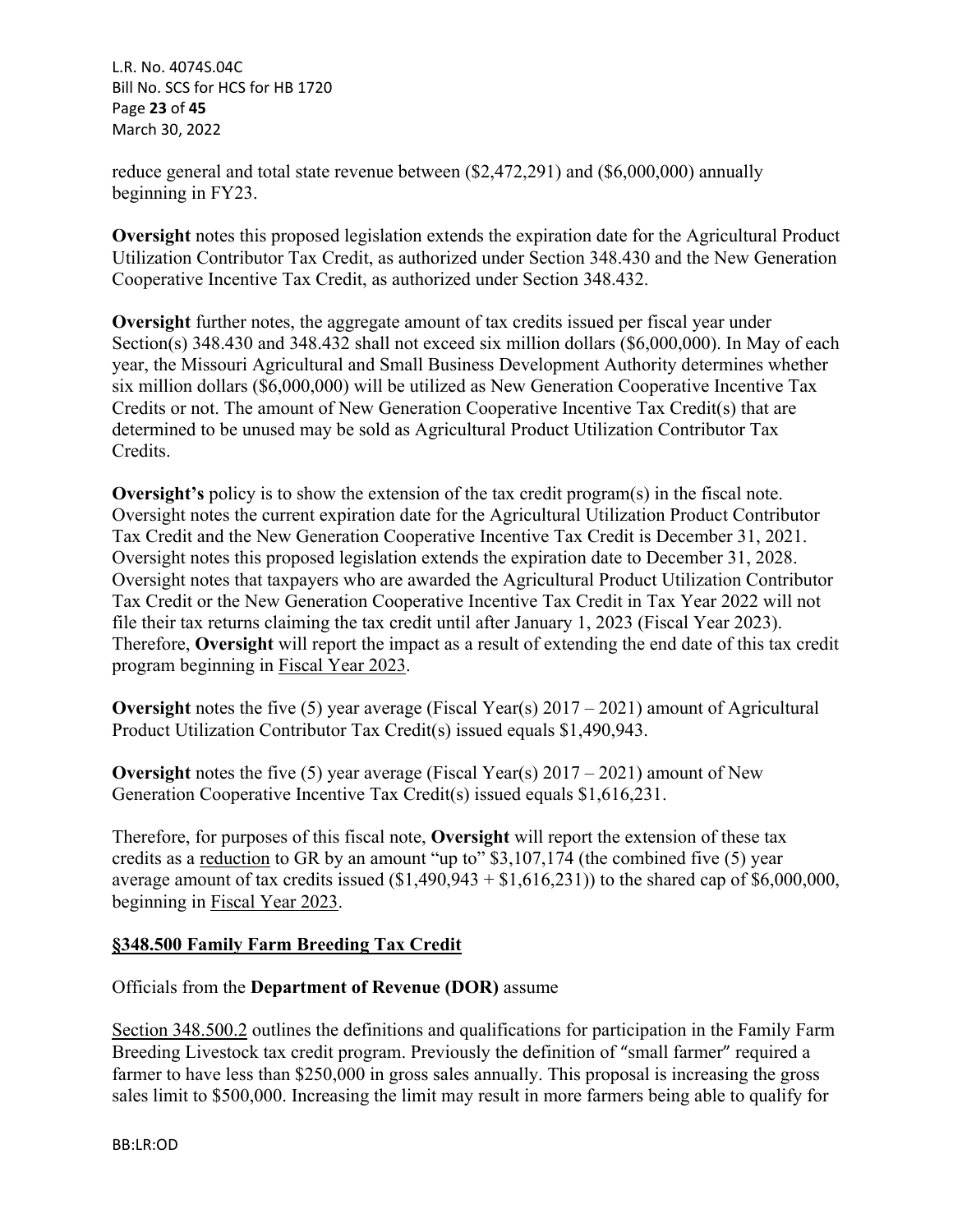reduce general and total state revenue between ($2,472,291) and ($6,000,000) annually beginning in FY23.

**Oversight** notes this proposed legislation extends the expiration date for the Agricultural Product Utilization Contributor Tax Credit, as authorized under Section 348.430 and the New Generation Cooperative Incentive Tax Credit, as authorized under Section 348.432.

**Oversight** further notes, the aggregate amount of tax credits issued per fiscal year under Section(s) 348.430 and 348.432 shall not exceed six million dollars ($6,000,000). In May of each year, the Missouri Agricultural and Small Business Development Authority determines whether six million dollars ($6,000,000) will be utilized as New Generation Cooperative Incentive Tax Credits or not. The amount of New Generation Cooperative Incentive Tax Credit(s) that are determined to be unused may be sold as Agricultural Product Utilization Contributor Tax Credits.

**Oversight's** policy is to show the extension of the tax credit program(s) in the fiscal note. Oversight notes the current expiration date for the Agricultural Utilization Product Contributor Tax Credit and the New Generation Cooperative Incentive Tax Credit is December 31, 2021. Oversight notes this proposed legislation extends the expiration date to December 31, 2028. Oversight notes that taxpayers who are awarded the Agricultural Product Utilization Contributor Tax Credit or the New Generation Cooperative Incentive Tax Credit in Tax Year 2022 will not file their tax returns claiming the tax credit until after January 1, 2023 (Fiscal Year 2023). Therefore, **Oversight** will report the impact as a result of extending the end date of this tax credit program beginning in Fiscal Year 2023.

**Oversight** notes the five (5) year average (Fiscal Year(s) 2017 – 2021) amount of Agricultural Product Utilization Contributor Tax Credit(s) issued equals $1,490,943.

**Oversight** notes the five (5) year average (Fiscal Year(s) 2017 – 2021) amount of New Generation Cooperative Incentive Tax Credit(s) issued equals $1,616,231.

Therefore, for purposes of this fiscal note, **Oversight** will report the extension of these tax credits as a reduction to GR by an amount "up to" $3,107,174 (the combined five (5) year average amount of tax credits issued ($1,490,943 + $1,616,231)) to the shared cap of $6,000,000, beginning in Fiscal Year 2023.

## §348.500 Family Farm Breeding Tax Credit

Officials from the **Department of Revenue (DOR)** assume

Section 348.500.2 outlines the definitions and qualifications for participation in the Family Farm Breeding Livestock tax credit program. Previously the definition of "small farmer" required a farmer to have less than $250,000 in gross sales annually. This proposal is increasing the gross sales limit to $500,000. Increasing the limit may result in more farmers being able to qualify for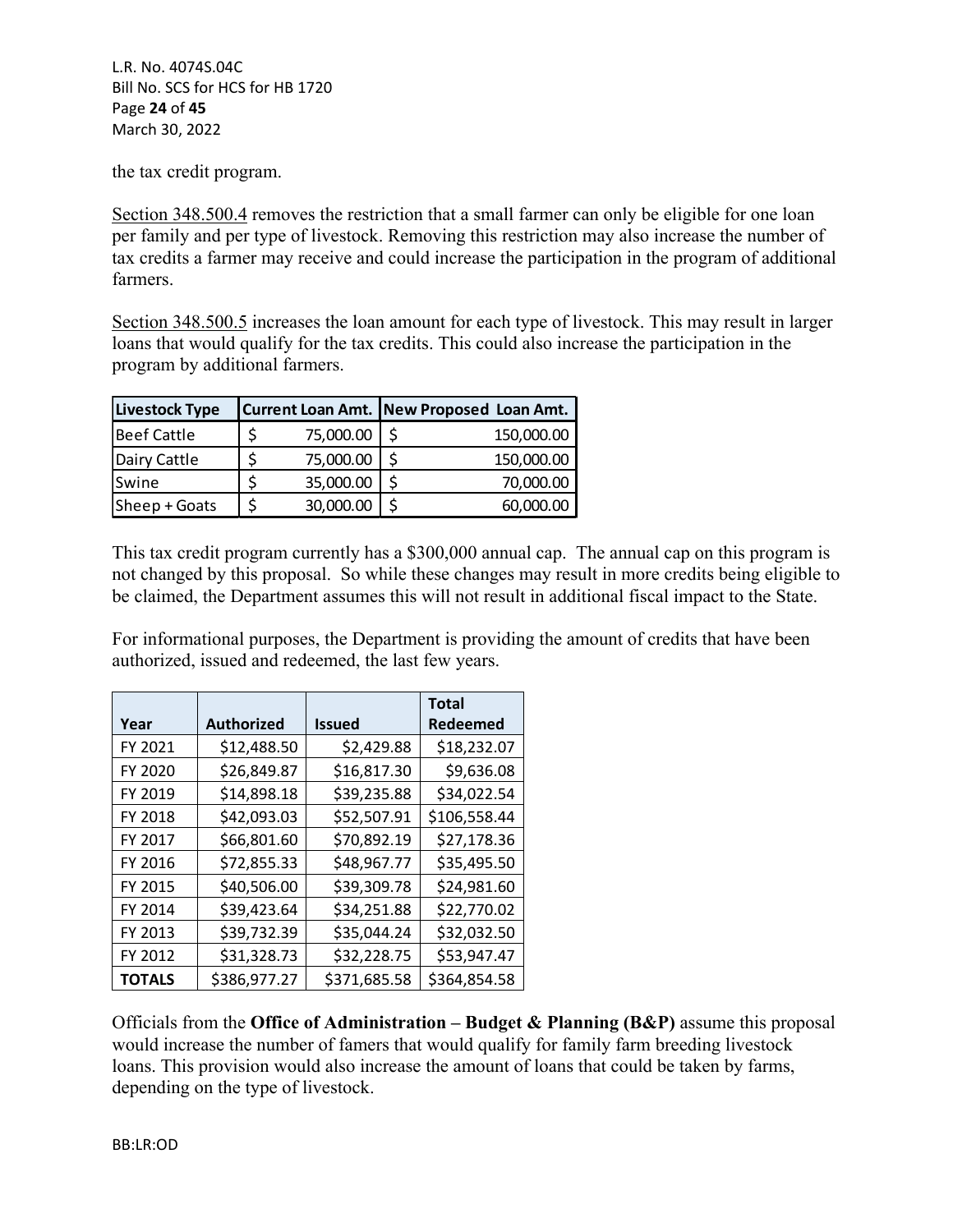the tax credit program.

Section 348.500.4 removes the restriction that a small farmer can only be eligible for one loan per family and per type of livestock. Removing this restriction may also increase the number of tax credits a farmer may receive and could increase the participation in the program of additional farmers.

Section 348.500.5 increases the loan amount for each type of livestock. This may result in larger loans that would qualify for the tax credits. This could also increase the participation in the program by additional farmers.

| Livestock Type | Current Loan Amt. | New Proposed Loan Amt. |
|---|---|---|
| Beef Cattle | $ 75,000.00 | $ 150,000.00 |
| Dairy Cattle | $ 75,000.00 | $ 150,000.00 |
| Swine | $ 35,000.00 | $ 70,000.00 |
| Sheep + Goats | $ 30,000.00 | $ 60,000.00 |

This tax credit program currently has a $300,000 annual cap. The annual cap on this program is not changed by this proposal. So while these changes may result in more credits being eligible to be claimed, the Department assumes this will not result in additional fiscal impact to the State.

For informational purposes, the Department is providing the amount of credits that have been authorized, issued and redeemed, the last few years.

| Year | Authorized | Issued | Total Redeemed |
|---|---|---|---|
| FY 2021 | $12,488.50 | $2,429.88 | $18,232.07 |
| FY 2020 | $26,849.87 | $16,817.30 | $9,636.08 |
| FY 2019 | $14,898.18 | $39,235.88 | $34,022.54 |
| FY 2018 | $42,093.03 | $52,507.91 | $106,558.44 |
| FY 2017 | $66,801.60 | $70,892.19 | $27,178.36 |
| FY 2016 | $72,855.33 | $48,967.77 | $35,495.50 |
| FY 2015 | $40,506.00 | $39,309.78 | $24,981.60 |
| FY 2014 | $39,423.64 | $34,251.88 | $22,770.02 |
| FY 2013 | $39,732.39 | $35,044.24 | $32,032.50 |
| FY 2012 | $31,328.73 | $32,228.75 | $53,947.47 |
| **TOTALS** | $386,977.27 | $371,685.58 | $364,854.58 |

Officials from the **Office of Administration – Budget & Planning (B&P)** assume this proposal would increase the number of famers that would qualify for family farm breeding livestock loans. This provision would also increase the amount of loans that could be taken by farms, depending on the type of livestock.

BB:LR:OD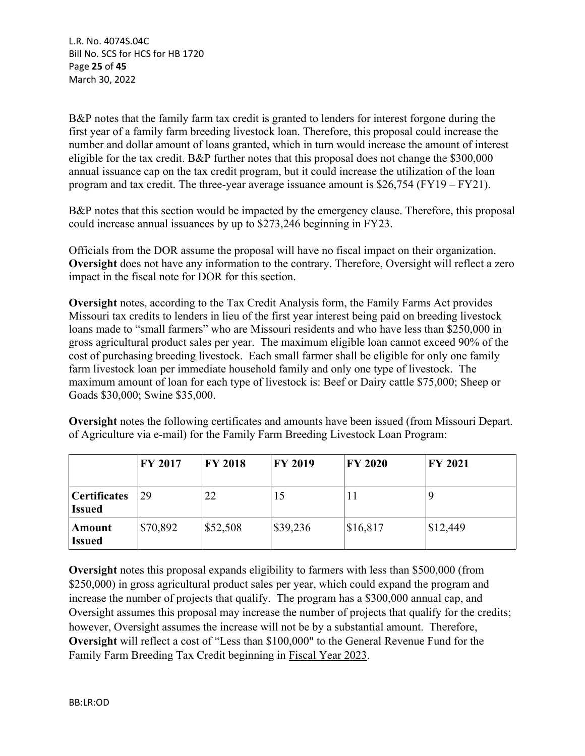B&P notes that the family farm tax credit is granted to lenders for interest forgone during the first year of a family farm breeding livestock loan. Therefore, this proposal could increase the number and dollar amount of loans granted, which in turn would increase the amount of interest eligible for the tax credit. B&P further notes that this proposal does not change the $300,000 annual issuance cap on the tax credit program, but it could increase the utilization of the loan program and tax credit. The three-year average issuance amount is $26,754 (FY19 – FY21).

B&P notes that this section would be impacted by the emergency clause. Therefore, this proposal could increase annual issuances by up to $273,246 beginning in FY23.

Officials from the DOR assume the proposal will have no fiscal impact on their organization. **Oversight** does not have any information to the contrary. Therefore, Oversight will reflect a zero impact in the fiscal note for DOR for this section.

**Oversight** notes, according to the Tax Credit Analysis form, the Family Farms Act provides Missouri tax credits to lenders in lieu of the first year interest being paid on breeding livestock loans made to "small farmers" who are Missouri residents and who have less than $250,000 in gross agricultural product sales per year. The maximum eligible loan cannot exceed 90% of the cost of purchasing breeding livestock. Each small farmer shall be eligible for only one family farm livestock loan per immediate household family and only one type of livestock. The maximum amount of loan for each type of livestock is: Beef or Dairy cattle $75,000; Sheep or Goads $30,000; Swine $35,000.

**Oversight** notes the following certificates and amounts have been issued (from Missouri Depart. of Agriculture via e-mail) for the Family Farm Breeding Livestock Loan Program:

| | **FY 2017** | **FY 2018** | **FY 2019** | **FY 2020** | **FY 2021** |
|---|---|---|---|---|---|
| **Certificates Issued** | 29 | 22 | 15 | 11 | 9 |
| **Amount Issued** | $70,892 | $52,508 | $39,236 | $16,817 | $12,449 |

**Oversight** notes this proposal expands eligibility to farmers with less than $500,000 (from $250,000) in gross agricultural product sales per year, which could expand the program and increase the number of projects that qualify. The program has a $300,000 annual cap, and Oversight assumes this proposal may increase the number of projects that qualify for the credits; however, Oversight assumes the increase will not be by a substantial amount. Therefore, **Oversight** will reflect a cost of "Less than $100,000" to the General Revenue Fund for the Family Farm Breeding Tax Credit beginning in Fiscal Year 2023.

BB:LR:OD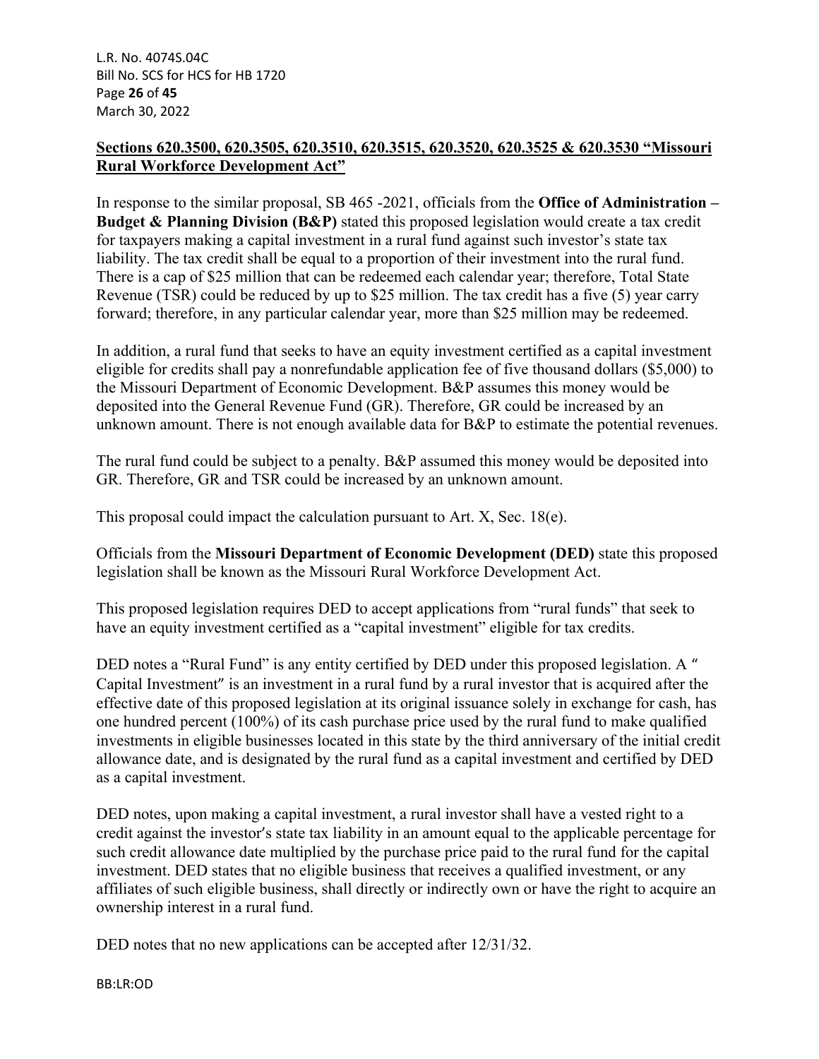**Sections 620.3500, 620.3505, 620.3510, 620.3515, 620.3520, 620.3525 & 620.3530 "Missouri Rural Workforce Development Act"**

In response to the similar proposal, SB 465 -2021, officials from the **Office of Administration – Budget & Planning Division (B&P)** stated this proposed legislation would create a tax credit for taxpayers making a capital investment in a rural fund against such investor's state tax liability. The tax credit shall be equal to a proportion of their investment into the rural fund. There is a cap of $25 million that can be redeemed each calendar year; therefore, Total State Revenue (TSR) could be reduced by up to $25 million. The tax credit has a five (5) year carry forward; therefore, in any particular calendar year, more than $25 million may be redeemed.

In addition, a rural fund that seeks to have an equity investment certified as a capital investment eligible for credits shall pay a nonrefundable application fee of five thousand dollars ($5,000) to the Missouri Department of Economic Development. B&P assumes this money would be deposited into the General Revenue Fund (GR). Therefore, GR could be increased by an unknown amount. There is not enough available data for B&P to estimate the potential revenues.

The rural fund could be subject to a penalty. B&P assumed this money would be deposited into GR. Therefore, GR and TSR could be increased by an unknown amount.

This proposal could impact the calculation pursuant to Art. X, Sec. 18(e).

Officials from the **Missouri Department of Economic Development (DED)** state this proposed legislation shall be known as the Missouri Rural Workforce Development Act.

This proposed legislation requires DED to accept applications from "rural funds" that seek to have an equity investment certified as a "capital investment" eligible for tax credits.

DED notes a "Rural Fund" is any entity certified by DED under this proposed legislation. A " Capital Investment" is an investment in a rural fund by a rural investor that is acquired after the effective date of this proposed legislation at its original issuance solely in exchange for cash, has one hundred percent (100%) of its cash purchase price used by the rural fund to make qualified investments in eligible businesses located in this state by the third anniversary of the initial credit allowance date, and is designated by the rural fund as a capital investment and certified by DED as a capital investment.

DED notes, upon making a capital investment, a rural investor shall have a vested right to a credit against the investor's state tax liability in an amount equal to the applicable percentage for such credit allowance date multiplied by the purchase price paid to the rural fund for the capital investment. DED states that no eligible business that receives a qualified investment, or any affiliates of such eligible business, shall directly or indirectly own or have the right to acquire an ownership interest in a rural fund.

DED notes that no new applications can be accepted after 12/31/32.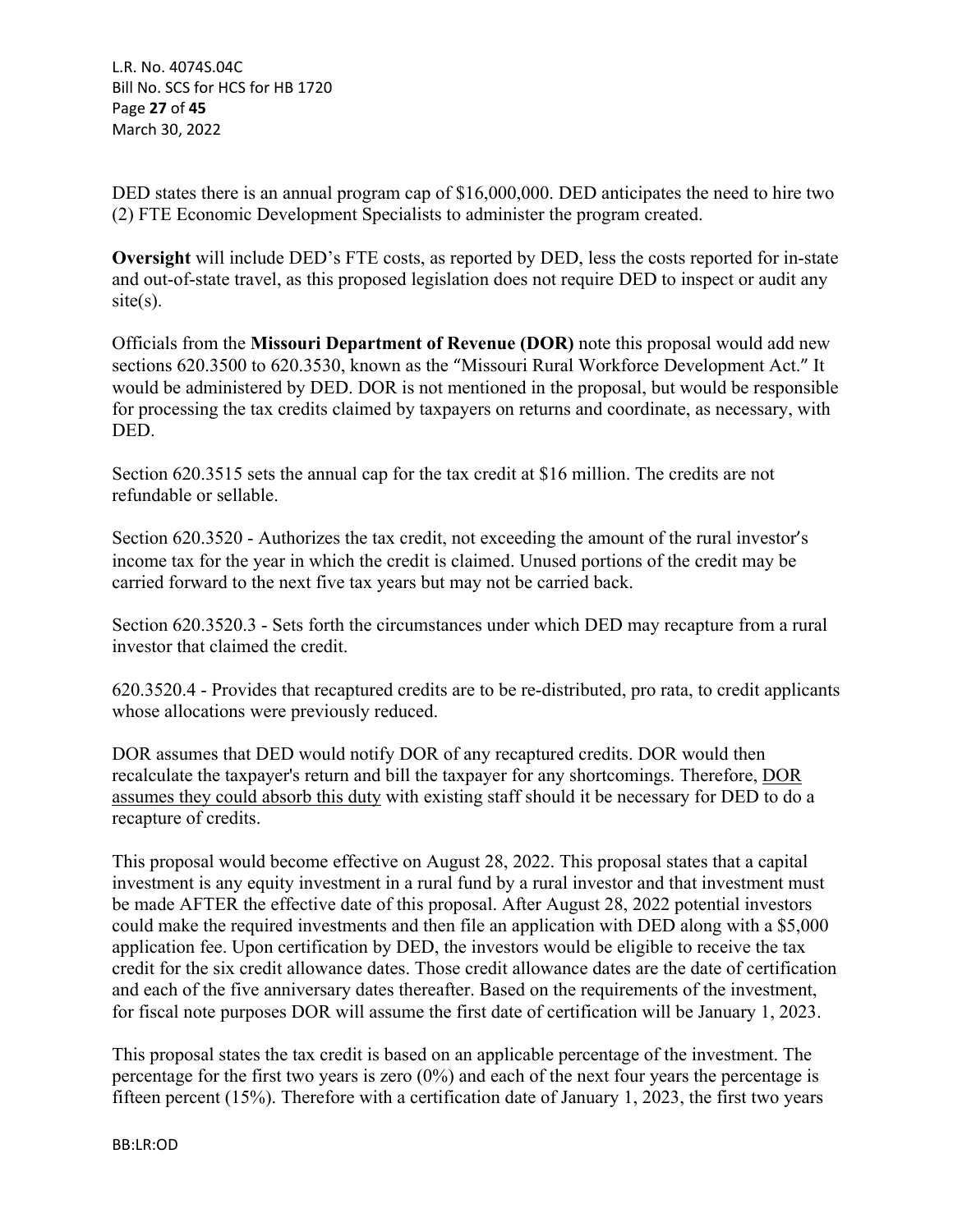DED states there is an annual program cap of $16,000,000. DED anticipates the need to hire two (2) FTE Economic Development Specialists to administer the program created.

**Oversight** will include DED's FTE costs, as reported by DED, less the costs reported for in-state and out-of-state travel, as this proposed legislation does not require DED to inspect or audit any site(s).

Officials from the **Missouri Department of Revenue (DOR)** note this proposal would add new sections 620.3500 to 620.3530, known as the "Missouri Rural Workforce Development Act." It would be administered by DED. DOR is not mentioned in the proposal, but would be responsible for processing the tax credits claimed by taxpayers on returns and coordinate, as necessary, with DED.

Section 620.3515 sets the annual cap for the tax credit at $16 million. The credits are not refundable or sellable.

Section 620.3520 - Authorizes the tax credit, not exceeding the amount of the rural investor's income tax for the year in which the credit is claimed. Unused portions of the credit may be carried forward to the next five tax years but may not be carried back.

Section 620.3520.3 - Sets forth the circumstances under which DED may recapture from a rural investor that claimed the credit.

620.3520.4 - Provides that recaptured credits are to be re-distributed, pro rata, to credit applicants whose allocations were previously reduced.

DOR assumes that DED would notify DOR of any recaptured credits. DOR would then recalculate the taxpayer's return and bill the taxpayer for any shortcomings. Therefore, <u>DOR assumes they could absorb this duty</u> with existing staff should it be necessary for DED to do a recapture of credits.

This proposal would become effective on August 28, 2022. This proposal states that a capital investment is any equity investment in a rural fund by a rural investor and that investment must be made AFTER the effective date of this proposal. After August 28, 2022 potential investors could make the required investments and then file an application with DED along with a $5,000 application fee. Upon certification by DED, the investors would be eligible to receive the tax credit for the six credit allowance dates. Those credit allowance dates are the date of certification and each of the five anniversary dates thereafter. Based on the requirements of the investment, for fiscal note purposes DOR will assume the first date of certification will be January 1, 2023.

This proposal states the tax credit is based on an applicable percentage of the investment. The percentage for the first two years is zero (0%) and each of the next four years the percentage is fifteen percent (15%). Therefore with a certification date of January 1, 2023, the first two years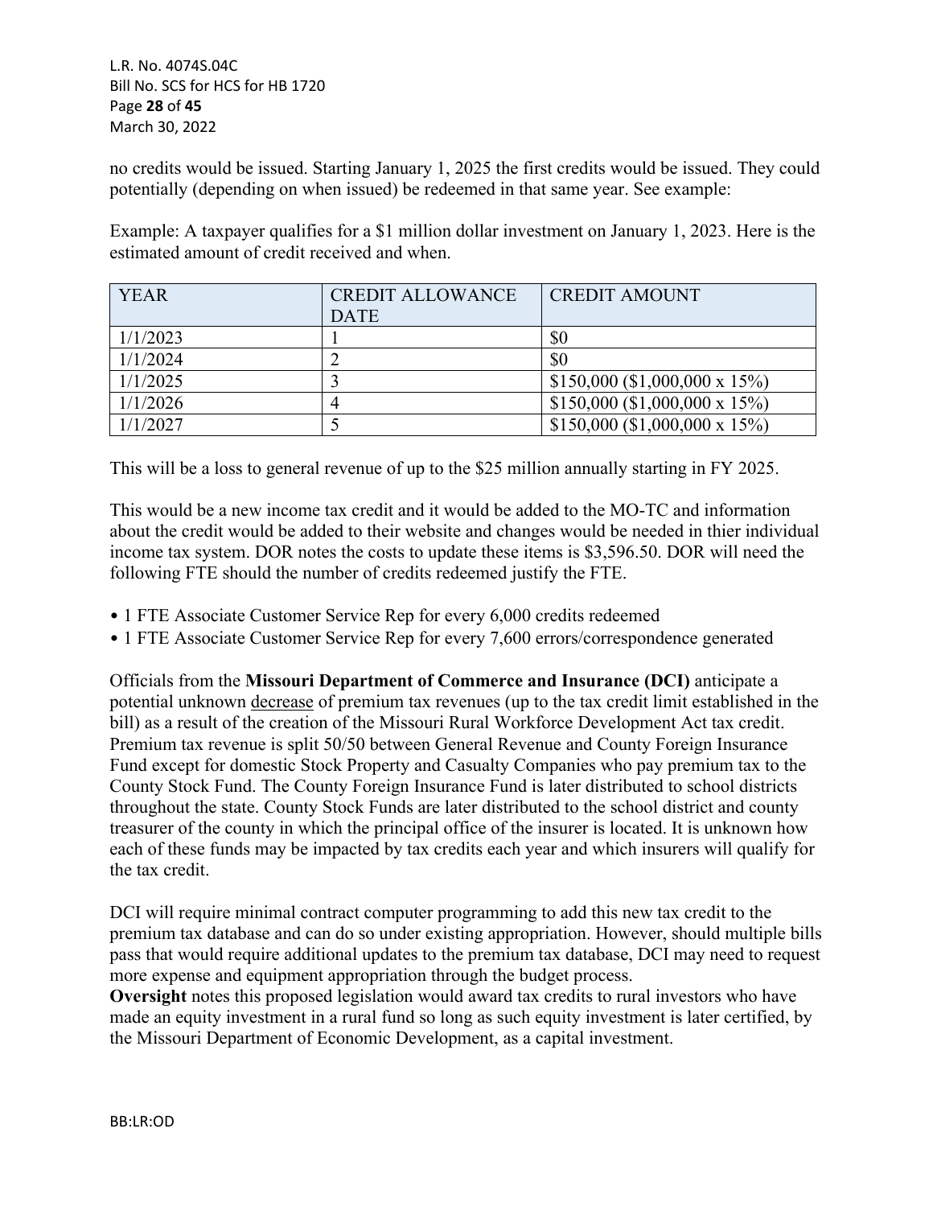no credits would be issued. Starting January 1, 2025 the first credits would be issued. They could potentially (depending on when issued) be redeemed in that same year. See example:

Example: A taxpayer qualifies for a $1 million dollar investment on January 1, 2023. Here is the estimated amount of credit received and when.

| YEAR | CREDIT ALLOWANCE DATE | CREDIT AMOUNT |
|---|---|---|
| 1/1/2023 | 1 | $0 |
| 1/1/2024 | 2 | $0 |
| 1/1/2025 | 3 | $150,000 ($1,000,000 x 15%) |
| 1/1/2026 | 4 | $150,000 ($1,000,000 x 15%) |
| 1/1/2027 | 5 | $150,000 ($1,000,000 x 15%) |

This will be a loss to general revenue of up to the $25 million annually starting in FY 2025.

This would be a new income tax credit and it would be added to the MO-TC and information about the credit would be added to their website and changes would be needed in thier individual income tax system. DOR notes the costs to update these items is $3,596.50. DOR will need the following FTE should the number of credits redeemed justify the FTE.

- 1 FTE Associate Customer Service Rep for every 6,000 credits redeemed
- 1 FTE Associate Customer Service Rep for every 7,600 errors/correspondence generated

Officials from the **Missouri Department of Commerce and Insurance (DCI)** anticipate a potential unknown decrease of premium tax revenues (up to the tax credit limit established in the bill) as a result of the creation of the Missouri Rural Workforce Development Act tax credit. Premium tax revenue is split 50/50 between General Revenue and County Foreign Insurance Fund except for domestic Stock Property and Casualty Companies who pay premium tax to the County Stock Fund. The County Foreign Insurance Fund is later distributed to school districts throughout the state. County Stock Funds are later distributed to the school district and county treasurer of the county in which the principal office of the insurer is located. It is unknown how each of these funds may be impacted by tax credits each year and which insurers will qualify for the tax credit.

DCI will require minimal contract computer programming to add this new tax credit to the premium tax database and can do so under existing appropriation. However, should multiple bills pass that would require additional updates to the premium tax database, DCI may need to request more expense and equipment appropriation through the budget process.

**Oversight** notes this proposed legislation would award tax credits to rural investors who have made an equity investment in a rural fund so long as such equity investment is later certified, by the Missouri Department of Economic Development, as a capital investment.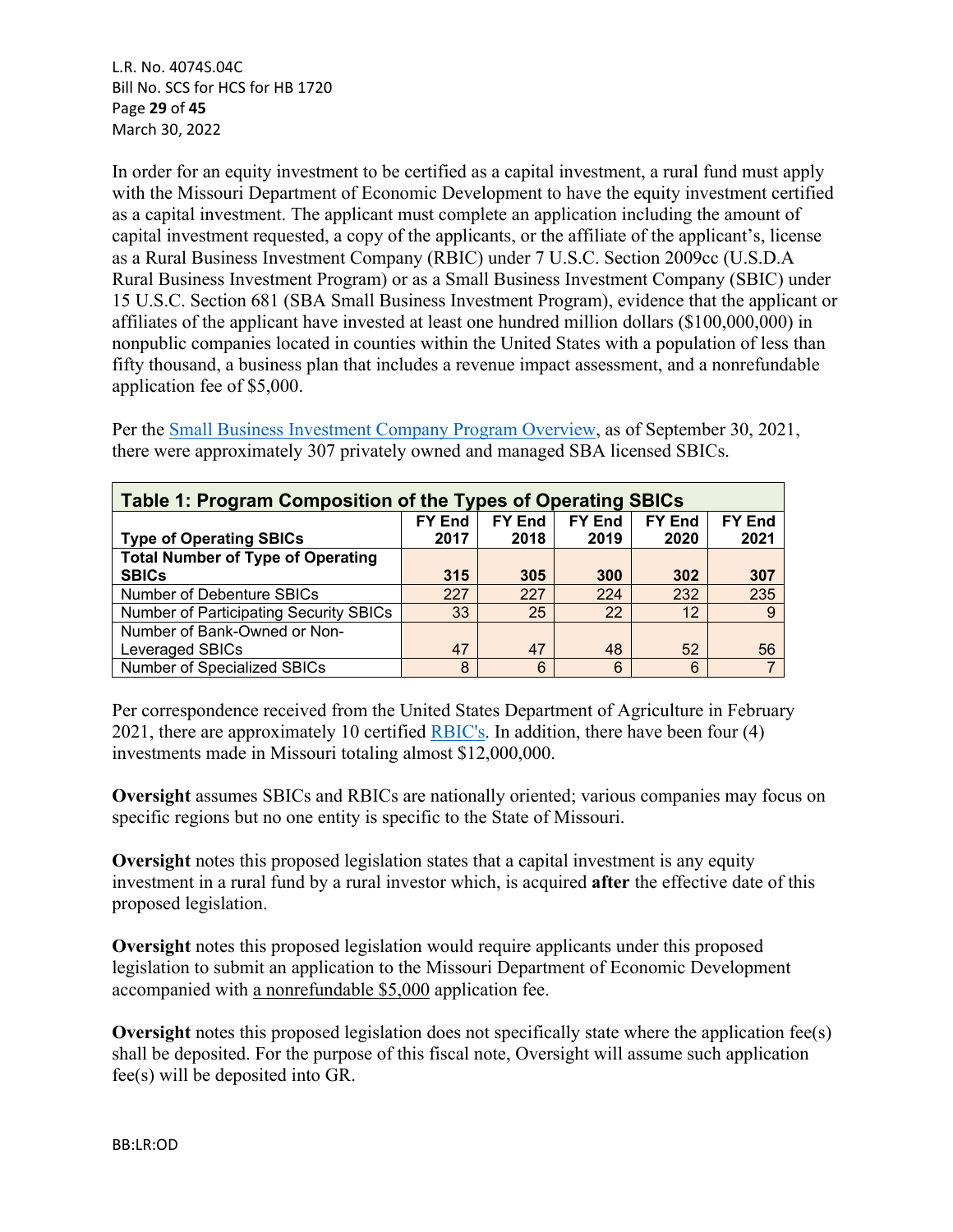In order for an equity investment to be certified as a capital investment, a rural fund must apply with the Missouri Department of Economic Development to have the equity investment certified as a capital investment. The applicant must complete an application including the amount of capital investment requested, a copy of the applicants, or the affiliate of the applicant's, license as a Rural Business Investment Company (RBIC) under 7 U.S.C. Section 2009cc (U.S.D.A Rural Business Investment Program) or as a Small Business Investment Company (SBIC) under 15 U.S.C. Section 681 (SBA Small Business Investment Program), evidence that the applicant or affiliates of the applicant have invested at least one hundred million dollars ($100,000,000) in nonpublic companies located in counties within the United States with a population of less than fifty thousand, a business plan that includes a revenue impact assessment, and a nonrefundable application fee of $5,000.

Per the Small Business Investment Company Program Overview, as of September 30, 2021, there were approximately 307 privately owned and managed SBA licensed SBICs.

**Table 1: Program Composition of the Types of Operating SBICs**

| Type of Operating SBICs | FY End 2017 | FY End 2018 | FY End 2019 | FY End 2020 | FY End 2021 |
|---|---|---|---|---|---|
| **Total Number of Type of Operating SBICs** | **315** | **305** | **300** | **302** | **307** |
| Number of Debenture SBICs | 227 | 227 | 224 | 232 | 235 |
| Number of Participating Security SBICs | 33 | 25 | 22 | 12 | 9 |
| Number of Bank-Owned or Non-Leveraged SBICs | 47 | 47 | 48 | 52 | 56 |
| Number of Specialized SBICs | 8 | 6 | 6 | 6 | 7 |

Per correspondence received from the United States Department of Agriculture in February 2021, there are approximately 10 certified RBIC's. In addition, there have been four (4) investments made in Missouri totaling almost $12,000,000.

**Oversight** assumes SBICs and RBICs are nationally oriented; various companies may focus on specific regions but no one entity is specific to the State of Missouri.

**Oversight** notes this proposed legislation states that a capital investment is any equity investment in a rural fund by a rural investor which, is acquired **after** the effective date of this proposed legislation.

**Oversight** notes this proposed legislation would require applicants under this proposed legislation to submit an application to the Missouri Department of Economic Development accompanied with a nonrefundable $5,000 application fee.

**Oversight** notes this proposed legislation does not specifically state where the application fee(s) shall be deposited. For the purpose of this fiscal note, Oversight will assume such application fee(s) will be deposited into GR.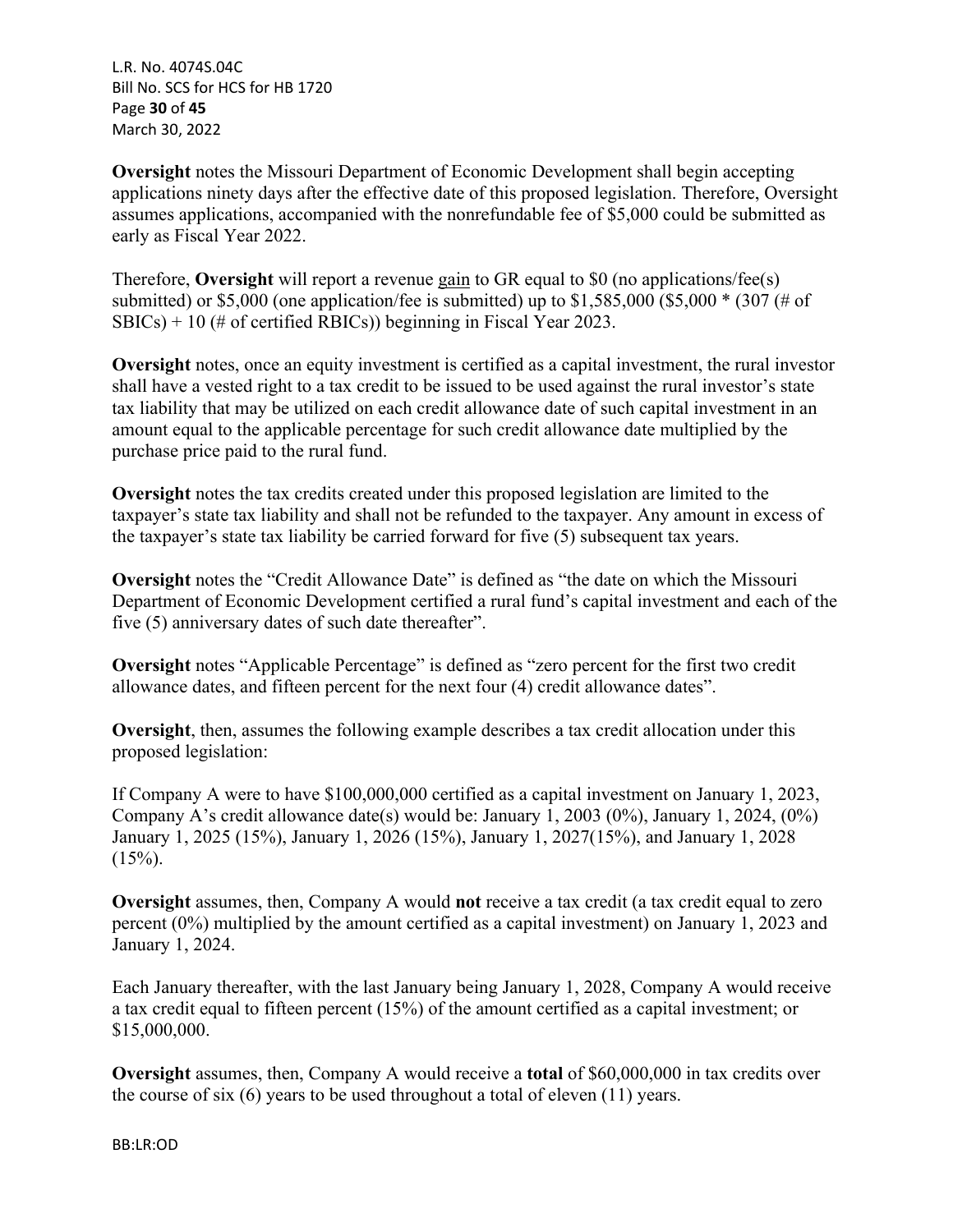**Oversight** notes the Missouri Department of Economic Development shall begin accepting applications ninety days after the effective date of this proposed legislation. Therefore, Oversight assumes applications, accompanied with the nonrefundable fee of $5,000 could be submitted as early as Fiscal Year 2022.

Therefore, **Oversight** will report a revenue gain to GR equal to $0 (no applications/fee(s) submitted) or $5,000 (one application/fee is submitted) up to $1,585,000 ($5,000 * (307 (# of SBICs) + 10 (# of certified RBICs)) beginning in Fiscal Year 2023.

**Oversight** notes, once an equity investment is certified as a capital investment, the rural investor shall have a vested right to a tax credit to be issued to be used against the rural investor's state tax liability that may be utilized on each credit allowance date of such capital investment in an amount equal to the applicable percentage for such credit allowance date multiplied by the purchase price paid to the rural fund.

**Oversight** notes the tax credits created under this proposed legislation are limited to the taxpayer's state tax liability and shall not be refunded to the taxpayer. Any amount in excess of the taxpayer's state tax liability be carried forward for five (5) subsequent tax years.

**Oversight** notes the "Credit Allowance Date" is defined as "the date on which the Missouri Department of Economic Development certified a rural fund's capital investment and each of the five (5) anniversary dates of such date thereafter".

**Oversight** notes "Applicable Percentage" is defined as "zero percent for the first two credit allowance dates, and fifteen percent for the next four (4) credit allowance dates".

**Oversight**, then, assumes the following example describes a tax credit allocation under this proposed legislation:

If Company A were to have $100,000,000 certified as a capital investment on January 1, 2023, Company A's credit allowance date(s) would be: January 1, 2003 (0%), January 1, 2024, (0%) January 1, 2025 (15%), January 1, 2026 (15%), January 1, 2027(15%), and January 1, 2028 (15%).

**Oversight** assumes, then, Company A would **not** receive a tax credit (a tax credit equal to zero percent (0%) multiplied by the amount certified as a capital investment) on January 1, 2023 and January 1, 2024.

Each January thereafter, with the last January being January 1, 2028, Company A would receive a tax credit equal to fifteen percent (15%) of the amount certified as a capital investment; or $15,000,000.

**Oversight** assumes, then, Company A would receive a **total** of $60,000,000 in tax credits over the course of six (6) years to be used throughout a total of eleven (11) years.

BB:LR:OD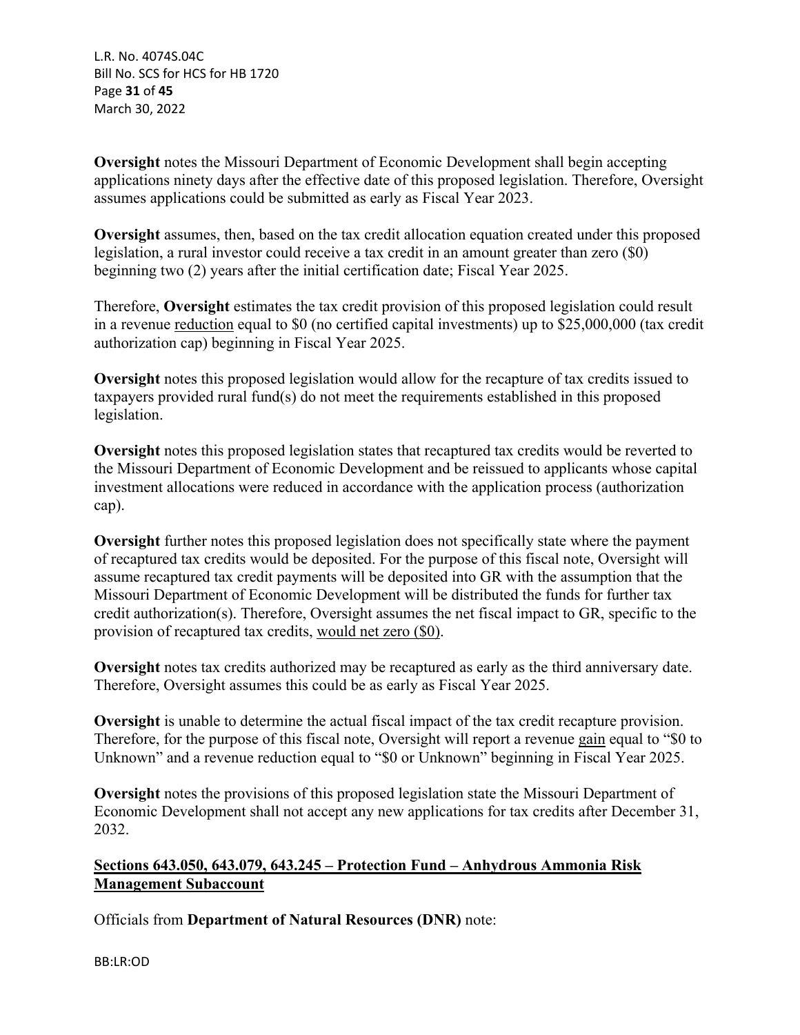**Oversight** notes the Missouri Department of Economic Development shall begin accepting applications ninety days after the effective date of this proposed legislation. Therefore, Oversight assumes applications could be submitted as early as Fiscal Year 2023.

**Oversight** assumes, then, based on the tax credit allocation equation created under this proposed legislation, a rural investor could receive a tax credit in an amount greater than zero ($0) beginning two (2) years after the initial certification date; Fiscal Year 2025.

Therefore, **Oversight** estimates the tax credit provision of this proposed legislation could result in a revenue reduction equal to $0 (no certified capital investments) up to $25,000,000 (tax credit authorization cap) beginning in Fiscal Year 2025.

**Oversight** notes this proposed legislation would allow for the recapture of tax credits issued to taxpayers provided rural fund(s) do not meet the requirements established in this proposed legislation.

**Oversight** notes this proposed legislation states that recaptured tax credits would be reverted to the Missouri Department of Economic Development and be reissued to applicants whose capital investment allocations were reduced in accordance with the application process (authorization cap).

**Oversight** further notes this proposed legislation does not specifically state where the payment of recaptured tax credits would be deposited. For the purpose of this fiscal note, Oversight will assume recaptured tax credit payments will be deposited into GR with the assumption that the Missouri Department of Economic Development will be distributed the funds for further tax credit authorization(s). Therefore, Oversight assumes the net fiscal impact to GR, specific to the provision of recaptured tax credits, would net zero ($0).

**Oversight** notes tax credits authorized may be recaptured as early as the third anniversary date. Therefore, Oversight assumes this could be as early as Fiscal Year 2025.

**Oversight** is unable to determine the actual fiscal impact of the tax credit recapture provision. Therefore, for the purpose of this fiscal note, Oversight will report a revenue gain equal to "$0 to Unknown" and a revenue reduction equal to "$0 or Unknown" beginning in Fiscal Year 2025.

**Oversight** notes the provisions of this proposed legislation state the Missouri Department of Economic Development shall not accept any new applications for tax credits after December 31, 2032.

**Sections 643.050, 643.079, 643.245 – Protection Fund – Anhydrous Ammonia Risk Management Subaccount**

Officials from **Department of Natural Resources (DNR)** note: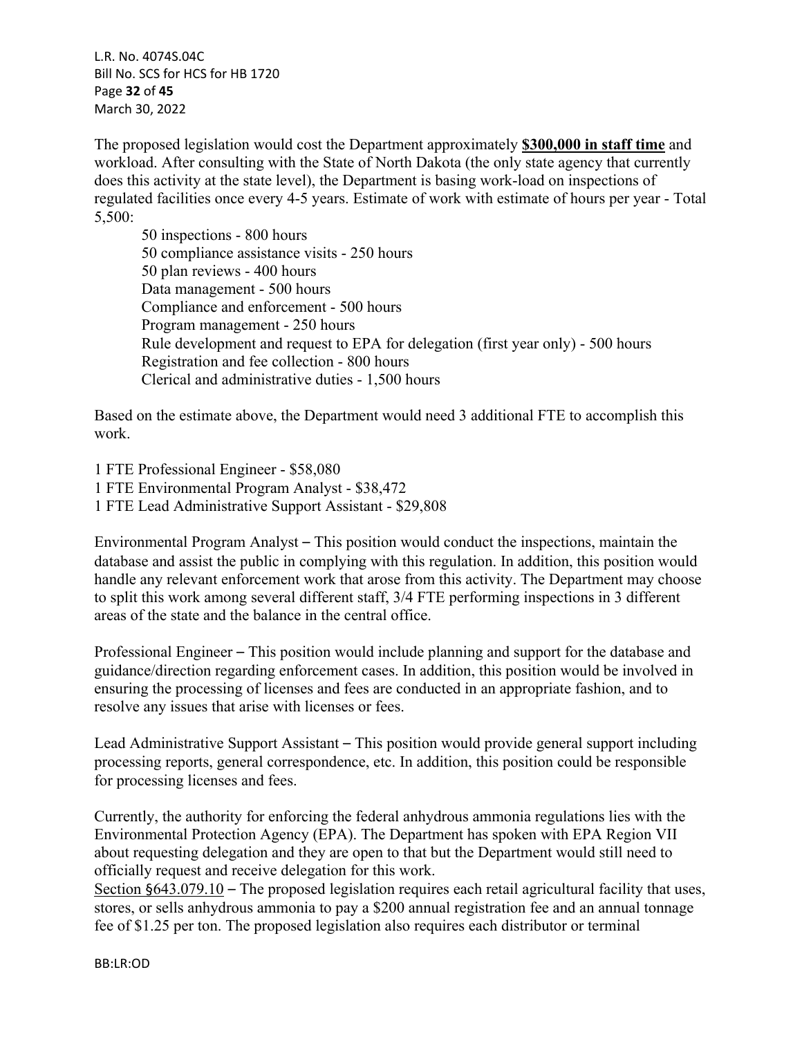The proposed legislation would cost the Department approximately **<u>$300,000 in staff time</u>** and workload. After consulting with the State of North Dakota (the only state agency that currently does this activity at the state level), the Department is basing work-load on inspections of regulated facilities once every 4-5 years. Estimate of work with estimate of hours per year - Total 5,500:

- 50 inspections - 800 hours
- 50 compliance assistance visits - 250 hours
- 50 plan reviews - 400 hours
- Data management - 500 hours
- Compliance and enforcement - 500 hours
- Program management - 250 hours
- Rule development and request to EPA for delegation (first year only) - 500 hours
- Registration and fee collection - 800 hours
- Clerical and administrative duties - 1,500 hours

Based on the estimate above, the Department would need 3 additional FTE to accomplish this work.

1 FTE Professional Engineer - $58,080
1 FTE Environmental Program Analyst - $38,472
1 FTE Lead Administrative Support Assistant - $29,808

Environmental Program Analyst – This position would conduct the inspections, maintain the database and assist the public in complying with this regulation. In addition, this position would handle any relevant enforcement work that arose from this activity. The Department may choose to split this work among several different staff, 3/4 FTE performing inspections in 3 different areas of the state and the balance in the central office.

Professional Engineer – This position would include planning and support for the database and guidance/direction regarding enforcement cases. In addition, this position would be involved in ensuring the processing of licenses and fees are conducted in an appropriate fashion, and to resolve any issues that arise with licenses or fees.

Lead Administrative Support Assistant – This position would provide general support including processing reports, general correspondence, etc. In addition, this position could be responsible for processing licenses and fees.

Currently, the authority for enforcing the federal anhydrous ammonia regulations lies with the Environmental Protection Agency (EPA). The Department has spoken with EPA Region VII about requesting delegation and they are open to that but the Department would still need to officially request and receive delegation for this work.
<u>Section §643.079.10</u> – The proposed legislation requires each retail agricultural facility that uses, stores, or sells anhydrous ammonia to pay a $200 annual registration fee and an annual tonnage fee of $1.25 per ton. The proposed legislation also requires each distributor or terminal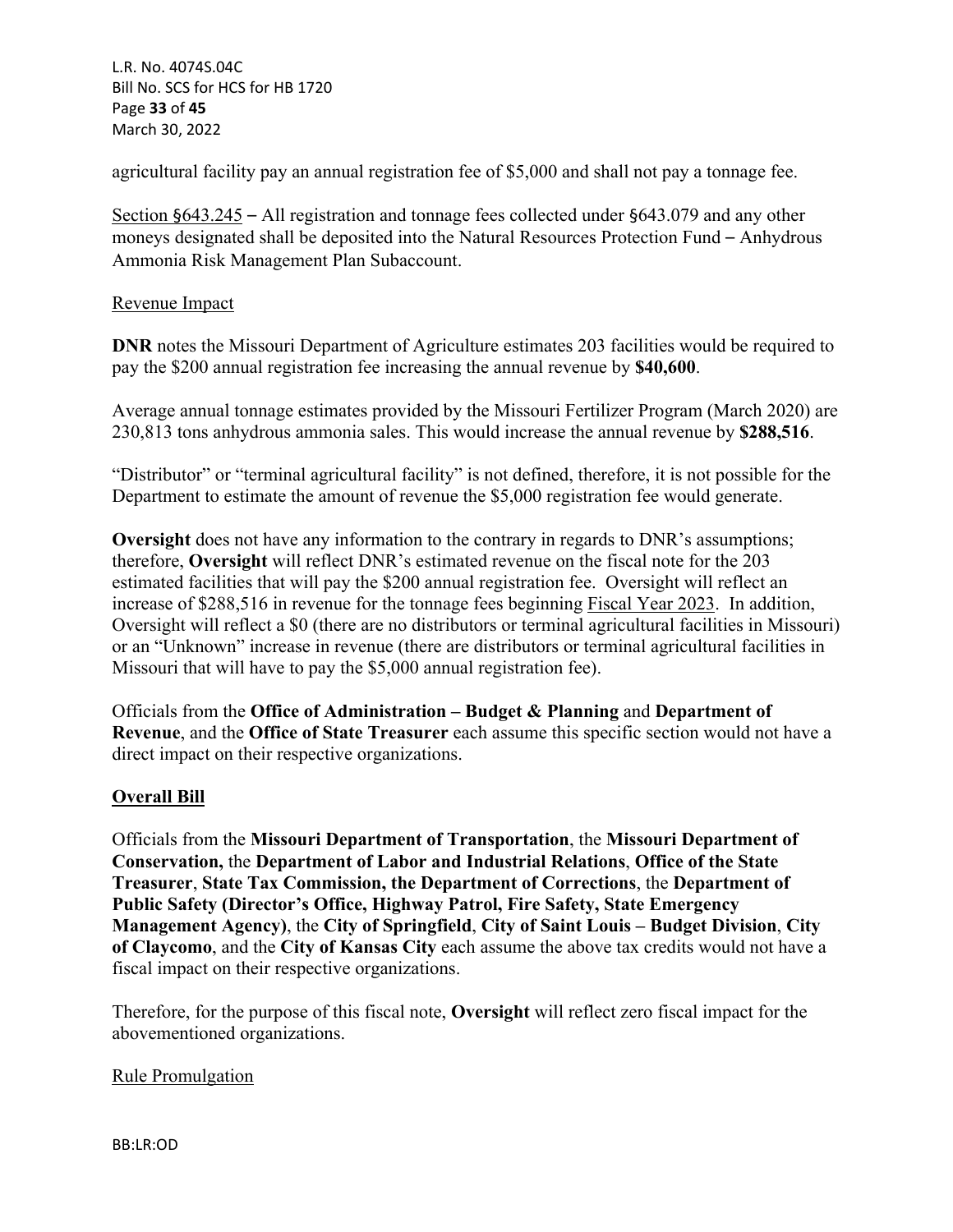agricultural facility pay an annual registration fee of $5,000 and shall not pay a tonnage fee.

Section §643.245 – All registration and tonnage fees collected under §643.079 and any other moneys designated shall be deposited into the Natural Resources Protection Fund – Anhydrous Ammonia Risk Management Plan Subaccount.

Revenue Impact

**DNR** notes the Missouri Department of Agriculture estimates 203 facilities would be required to pay the $200 annual registration fee increasing the annual revenue by **$40,600**.

Average annual tonnage estimates provided by the Missouri Fertilizer Program (March 2020) are 230,813 tons anhydrous ammonia sales. This would increase the annual revenue by **$288,516**.

"Distributor" or "terminal agricultural facility" is not defined, therefore, it is not possible for the Department to estimate the amount of revenue the $5,000 registration fee would generate.

**Oversight** does not have any information to the contrary in regards to DNR's assumptions; therefore, **Oversight** will reflect DNR's estimated revenue on the fiscal note for the 203 estimated facilities that will pay the $200 annual registration fee. Oversight will reflect an increase of $288,516 in revenue for the tonnage fees beginning Fiscal Year 2023. In addition, Oversight will reflect a $0 (there are no distributors or terminal agricultural facilities in Missouri) or an "Unknown" increase in revenue (there are distributors or terminal agricultural facilities in Missouri that will have to pay the $5,000 annual registration fee).

Officials from the **Office of Administration – Budget & Planning** and **Department of Revenue**, and the **Office of State Treasurer** each assume this specific section would not have a direct impact on their respective organizations.

**Overall Bill**

Officials from the **Missouri Department of Transportation**, the **Missouri Department of Conservation,** the **Department of Labor and Industrial Relations**, **Office of the State Treasurer**, **State Tax Commission, the Department of Corrections**, the **Department of Public Safety (Director's Office, Highway Patrol, Fire Safety, State Emergency Management Agency)**, the **City of Springfield**, **City of Saint Louis – Budget Division**, **City of Claycomo**, and the **City of Kansas City** each assume the above tax credits would not have a fiscal impact on their respective organizations.

Therefore, for the purpose of this fiscal note, **Oversight** will reflect zero fiscal impact for the abovementioned organizations.

Rule Promulgation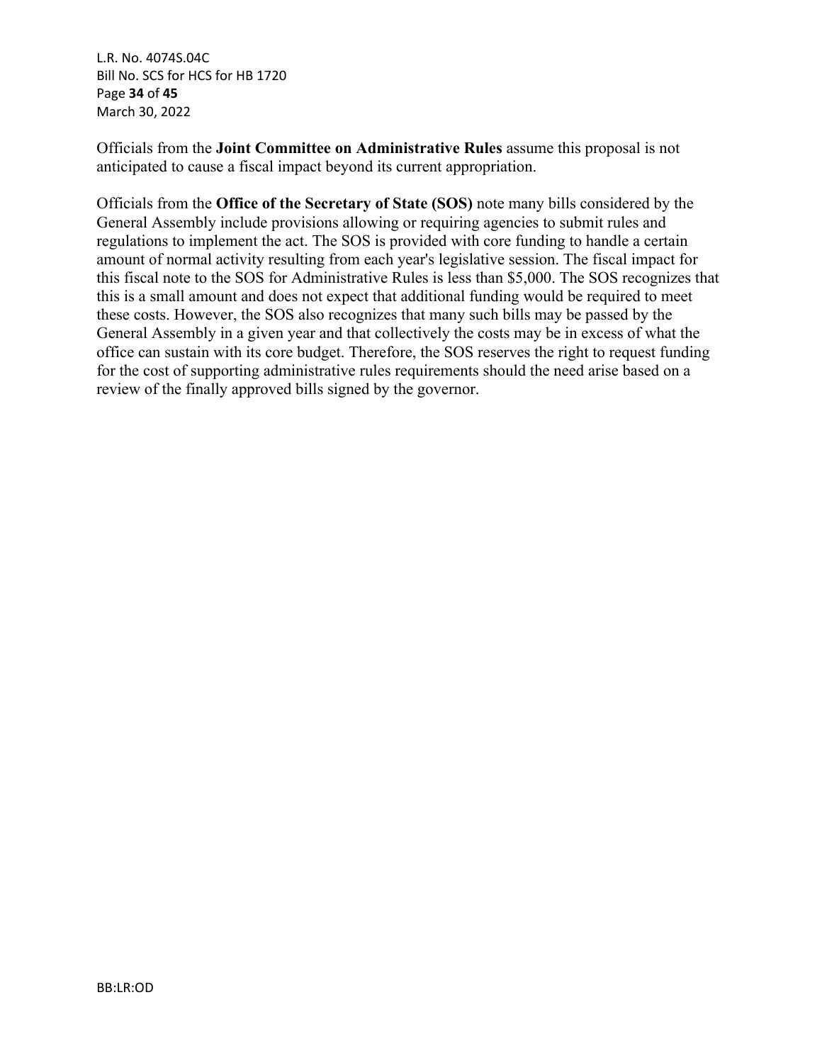Officials from the **Joint Committee on Administrative Rules** assume this proposal is not anticipated to cause a fiscal impact beyond its current appropriation.

Officials from the **Office of the Secretary of State (SOS)** note many bills considered by the General Assembly include provisions allowing or requiring agencies to submit rules and regulations to implement the act. The SOS is provided with core funding to handle a certain amount of normal activity resulting from each year's legislative session. The fiscal impact for this fiscal note to the SOS for Administrative Rules is less than $5,000. The SOS recognizes that this is a small amount and does not expect that additional funding would be required to meet these costs. However, the SOS also recognizes that many such bills may be passed by the General Assembly in a given year and that collectively the costs may be in excess of what the office can sustain with its core budget. Therefore, the SOS reserves the right to request funding for the cost of supporting administrative rules requirements should the need arise based on a review of the finally approved bills signed by the governor.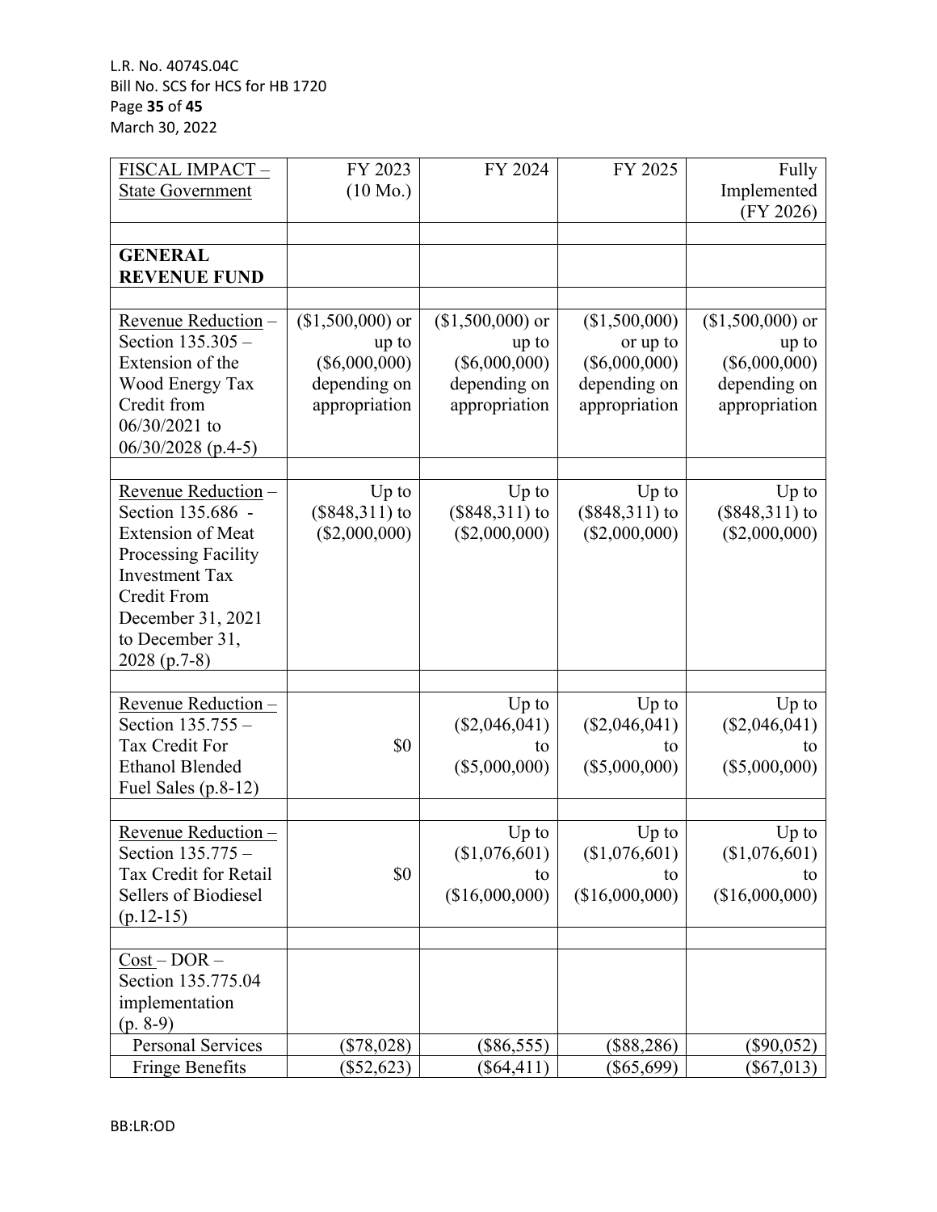| FISCAL IMPACT – State Government | FY 2023 (10 Mo.) | FY 2024 | FY 2025 | Fully Implemented (FY 2026) |
|---|---|---|---|---|
| | | | | |
| **GENERAL REVENUE FUND** | | | | |
| | | | | |
| Revenue Reduction – Section 135.305 – Extension of the Wood Energy Tax Credit from 06/30/2021 to 06/30/2028 (p.4-5) | ($1,500,000) or up to ($6,000,000) depending on appropriation | ($1,500,000) or up to ($6,000,000) depending on appropriation | ($1,500,000) or up to ($6,000,000) depending on appropriation | ($1,500,000) or up to ($6,000,000) depending on appropriation |
| | | | | |
| Revenue Reduction – Section 135.686 - Extension of Meat Processing Facility Investment Tax Credit From December 31, 2021 to December 31, 2028 (p.7-8) | Up to ($848,311) to ($2,000,000) | Up to ($848,311) to ($2,000,000) | Up to ($848,311) to ($2,000,000) | Up to ($848,311) to ($2,000,000) |
| | | | | |
| Revenue Reduction – Section 135.755 – Tax Credit For Ethanol Blended Fuel Sales (p.8-12) | $0 | Up to ($2,046,041) to ($5,000,000) | Up to ($2,046,041) to ($5,000,000) | Up to ($2,046,041) to ($5,000,000) |
| | | | | |
| Revenue Reduction – Section 135.775 – Tax Credit for Retail Sellers of Biodiesel (p.12-15) | $0 | Up to ($1,076,601) to ($16,000,000) | Up to ($1,076,601) to ($16,000,000) | Up to ($1,076,601) to ($16,000,000) |
| | | | | |
| Cost – DOR – Section 135.775.04 implementation (p. 8-9) | | | | |
| Personal Services | ($78,028) | ($86,555) | ($88,286) | ($90,052) |
| Fringe Benefits | ($52,623) | ($64,411) | ($65,699) | ($67,013) |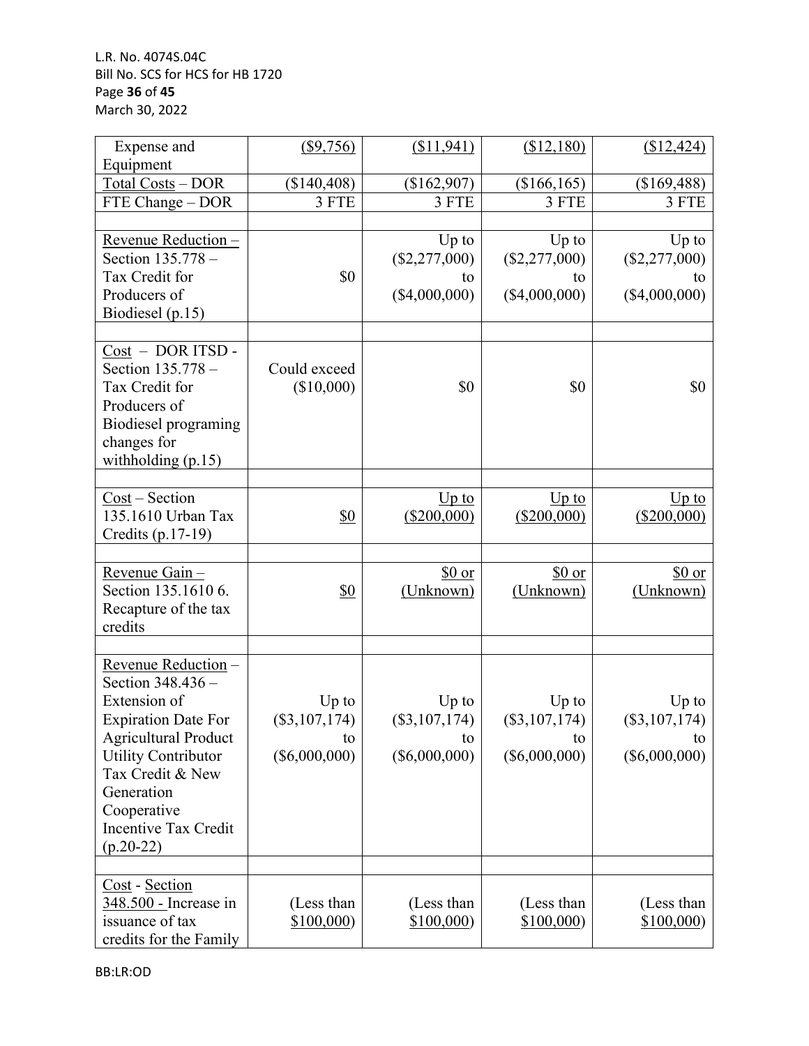| | | | | |
|---|---|---|---|---|
| Expense and Equipment | ($9,756) | ($11,941) | ($12,180) | ($12,424) |
| Total Costs – DOR | ($140,408) | ($162,907) | ($166,165) | ($169,488) |
| FTE Change – DOR | 3 FTE | 3 FTE | 3 FTE | 3 FTE |
| | | | | |
| Revenue Reduction – Section 135.778 – Tax Credit for Producers of Biodiesel (p.15) | $0 | Up to ($2,277,000) to ($4,000,000) | Up to ($2,277,000) to ($4,000,000) | Up to ($2,277,000) to ($4,000,000) |
| | | | | |
| Cost – DOR ITSD - Section 135.778 – Tax Credit for Producers of Biodiesel programing changes for withholding (p.15) | Could exceed ($10,000) | $0 | $0 | $0 |
| | | | | |
| Cost – Section 135.1610 Urban Tax Credits (p.17-19) | $0 | Up to ($200,000) | Up to ($200,000) | Up to ($200,000) |
| | | | | |
| Revenue Gain – Section 135.1610 6. Recapture of the tax credits | $0 | $0 or (Unknown) | $0 or (Unknown) | $0 or (Unknown) |
| | | | | |
| Revenue Reduction – Section 348.436 – Extension of Expiration Date For Agricultural Product Utility Contributor Tax Credit & New Generation Cooperative Incentive Tax Credit (p.20-22) | Up to ($3,107,174) to ($6,000,000) | Up to ($3,107,174) to ($6,000,000) | Up to ($3,107,174) to ($6,000,000) | Up to ($3,107,174) to ($6,000,000) |
| | | | | |
| Cost - Section 348.500 - Increase in issuance of tax credits for the Family | (Less than $100,000) | (Less than $100,000) | (Less than $100,000) | (Less than $100,000) |

BB:LR:OD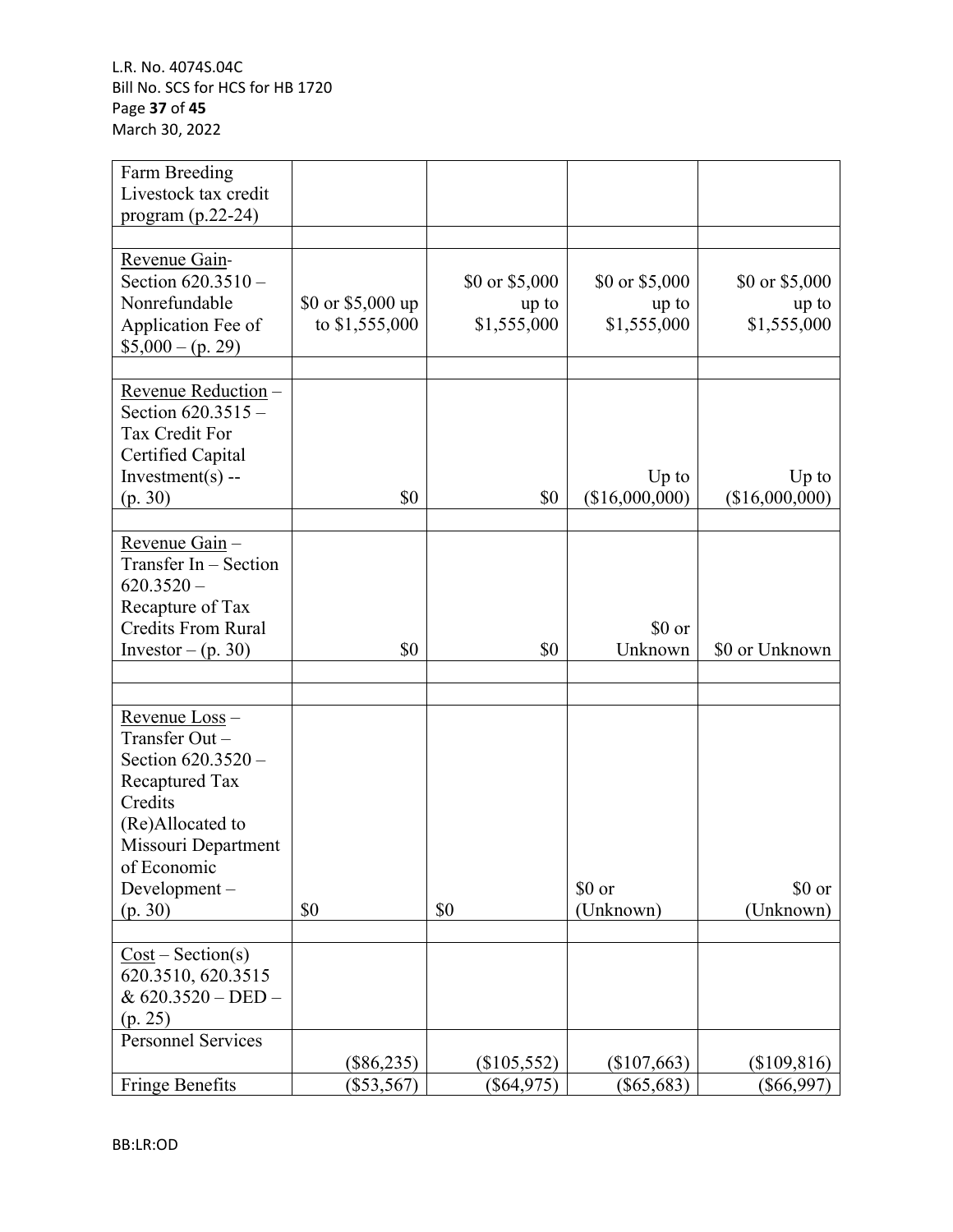| | | | | |
|---|---|---|---|---|
| Farm Breeding Livestock tax credit program (p.22-24) | | | | |
| | | | | |
| Revenue Gain- Section 620.3510 – Nonrefundable Application Fee of $5,000 – (p. 29) | $0 or $5,000 up to $1,555,000 | $0 or $5,000 up to $1,555,000 | $0 or $5,000 up to $1,555,000 | $0 or $5,000 up to $1,555,000 |
| | | | | |
| Revenue Reduction – Section 620.3515 – Tax Credit For Certified Capital Investment(s) -- (p. 30) | $0 | $0 | Up to ($16,000,000) | Up to ($16,000,000) |
| | | | | |
| Revenue Gain – Transfer In – Section 620.3520 – Recapture of Tax Credits From Rural Investor – (p. 30) | $0 | $0 | $0 or Unknown | $0 or Unknown |
| | | | | |
| | | | | |
| Revenue Loss – Transfer Out – Section 620.3520 – Recaptured Tax Credits (Re)Allocated to Missouri Department of Economic Development – (p. 30) | $0 | $0 | $0 or (Unknown) | $0 or (Unknown) |
| | | | | |
| Cost – Section(s) 620.3510, 620.3515 & 620.3520 – DED – (p. 25) | | | | |
| Personnel Services | ($86,235) | ($105,552) | ($107,663) | ($109,816) |
| Fringe Benefits | ($53,567) | ($64,975) | ($65,683) | ($66,997) |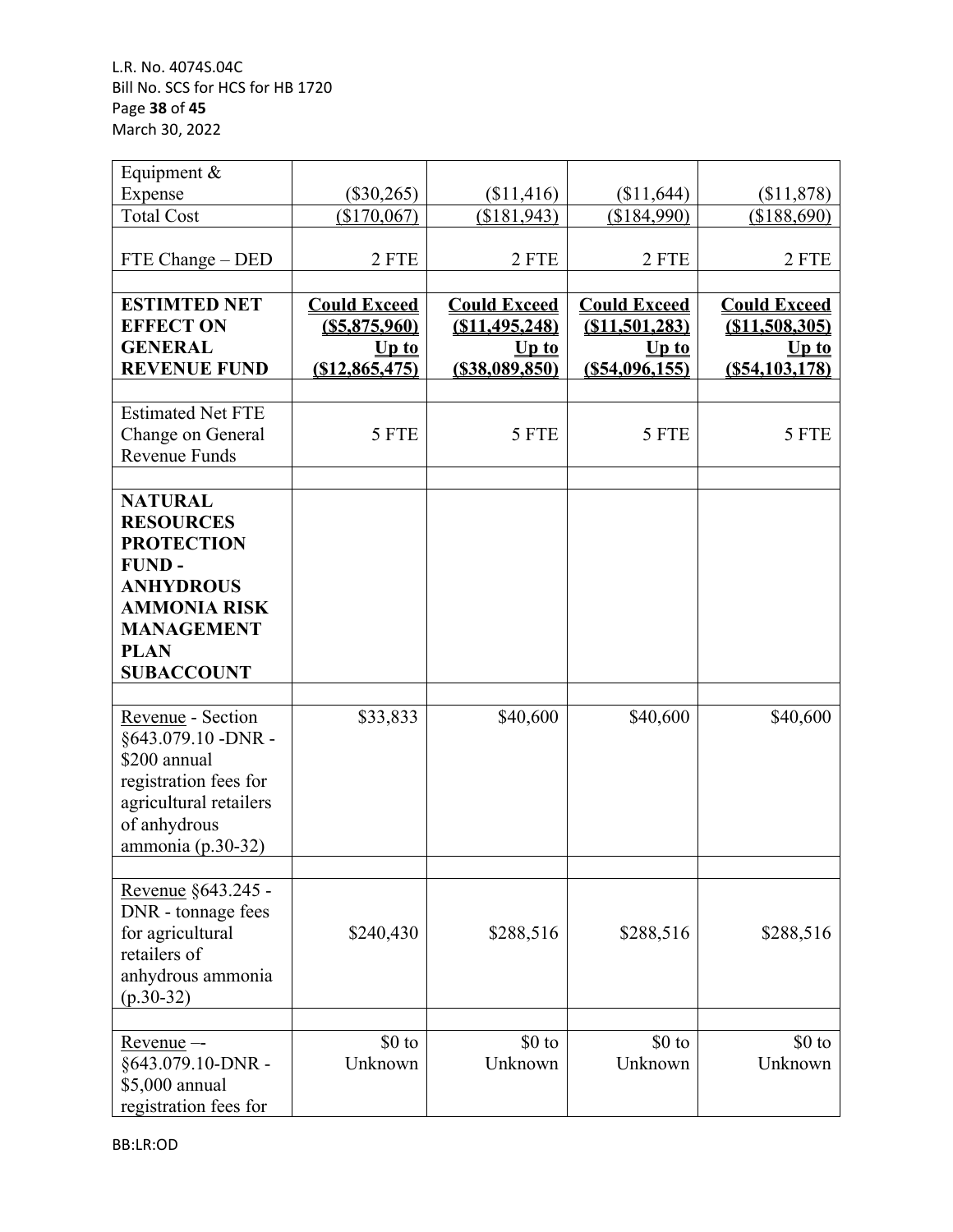| | | | | |
|---|---|---|---|---|
| Equipment & Expense | ($30,265) | ($11,416) | ($11,644) | ($11,878) |
| Total Cost | <u>($170,067)</u> | <u>($181,943)</u> | <u>($184,990)</u> | <u>($188,690)</u> |
| FTE Change – DED | 2 FTE | 2 FTE | 2 FTE | 2 FTE |
| | | | | |
| **ESTIMTED NET EFFECT ON GENERAL REVENUE FUND** | **<u>Could Exceed ($5,875,960) Up to ($12,865,475)</u>** | **<u>Could Exceed ($11,495,248) Up to ($38,089,850)</u>** | **<u>Could Exceed ($11,501,283) Up to ($54,096,155)</u>** | **<u>Could Exceed ($11,508,305) Up to ($54,103,178)</u>** |
| | | | | |
| Estimated Net FTE Change on General Revenue Funds | 5 FTE | 5 FTE | 5 FTE | 5 FTE |
| | | | | |
| **NATURAL RESOURCES PROTECTION FUND - ANHYDROUS AMMONIA RISK MANAGEMENT PLAN SUBACCOUNT** | | | | |
| | | | | |
| <u>Revenue</u> - Section §643.079.10 -DNR - $200 annual registration fees for agricultural retailers of anhydrous ammonia (p.30-32) | $33,833 | $40,600 | $40,600 | $40,600 |
| | | | | |
| <u>Revenue</u> §643.245 - DNR - tonnage fees for agricultural retailers of anhydrous ammonia (p.30-32) | $240,430 | $288,516 | $288,516 | $288,516 |
| | | | | |
| <u>Revenue</u> –- §643.079.10-DNR - $5,000 annual registration fees for | $0 to Unknown | $0 to Unknown | $0 to Unknown | $0 to Unknown |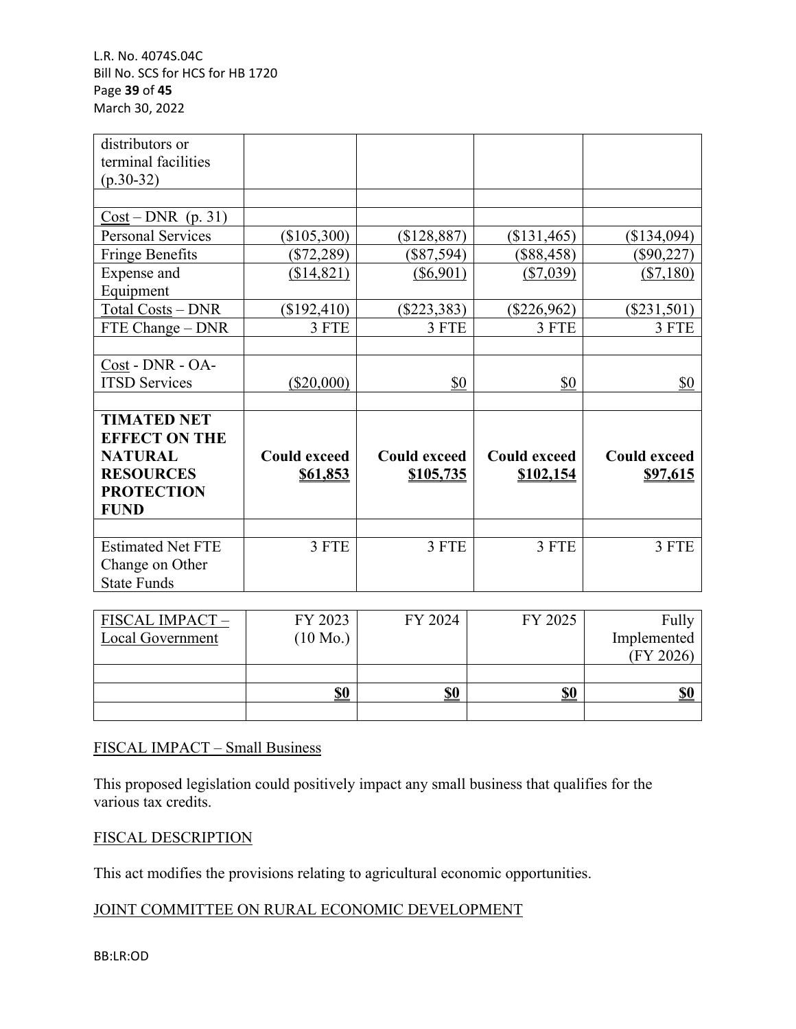| distributors or terminal facilities (p.30-32) | | | | |
|---|---|---|---|---|
| | | | | |
| Cost – DNR (p. 31) | | | | |
| Personal Services | ($105,300) | ($128,887) | ($131,465) | ($134,094) |
| Fringe Benefits | ($72,289) | ($87,594) | ($88,458) | ($90,227) |
| Expense and Equipment | ($14,821) | ($6,901) | ($7,039) | ($7,180) |
| Total Costs – DNR | ($192,410) | ($223,383) | ($226,962) | ($231,501) |
| FTE Change – DNR | 3 FTE | 3 FTE | 3 FTE | 3 FTE |
| | | | | |
| Cost - DNR - OA-ITSD Services | ($20,000) | $0 | $0 | $0 |
| | | | | |
| **TIMATED NET EFFECT ON THE NATURAL RESOURCES PROTECTION FUND** | **Could exceed $61,853** | **Could exceed $105,735** | **Could exceed $102,154** | **Could exceed $97,615** |
| | | | | |
| Estimated Net FTE Change on Other State Funds | 3 FTE | 3 FTE | 3 FTE | 3 FTE |

| FISCAL IMPACT – Local Government | FY 2023 (10 Mo.) | FY 2024 | FY 2025 | Fully Implemented (FY 2026) |
|---|---|---|---|---|
| | | | | |
| | **$0** | **$0** | **$0** | **$0** |
| | | | | |

FISCAL IMPACT – Small Business

This proposed legislation could positively impact any small business that qualifies for the various tax credits.

FISCAL DESCRIPTION

This act modifies the provisions relating to agricultural economic opportunities.

JOINT COMMITTEE ON RURAL ECONOMIC DEVELOPMENT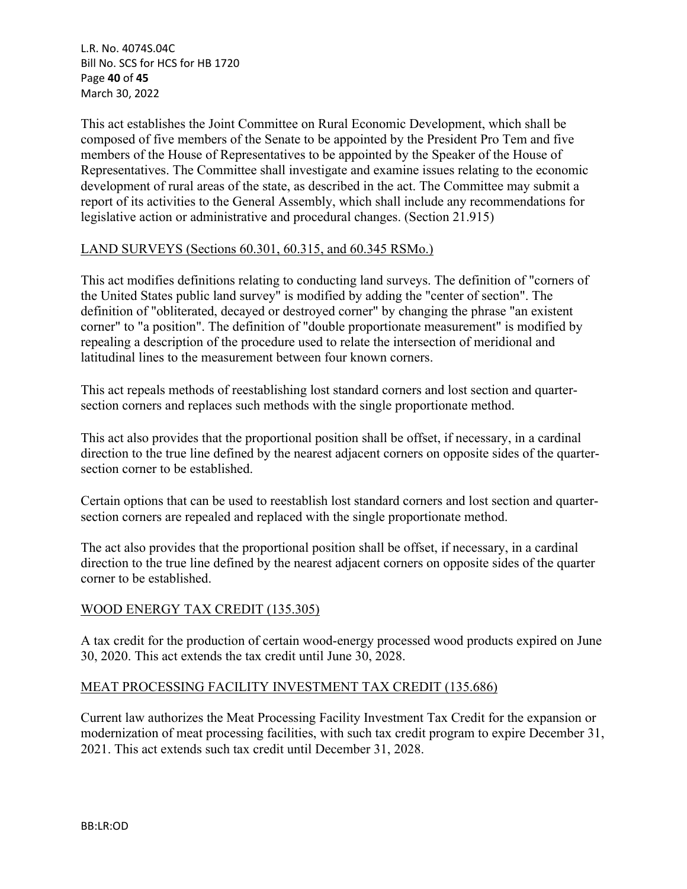This act establishes the Joint Committee on Rural Economic Development, which shall be composed of five members of the Senate to be appointed by the President Pro Tem and five members of the House of Representatives to be appointed by the Speaker of the House of Representatives. The Committee shall investigate and examine issues relating to the economic development of rural areas of the state, as described in the act. The Committee may submit a report of its activities to the General Assembly, which shall include any recommendations for legislative action or administrative and procedural changes. (Section 21.915)

LAND SURVEYS (Sections 60.301, 60.315, and 60.345 RSMo.)

This act modifies definitions relating to conducting land surveys. The definition of "corners of the United States public land survey" is modified by adding the "center of section". The definition of "obliterated, decayed or destroyed corner" by changing the phrase "an existent corner" to "a position". The definition of "double proportionate measurement" is modified by repealing a description of the procedure used to relate the intersection of meridional and latitudinal lines to the measurement between four known corners.

This act repeals methods of reestablishing lost standard corners and lost section and quarter-section corners and replaces such methods with the single proportionate method.

This act also provides that the proportional position shall be offset, if necessary, in a cardinal direction to the true line defined by the nearest adjacent corners on opposite sides of the quarter-section corner to be established.

Certain options that can be used to reestablish lost standard corners and lost section and quarter-section corners are repealed and replaced with the single proportionate method.

The act also provides that the proportional position shall be offset, if necessary, in a cardinal direction to the true line defined by the nearest adjacent corners on opposite sides of the quarter corner to be established.

WOOD ENERGY TAX CREDIT (135.305)

A tax credit for the production of certain wood-energy processed wood products expired on June 30, 2020. This act extends the tax credit until June 30, 2028.

MEAT PROCESSING FACILITY INVESTMENT TAX CREDIT (135.686)

Current law authorizes the Meat Processing Facility Investment Tax Credit for the expansion or modernization of meat processing facilities, with such tax credit program to expire December 31, 2021. This act extends such tax credit until December 31, 2028.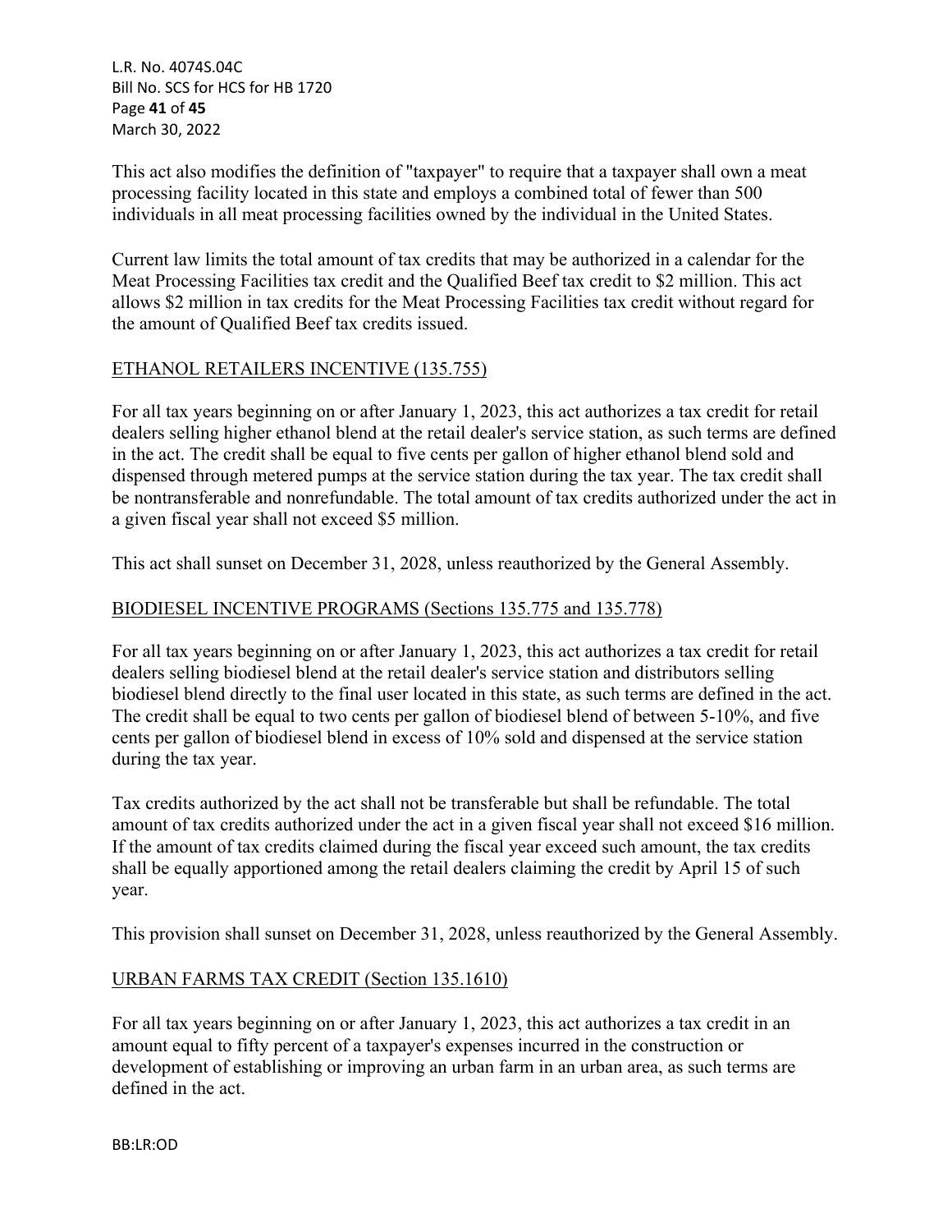This act also modifies the definition of "taxpayer" to require that a taxpayer shall own a meat processing facility located in this state and employs a combined total of fewer than 500 individuals in all meat processing facilities owned by the individual in the United States.

Current law limits the total amount of tax credits that may be authorized in a calendar for the Meat Processing Facilities tax credit and the Qualified Beef tax credit to $2 million. This act allows $2 million in tax credits for the Meat Processing Facilities tax credit without regard for the amount of Qualified Beef tax credits issued.

## ETHANOL RETAILERS INCENTIVE (135.755)

For all tax years beginning on or after January 1, 2023, this act authorizes a tax credit for retail dealers selling higher ethanol blend at the retail dealer's service station, as such terms are defined in the act. The credit shall be equal to five cents per gallon of higher ethanol blend sold and dispensed through metered pumps at the service station during the tax year. The tax credit shall be nontransferable and nonrefundable. The total amount of tax credits authorized under the act in a given fiscal year shall not exceed $5 million.

This act shall sunset on December 31, 2028, unless reauthorized by the General Assembly.

## BIODIESEL INCENTIVE PROGRAMS (Sections 135.775 and 135.778)

For all tax years beginning on or after January 1, 2023, this act authorizes a tax credit for retail dealers selling biodiesel blend at the retail dealer's service station and distributors selling biodiesel blend directly to the final user located in this state, as such terms are defined in the act. The credit shall be equal to two cents per gallon of biodiesel blend of between 5-10%, and five cents per gallon of biodiesel blend in excess of 10% sold and dispensed at the service station during the tax year.

Tax credits authorized by the act shall not be transferable but shall be refundable. The total amount of tax credits authorized under the act in a given fiscal year shall not exceed $16 million. If the amount of tax credits claimed during the fiscal year exceed such amount, the tax credits shall be equally apportioned among the retail dealers claiming the credit by April 15 of such year.

This provision shall sunset on December 31, 2028, unless reauthorized by the General Assembly.

## URBAN FARMS TAX CREDIT (Section 135.1610)

For all tax years beginning on or after January 1, 2023, this act authorizes a tax credit in an amount equal to fifty percent of a taxpayer's expenses incurred in the construction or development of establishing or improving an urban farm in an urban area, as such terms are defined in the act.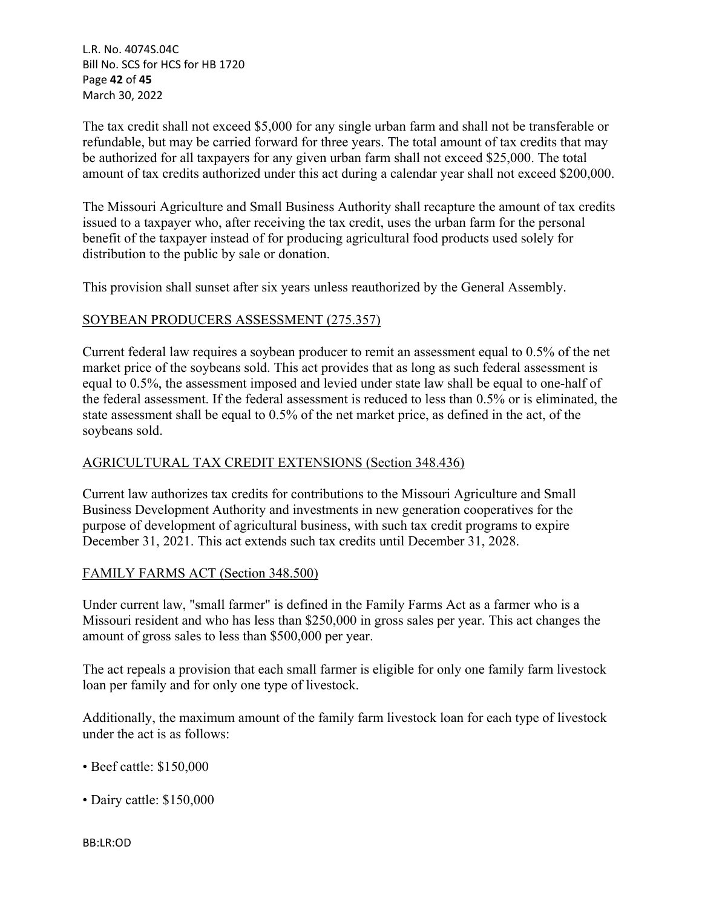The tax credit shall not exceed $5,000 for any single urban farm and shall not be transferable or refundable, but may be carried forward for three years. The total amount of tax credits that may be authorized for all taxpayers for any given urban farm shall not exceed $25,000. The total amount of tax credits authorized under this act during a calendar year shall not exceed $200,000.

The Missouri Agriculture and Small Business Authority shall recapture the amount of tax credits issued to a taxpayer who, after receiving the tax credit, uses the urban farm for the personal benefit of the taxpayer instead of for producing agricultural food products used solely for distribution to the public by sale or donation.

This provision shall sunset after six years unless reauthorized by the General Assembly.

<u>SOYBEAN PRODUCERS ASSESSMENT (275.357)</u>

Current federal law requires a soybean producer to remit an assessment equal to 0.5% of the net market price of the soybeans sold. This act provides that as long as such federal assessment is equal to 0.5%, the assessment imposed and levied under state law shall be equal to one-half of the federal assessment. If the federal assessment is reduced to less than 0.5% or is eliminated, the state assessment shall be equal to 0.5% of the net market price, as defined in the act, of the soybeans sold.

<u>AGRICULTURAL TAX CREDIT EXTENSIONS (Section 348.436)</u>

Current law authorizes tax credits for contributions to the Missouri Agriculture and Small Business Development Authority and investments in new generation cooperatives for the purpose of development of agricultural business, with such tax credit programs to expire December 31, 2021. This act extends such tax credits until December 31, 2028.

<u>FAMILY FARMS ACT (Section 348.500)</u>

Under current law, "small farmer" is defined in the Family Farms Act as a farmer who is a Missouri resident and who has less than $250,000 in gross sales per year. This act changes the amount of gross sales to less than $500,000 per year.

The act repeals a provision that each small farmer is eligible for only one family farm livestock loan per family and for only one type of livestock.

Additionally, the maximum amount of the family farm livestock loan for each type of livestock under the act is as follows:

- Beef cattle: $150,000
- Dairy cattle: $150,000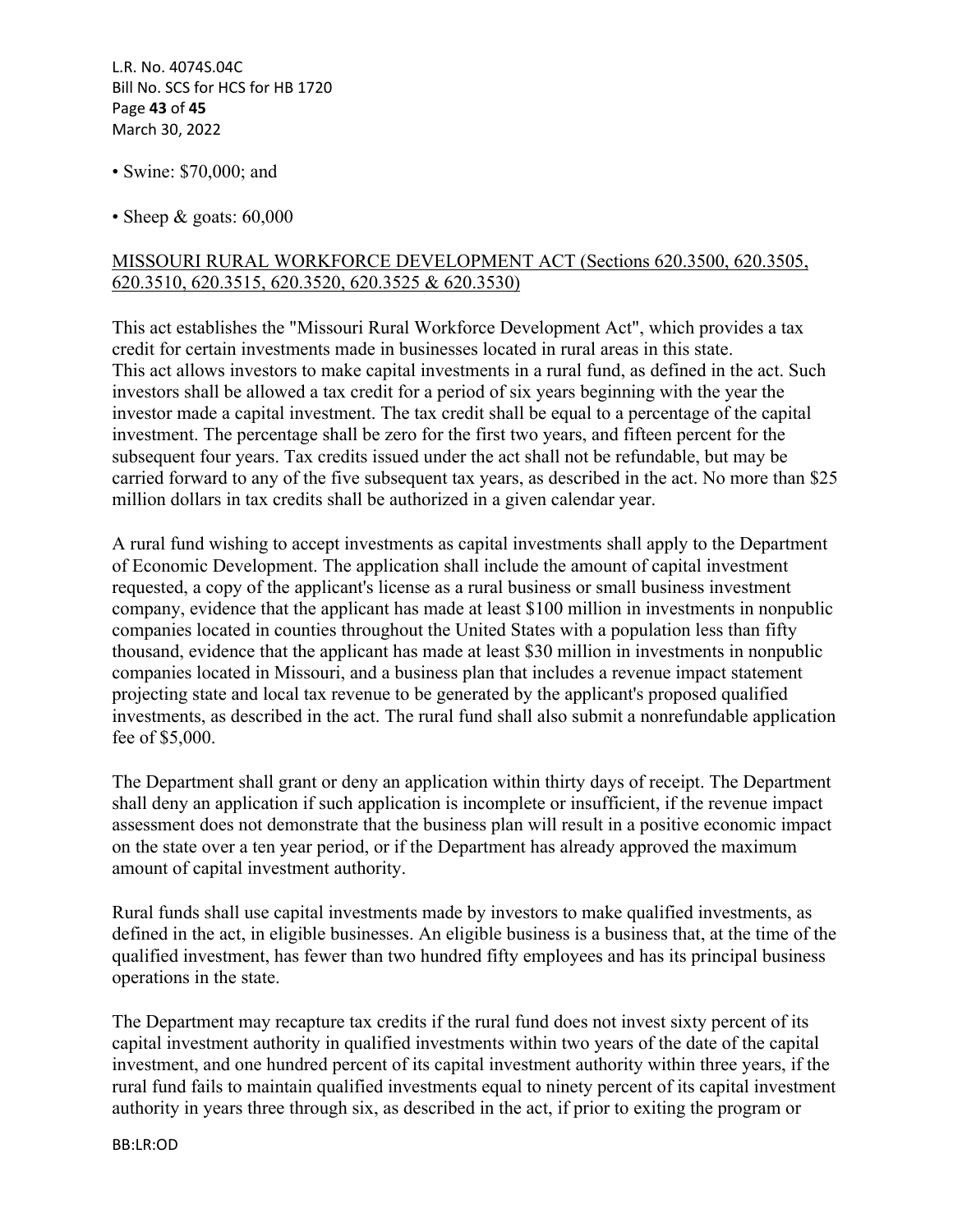- Swine: $70,000; and

- Sheep & goats: 60,000

<u>MISSOURI RURAL WORKFORCE DEVELOPMENT ACT (Sections 620.3500, 620.3505, 620.3510, 620.3515, 620.3520, 620.3525 & 620.3530)</u>

This act establishes the "Missouri Rural Workforce Development Act", which provides a tax credit for certain investments made in businesses located in rural areas in this state. This act allows investors to make capital investments in a rural fund, as defined in the act. Such investors shall be allowed a tax credit for a period of six years beginning with the year the investor made a capital investment. The tax credit shall be equal to a percentage of the capital investment. The percentage shall be zero for the first two years, and fifteen percent for the subsequent four years. Tax credits issued under the act shall not be refundable, but may be carried forward to any of the five subsequent tax years, as described in the act. No more than $25 million dollars in tax credits shall be authorized in a given calendar year.

A rural fund wishing to accept investments as capital investments shall apply to the Department of Economic Development. The application shall include the amount of capital investment requested, a copy of the applicant's license as a rural business or small business investment company, evidence that the applicant has made at least $100 million in investments in nonpublic companies located in counties throughout the United States with a population less than fifty thousand, evidence that the applicant has made at least $30 million in investments in nonpublic companies located in Missouri, and a business plan that includes a revenue impact statement projecting state and local tax revenue to be generated by the applicant's proposed qualified investments, as described in the act. The rural fund shall also submit a nonrefundable application fee of $5,000.

The Department shall grant or deny an application within thirty days of receipt. The Department shall deny an application if such application is incomplete or insufficient, if the revenue impact assessment does not demonstrate that the business plan will result in a positive economic impact on the state over a ten year period, or if the Department has already approved the maximum amount of capital investment authority.

Rural funds shall use capital investments made by investors to make qualified investments, as defined in the act, in eligible businesses. An eligible business is a business that, at the time of the qualified investment, has fewer than two hundred fifty employees and has its principal business operations in the state.

The Department may recapture tax credits if the rural fund does not invest sixty percent of its capital investment authority in qualified investments within two years of the date of the capital investment, and one hundred percent of its capital investment authority within three years, if the rural fund fails to maintain qualified investments equal to ninety percent of its capital investment authority in years three through six, as described in the act, if prior to exiting the program or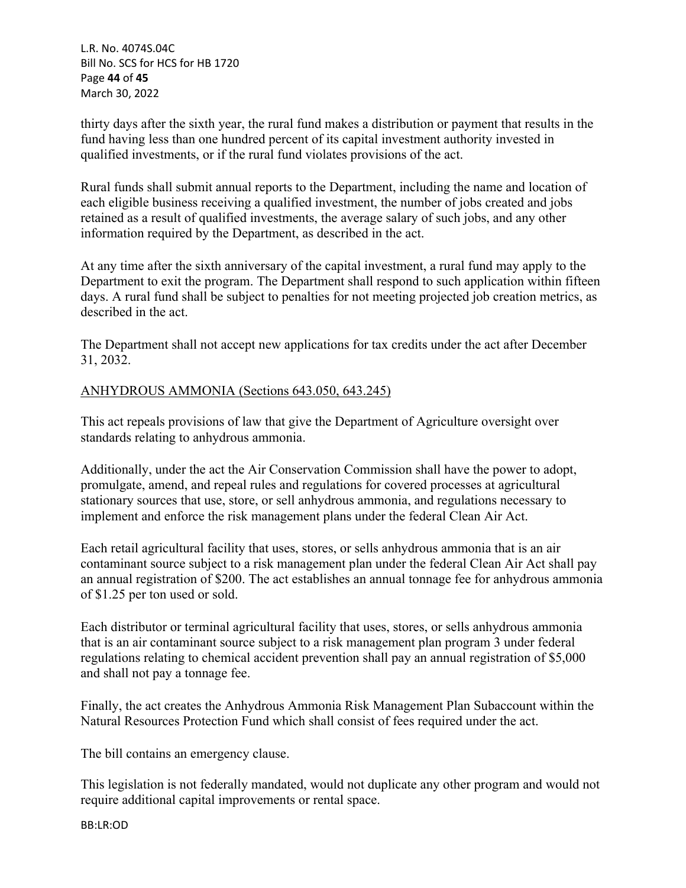thirty days after the sixth year, the rural fund makes a distribution or payment that results in the fund having less than one hundred percent of its capital investment authority invested in qualified investments, or if the rural fund violates provisions of the act.

Rural funds shall submit annual reports to the Department, including the name and location of each eligible business receiving a qualified investment, the number of jobs created and jobs retained as a result of qualified investments, the average salary of such jobs, and any other information required by the Department, as described in the act.

At any time after the sixth anniversary of the capital investment, a rural fund may apply to the Department to exit the program. The Department shall respond to such application within fifteen days. A rural fund shall be subject to penalties for not meeting projected job creation metrics, as described in the act.

The Department shall not accept new applications for tax credits under the act after December 31, 2032.

ANHYDROUS AMMONIA (Sections 643.050, 643.245)

This act repeals provisions of law that give the Department of Agriculture oversight over standards relating to anhydrous ammonia.

Additionally, under the act the Air Conservation Commission shall have the power to adopt, promulgate, amend, and repeal rules and regulations for covered processes at agricultural stationary sources that use, store, or sell anhydrous ammonia, and regulations necessary to implement and enforce the risk management plans under the federal Clean Air Act.

Each retail agricultural facility that uses, stores, or sells anhydrous ammonia that is an air contaminant source subject to a risk management plan under the federal Clean Air Act shall pay an annual registration of $200. The act establishes an annual tonnage fee for anhydrous ammonia of $1.25 per ton used or sold.

Each distributor or terminal agricultural facility that uses, stores, or sells anhydrous ammonia that is an air contaminant source subject to a risk management plan program 3 under federal regulations relating to chemical accident prevention shall pay an annual registration of $5,000 and shall not pay a tonnage fee.

Finally, the act creates the Anhydrous Ammonia Risk Management Plan Subaccount within the Natural Resources Protection Fund which shall consist of fees required under the act.

The bill contains an emergency clause.

This legislation is not federally mandated, would not duplicate any other program and would not require additional capital improvements or rental space.

BB:LR:OD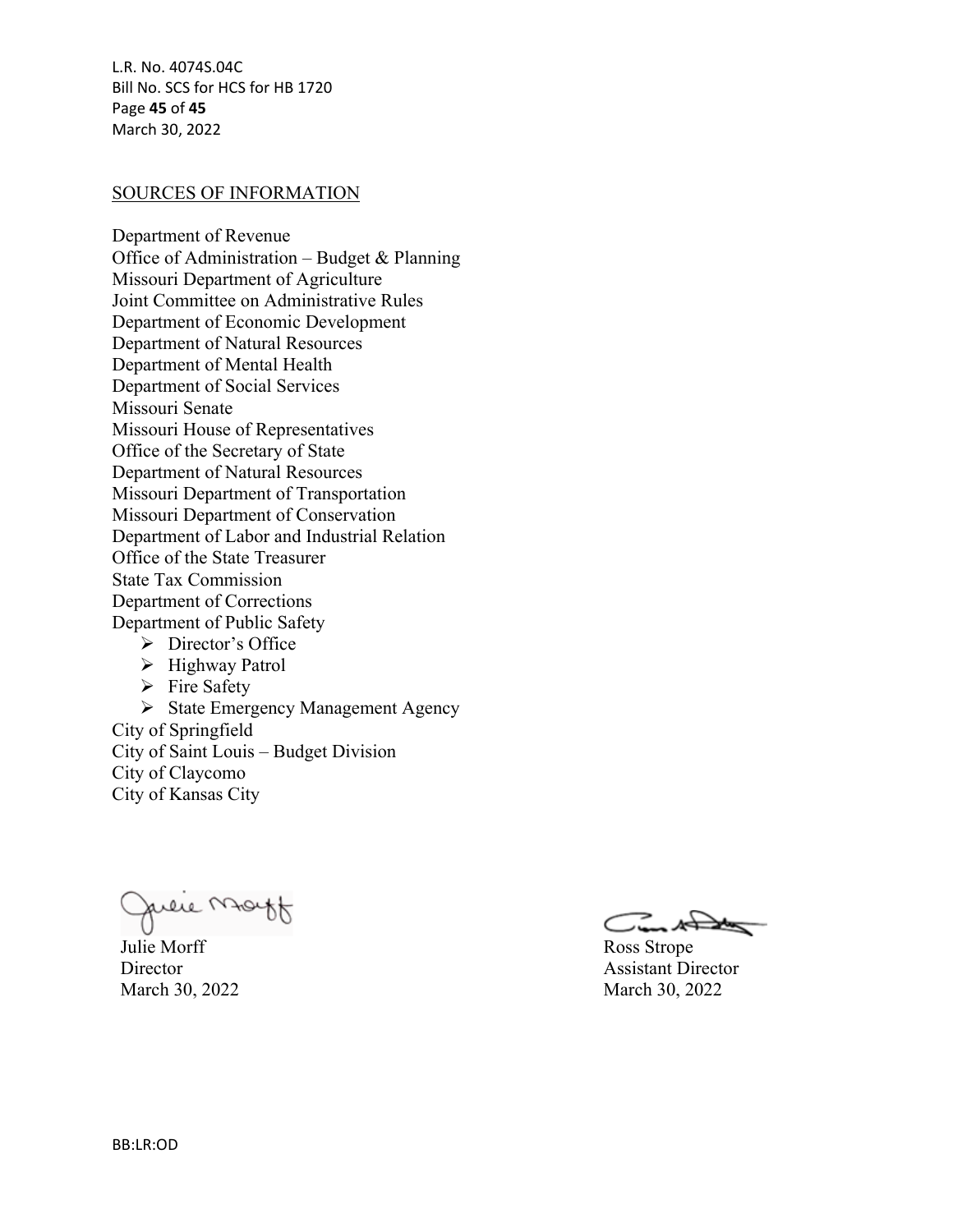SOURCES OF INFORMATION

Department of Revenue
Office of Administration – Budget & Planning
Missouri Department of Agriculture
Joint Committee on Administrative Rules
Department of Economic Development
Department of Natural Resources
Department of Mental Health
Department of Social Services
Missouri Senate
Missouri House of Representatives
Office of the Secretary of State
Department of Natural Resources
Missouri Department of Transportation
Missouri Department of Conservation
Department of Labor and Industrial Relation
Office of the State Treasurer
State Tax Commission
Department of Corrections
Department of Public Safety

- Director's Office
- Highway Patrol
- Fire Safety
- State Emergency Management Agency

City of Springfield
City of Saint Louis – Budget Division
City of Claycomo
City of Kansas City

Julie Morff
Director
March 30, 2022

Ross Strope
Assistant Director
March 30, 2022

BB:LR:OD